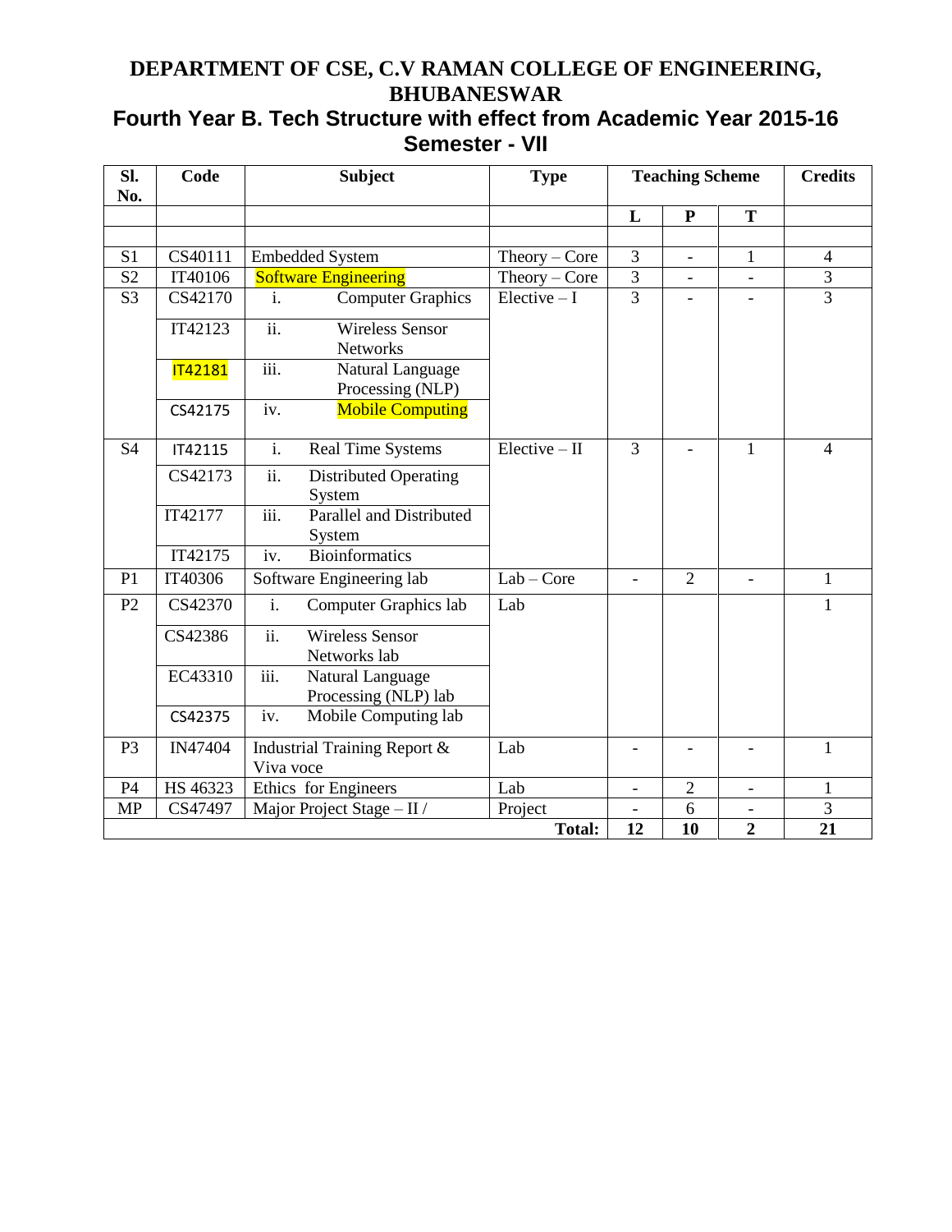# DEPARTMENT OF CSE, C.V RAMAN COLLEGE OF ENGINEERING, BHUBANESWAR

## Fourth Year B. Tech Structure with effect from Academic Year 2015-16

## Semester - VII

| Sl. No. | Code | Subject | Type | Teaching Scheme | | | Credits |
|---|---|---|---|---|---|---|---|
| | | | | L | P | T | |
| | | | | | | | |
| S1 | CS40111 | Embedded System | Theory – Core | 3 | - | 1 | 4 |
| S2 | IT40106 | Software Engineering | Theory – Core | 3 | - | - | 3 |
| S3 | CS42170 | i. Computer Graphics | Elective – I | 3 | - | - | 3 |
| | IT42123 | ii. Wireless Sensor Networks | | | | | |
| | IT42181 | iii. Natural Language Processing (NLP) | | | | | |
| | CS42175 | iv. Mobile Computing | | | | | |
| S4 | IT42115 | i. Real Time Systems | Elective – II | 3 | - | 1 | 4 |
| | CS42173 | ii. Distributed Operating System | | | | | |
| | IT42177 | iii. Parallel and Distributed System | | | | | |
| | IT42175 | iv. Bioinformatics | | | | | |
| P1 | IT40306 | Software Engineering lab | Lab – Core | - | 2 | - | 1 |
| P2 | CS42370 | i. Computer Graphics lab | Lab | | | | 1 |
| | CS42386 | ii. Wireless Sensor Networks lab | | | | | |
| | EC43310 | iii. Natural Language Processing (NLP) lab | | | | | |
| | CS42375 | iv. Mobile Computing lab | | | | | |
| P3 | IN47404 | Industrial Training Report & Viva voce | Lab | - | - | - | 1 |
| P4 | HS 46323 | Ethics for Engineers | Lab | - | 2 | - | 1 |
| MP | CS47497 | Major Project Stage – II / | Project | - | 6 | - | 3 |
| | | | **Total:** | **12** | **10** | **2** | **21** |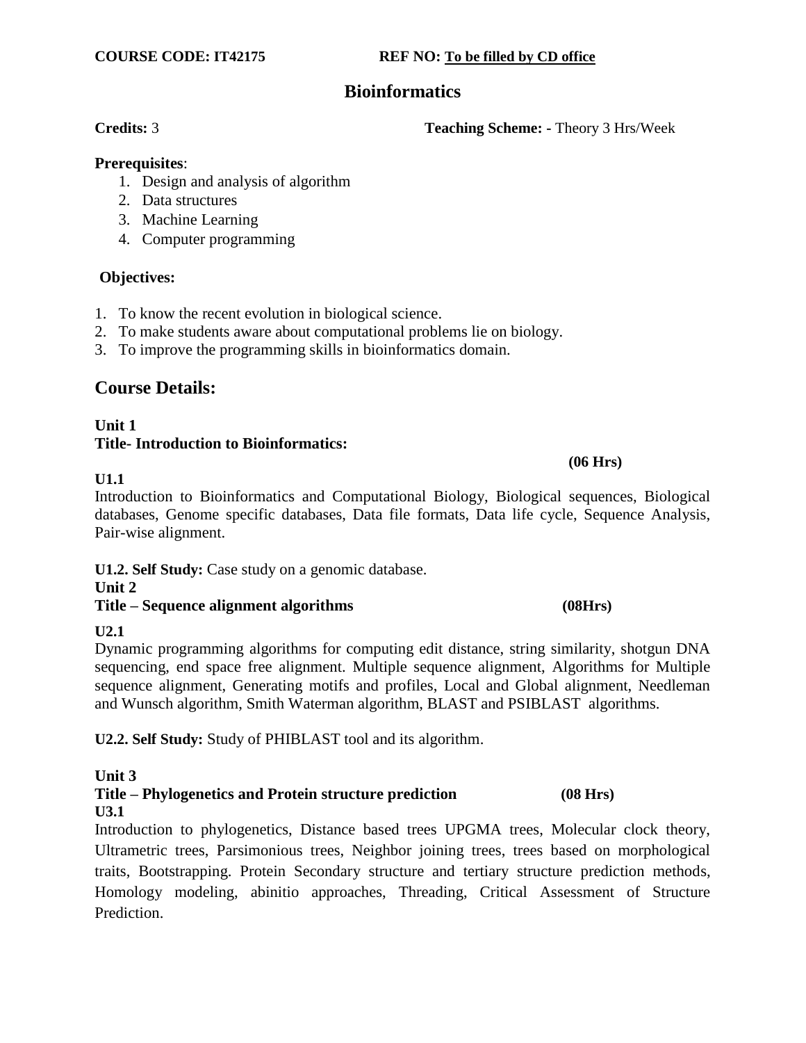**COURSE CODE: IT42175** **REF NO: To be filled by CD office**

# Bioinformatics

**Credits:** 3 **Teaching Scheme: -** Theory 3 Hrs/Week

**Prerequisites**:

1. Design and analysis of algorithm
2. Data structures
3. Machine Learning
4. Computer programming

**Objectives:**

1. To know the recent evolution in biological science.
2. To make students aware about computational problems lie on biology.
3. To improve the programming skills in bioinformatics domain.

## Course Details:

**Unit 1**
**Title- Introduction to Bioinformatics:** **(06 Hrs)**

**U1.1**
Introduction to Bioinformatics and Computational Biology, Biological sequences, Biological databases, Genome specific databases, Data file formats, Data life cycle, Sequence Analysis, Pair-wise alignment.

**U1.2. Self Study:** Case study on a genomic database.

**Unit 2**
**Title – Sequence alignment algorithms** **(08Hrs)**

**U2.1**
Dynamic programming algorithms for computing edit distance, string similarity, shotgun DNA sequencing, end space free alignment. Multiple sequence alignment, Algorithms for Multiple sequence alignment, Generating motifs and profiles, Local and Global alignment, Needleman and Wunsch algorithm, Smith Waterman algorithm, BLAST and PSIBLAST algorithms.

**U2.2. Self Study:** Study of PHIBLAST tool and its algorithm.

**Unit 3**
**Title – Phylogenetics and Protein structure prediction** **(08 Hrs)**

**U3.1**
Introduction to phylogenetics, Distance based trees UPGMA trees, Molecular clock theory, Ultrametric trees, Parsimonious trees, Neighbor joining trees, trees based on morphological traits, Bootstrapping. Protein Secondary structure and tertiary structure prediction methods, Homology modeling, abinitio approaches, Threading, Critical Assessment of Structure Prediction.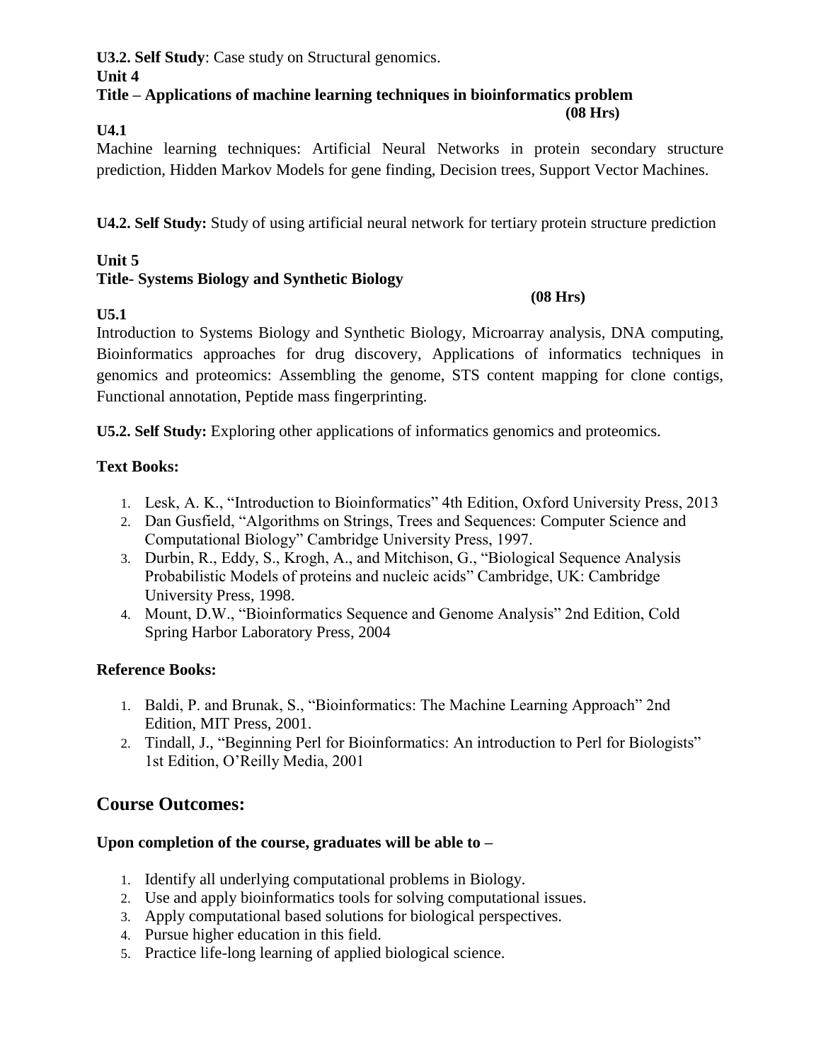**U3.2. Self Study**: Case study on Structural genomics.

**Unit 4**

**Title – Applications of machine learning techniques in bioinformatics problem**

**(08 Hrs)**

**U4.1**

Machine learning techniques: Artificial Neural Networks in protein secondary structure prediction, Hidden Markov Models for gene finding, Decision trees, Support Vector Machines.

**U4.2. Self Study:** Study of using artificial neural network for tertiary protein structure prediction

**Unit 5**

**Title- Systems Biology and Synthetic Biology**

**(08 Hrs)**

**U5.1**

Introduction to Systems Biology and Synthetic Biology, Microarray analysis, DNA computing, Bioinformatics approaches for drug discovery, Applications of informatics techniques in genomics and proteomics: Assembling the genome, STS content mapping for clone contigs, Functional annotation, Peptide mass fingerprinting.

**U5.2. Self Study:** Exploring other applications of informatics genomics and proteomics.

**Text Books:**

1. Lesk, A. K., "Introduction to Bioinformatics" 4th Edition, Oxford University Press, 2013
2. Dan Gusfield, "Algorithms on Strings, Trees and Sequences: Computer Science and Computational Biology" Cambridge University Press, 1997.
3. Durbin, R., Eddy, S., Krogh, A., and Mitchison, G., "Biological Sequence Analysis Probabilistic Models of proteins and nucleic acids" Cambridge, UK: Cambridge University Press, 1998.
4. Mount, D.W., "Bioinformatics Sequence and Genome Analysis" 2nd Edition, Cold Spring Harbor Laboratory Press, 2004

**Reference Books:**

1. Baldi, P. and Brunak, S., "Bioinformatics: The Machine Learning Approach" 2nd Edition, MIT Press, 2001.
2. Tindall, J., "Beginning Perl for Bioinformatics: An introduction to Perl for Biologists" 1st Edition, O'Reilly Media, 2001

## Course Outcomes:

**Upon completion of the course, graduates will be able to –**

1. Identify all underlying computational problems in Biology.
2. Use and apply bioinformatics tools for solving computational issues.
3. Apply computational based solutions for biological perspectives.
4. Pursue higher education in this field.
5. Practice life-long learning of applied biological science.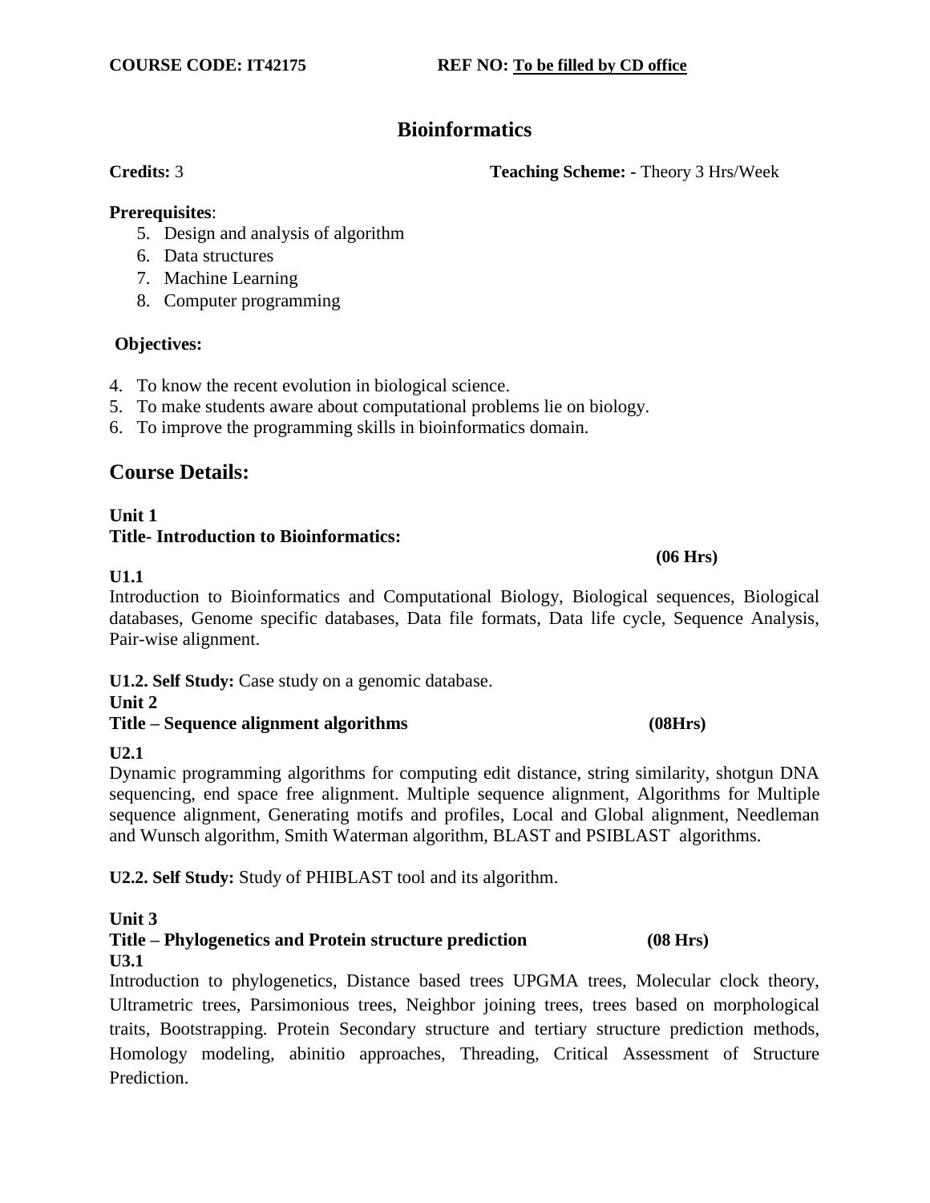**COURSE CODE: IT42175** **REF NO: To be filled by CD office**

# Bioinformatics

**Credits:** 3 **Teaching Scheme: -** Theory 3 Hrs/Week

**Prerequisites**:

5. Design and analysis of algorithm
6. Data structures
7. Machine Learning
8. Computer programming

**Objectives:**

4. To know the recent evolution in biological science.
5. To make students aware about computational problems lie on biology.
6. To improve the programming skills in bioinformatics domain.

## Course Details:

**Unit 1**
**Title- Introduction to Bioinformatics:** **(06 Hrs)**

**U1.1**
Introduction to Bioinformatics and Computational Biology, Biological sequences, Biological databases, Genome specific databases, Data file formats, Data life cycle, Sequence Analysis, Pair-wise alignment.

**U1.2. Self Study:** Case study on a genomic database.

**Unit 2**
**Title – Sequence alignment algorithms** **(08Hrs)**

**U2.1**
Dynamic programming algorithms for computing edit distance, string similarity, shotgun DNA sequencing, end space free alignment. Multiple sequence alignment, Algorithms for Multiple sequence alignment, Generating motifs and profiles, Local and Global alignment, Needleman and Wunsch algorithm, Smith Waterman algorithm, BLAST and PSIBLAST algorithms.

**U2.2. Self Study:** Study of PHIBLAST tool and its algorithm.

**Unit 3**
**Title – Phylogenetics and Protein structure prediction** **(08 Hrs)**

**U3.1**
Introduction to phylogenetics, Distance based trees UPGMA trees, Molecular clock theory, Ultrametric trees, Parsimonious trees, Neighbor joining trees, trees based on morphological traits, Bootstrapping. Protein Secondary structure and tertiary structure prediction methods, Homology modeling, abinitio approaches, Threading, Critical Assessment of Structure Prediction.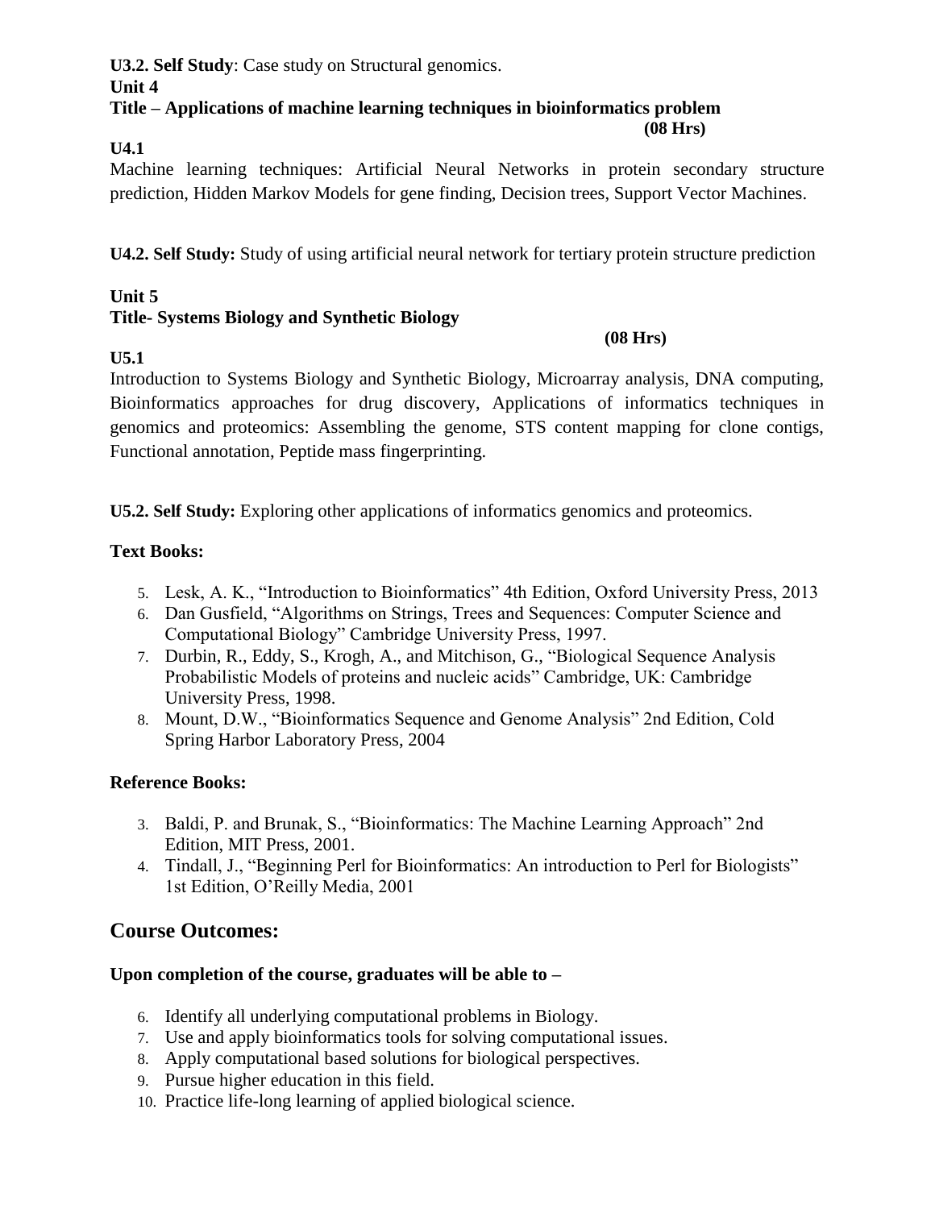**U3.2. Self Study**: Case study on Structural genomics.

**Unit 4**

**Title – Applications of machine learning techniques in bioinformatics problem** **(08 Hrs)**

**U4.1**

Machine learning techniques: Artificial Neural Networks in protein secondary structure prediction, Hidden Markov Models for gene finding, Decision trees, Support Vector Machines.

**U4.2. Self Study:** Study of using artificial neural network for tertiary protein structure prediction

**Unit 5**

**Title- Systems Biology and Synthetic Biology** **(08 Hrs)**

**U5.1**

Introduction to Systems Biology and Synthetic Biology, Microarray analysis, DNA computing, Bioinformatics approaches for drug discovery, Applications of informatics techniques in genomics and proteomics: Assembling the genome, STS content mapping for clone contigs, Functional annotation, Peptide mass fingerprinting.

**U5.2. Self Study:** Exploring other applications of informatics genomics and proteomics.

**Text Books:**

5. Lesk, A. K., "Introduction to Bioinformatics" 4th Edition, Oxford University Press, 2013
6. Dan Gusfield, "Algorithms on Strings, Trees and Sequences: Computer Science and Computational Biology" Cambridge University Press, 1997.
7. Durbin, R., Eddy, S., Krogh, A., and Mitchison, G., "Biological Sequence Analysis Probabilistic Models of proteins and nucleic acids" Cambridge, UK: Cambridge University Press, 1998.
8. Mount, D.W., "Bioinformatics Sequence and Genome Analysis" 2nd Edition, Cold Spring Harbor Laboratory Press, 2004

**Reference Books:**

3. Baldi, P. and Brunak, S., "Bioinformatics: The Machine Learning Approach" 2nd Edition, MIT Press, 2001.
4. Tindall, J., "Beginning Perl for Bioinformatics: An introduction to Perl for Biologists" 1st Edition, O'Reilly Media, 2001

## Course Outcomes:

**Upon completion of the course, graduates will be able to –**

6. Identify all underlying computational problems in Biology.
7. Use and apply bioinformatics tools for solving computational issues.
8. Apply computational based solutions for biological perspectives.
9. Pursue higher education in this field.
10. Practice life-long learning of applied biological science.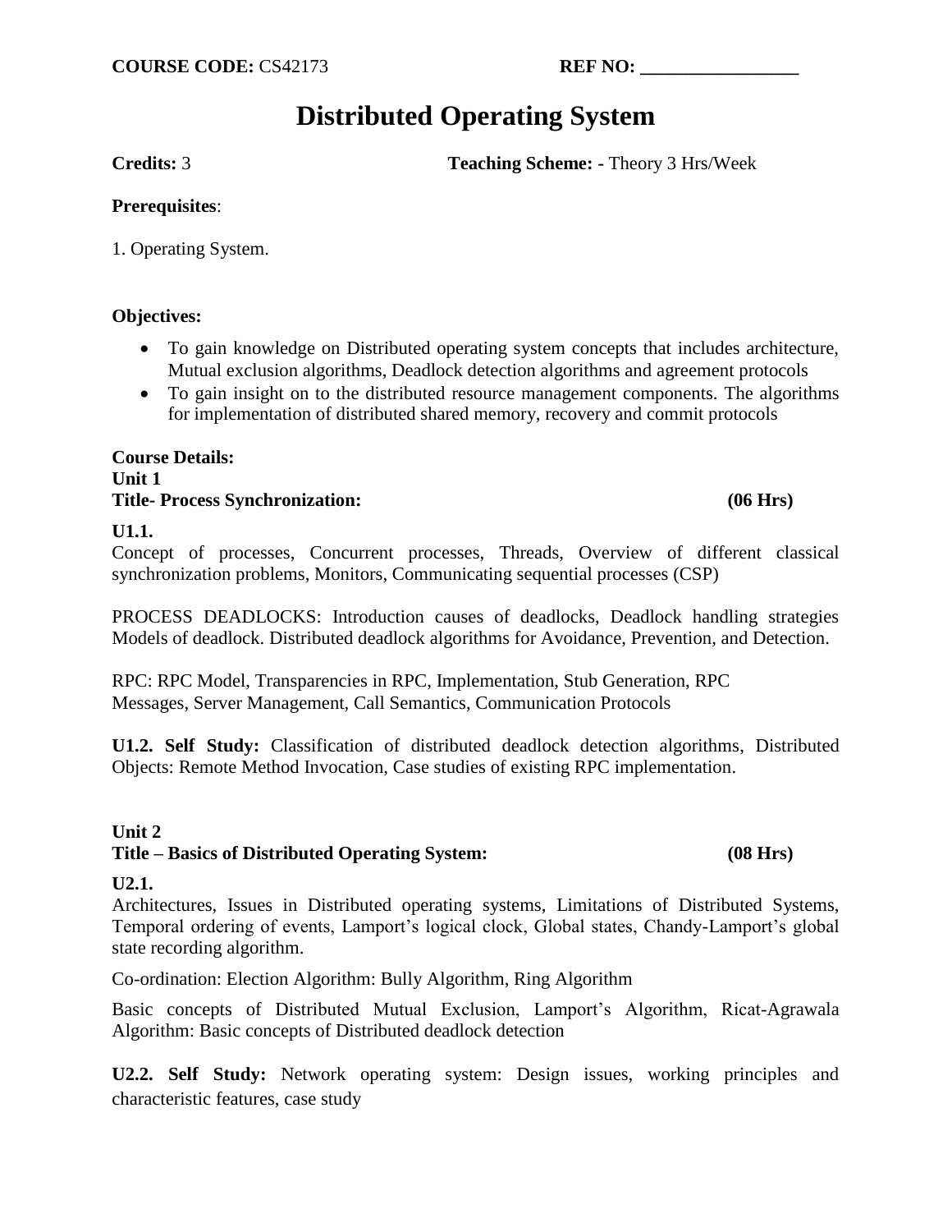**COURSE CODE:** CS42173 **REF NO: ________________**

# Distributed Operating System

**Credits:** 3 **Teaching Scheme: -** Theory 3 Hrs/Week

**Prerequisites**:

1. Operating System.

**Objectives:**

- To gain knowledge on Distributed operating system concepts that includes architecture, Mutual exclusion algorithms, Deadlock detection algorithms and agreement protocols
- To gain insight on to the distributed resource management components. The algorithms for implementation of distributed shared memory, recovery and commit protocols

**Course Details:**

**Unit 1**

**Title- Process Synchronization: (06 Hrs)**

**U1.1.**

Concept of processes, Concurrent processes, Threads, Overview of different classical synchronization problems, Monitors, Communicating sequential processes (CSP)

PROCESS DEADLOCKS: Introduction causes of deadlocks, Deadlock handling strategies Models of deadlock. Distributed deadlock algorithms for Avoidance, Prevention, and Detection.

RPC: RPC Model, Transparencies in RPC, Implementation, Stub Generation, RPC Messages, Server Management, Call Semantics, Communication Protocols

**U1.2. Self Study:** Classification of distributed deadlock detection algorithms, Distributed Objects: Remote Method Invocation, Case studies of existing RPC implementation.

**Unit 2**

**Title – Basics of Distributed Operating System: (08 Hrs)**

**U2.1.**

Architectures, Issues in Distributed operating systems, Limitations of Distributed Systems, Temporal ordering of events, Lamport's logical clock, Global states, Chandy-Lamport's global state recording algorithm.

Co-ordination: Election Algorithm: Bully Algorithm, Ring Algorithm

Basic concepts of Distributed Mutual Exclusion, Lamport's Algorithm, Ricat-Agrawala Algorithm: Basic concepts of Distributed deadlock detection

**U2.2. Self Study:** Network operating system: Design issues, working principles and characteristic features, case study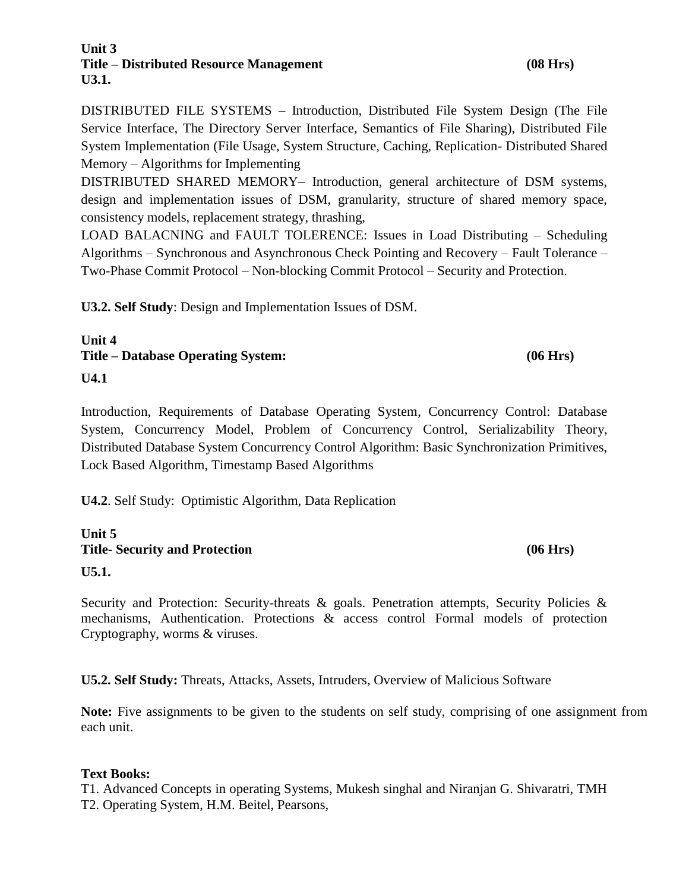**Unit 3**
**Title – Distributed Resource Management (08 Hrs)**
**U3.1.**

DISTRIBUTED FILE SYSTEMS – Introduction, Distributed File System Design (The File Service Interface, The Directory Server Interface, Semantics of File Sharing), Distributed File System Implementation (File Usage, System Structure, Caching, Replication- Distributed Shared Memory – Algorithms for Implementing

DISTRIBUTED SHARED MEMORY– Introduction, general architecture of DSM systems, design and implementation issues of DSM, granularity, structure of shared memory space, consistency models, replacement strategy, thrashing,

LOAD BALACNING and FAULT TOLERENCE: Issues in Load Distributing – Scheduling Algorithms – Synchronous and Asynchronous Check Pointing and Recovery – Fault Tolerance – Two-Phase Commit Protocol – Non-blocking Commit Protocol – Security and Protection.

**U3.2. Self Study**: Design and Implementation Issues of DSM.

**Unit 4**
**Title – Database Operating System: (06 Hrs)**

**U4.1**

Introduction, Requirements of Database Operating System, Concurrency Control: Database System, Concurrency Model, Problem of Concurrency Control, Serializability Theory, Distributed Database System Concurrency Control Algorithm: Basic Synchronization Primitives, Lock Based Algorithm, Timestamp Based Algorithms

**U4.2**. Self Study: Optimistic Algorithm, Data Replication

**Unit 5**
**Title- Security and Protection (06 Hrs)**

**U5.1.**

Security and Protection: Security-threats & goals. Penetration attempts, Security Policies & mechanisms, Authentication. Protections & access control Formal models of protection Cryptography, worms & viruses.

**U5.2. Self Study:** Threats, Attacks, Assets, Intruders, Overview of Malicious Software

**Note:** Five assignments to be given to the students on self study, comprising of one assignment from each unit.

**Text Books:**

T1. Advanced Concepts in operating Systems, Mukesh singhal and Niranjan G. Shivaratri, TMH
T2. Operating System, H.M. Beitel, Pearsons,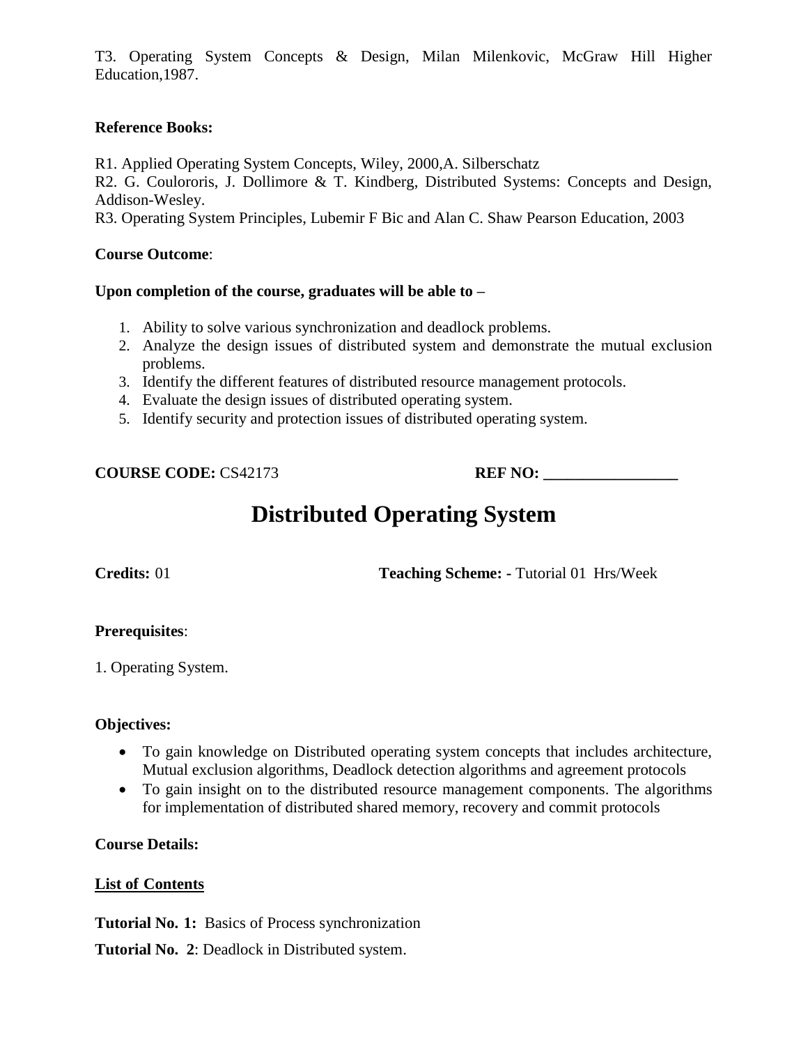T3. Operating System Concepts & Design, Milan Milenkovic, McGraw Hill Higher Education,1987.

**Reference Books:**

R1. Applied Operating System Concepts, Wiley, 2000,A. Silberschatz

R2. G. Coulororis, J. Dollimore & T. Kindberg, Distributed Systems: Concepts and Design, Addison-Wesley.

R3. Operating System Principles, Lubemir F Bic and Alan C. Shaw Pearson Education, 2003

**Course Outcome**:

**Upon completion of the course, graduates will be able to –**

1. Ability to solve various synchronization and deadlock problems.
2. Analyze the design issues of distributed system and demonstrate the mutual exclusion problems.
3. Identify the different features of distributed resource management protocols.
4. Evaluate the design issues of distributed operating system.
5. Identify security and protection issues of distributed operating system.

**COURSE CODE:** CS42173 **REF NO: _________________**

# Distributed Operating System

**Credits:** 01 **Teaching Scheme: -** Tutorial 01 Hrs/Week

**Prerequisites**:

1. Operating System.

**Objectives:**

- To gain knowledge on Distributed operating system concepts that includes architecture, Mutual exclusion algorithms, Deadlock detection algorithms and agreement protocols
- To gain insight on to the distributed resource management components. The algorithms for implementation of distributed shared memory, recovery and commit protocols

**Course Details:**

**List of Contents**

**Tutorial No. 1:** Basics of Process synchronization

**Tutorial No. 2**: Deadlock in Distributed system.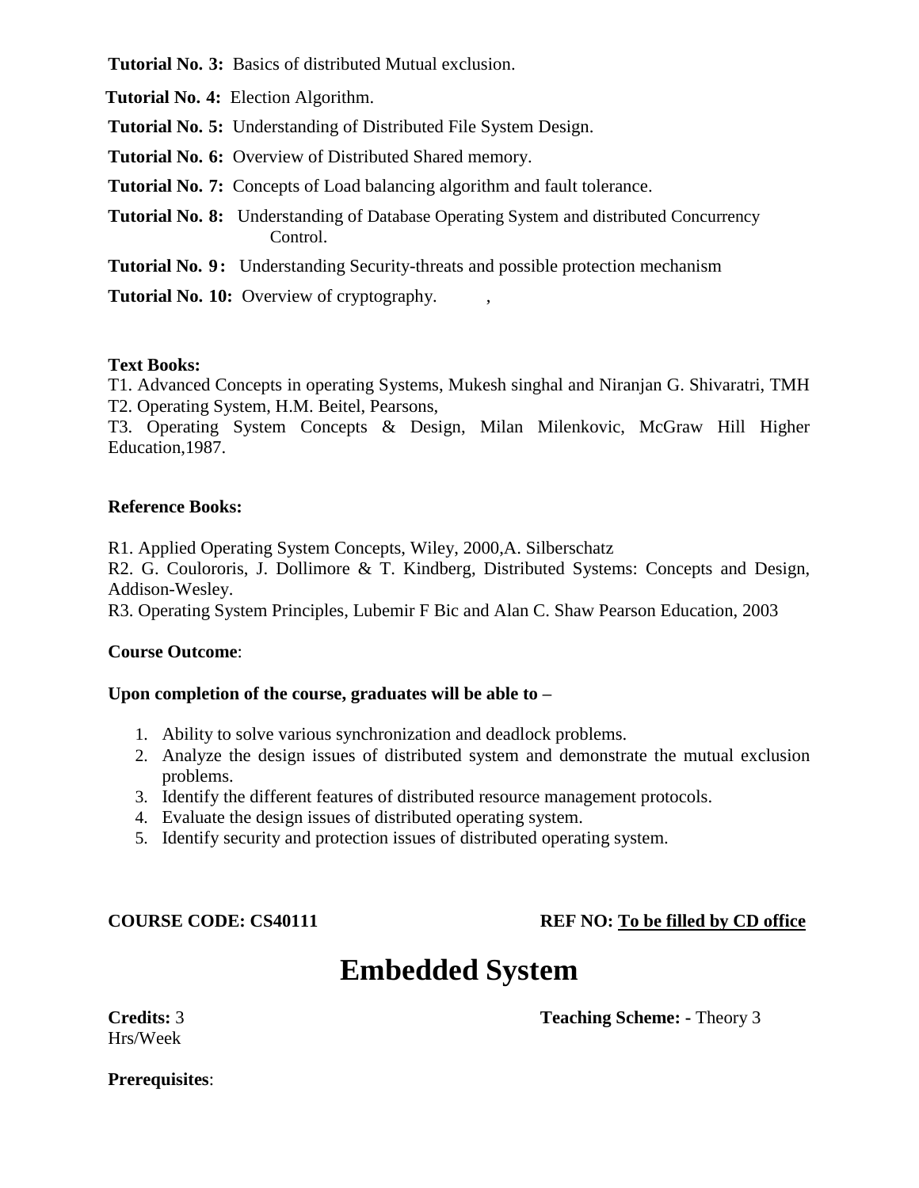**Tutorial No. 3:** Basics of distributed Mutual exclusion.

**Tutorial No. 4:** Election Algorithm.

**Tutorial No. 5:** Understanding of Distributed File System Design.

**Tutorial No. 6:** Overview of Distributed Shared memory.

**Tutorial No. 7:** Concepts of Load balancing algorithm and fault tolerance.

**Tutorial No. 8:** Understanding of Database Operating System and distributed Concurrency Control.

**Tutorial No. 9:** Understanding Security-threats and possible protection mechanism

**Tutorial No. 10:** Overview of cryptography. ,

**Text Books:**

T1. Advanced Concepts in operating Systems, Mukesh singhal and Niranjan G. Shivaratri, TMH
T2. Operating System, H.M. Beitel, Pearsons,
T3. Operating System Concepts & Design, Milan Milenkovic, McGraw Hill Higher Education,1987.

**Reference Books:**

R1. Applied Operating System Concepts, Wiley, 2000,A. Silberschatz
R2. G. Coulororis, J. Dollimore & T. Kindberg, Distributed Systems: Concepts and Design, Addison-Wesley.
R3. Operating System Principles, Lubemir F Bic and Alan C. Shaw Pearson Education, 2003

**Course Outcome**:

**Upon completion of the course, graduates will be able to –**

1. Ability to solve various synchronization and deadlock problems.
2. Analyze the design issues of distributed system and demonstrate the mutual exclusion problems.
3. Identify the different features of distributed resource management protocols.
4. Evaluate the design issues of distributed operating system.
5. Identify security and protection issues of distributed operating system.

**COURSE CODE: CS40111** **REF NO: To be filled by CD office**

# Embedded System

**Credits:** 3 **Teaching Scheme: -** Theory 3 Hrs/Week

**Prerequisites**: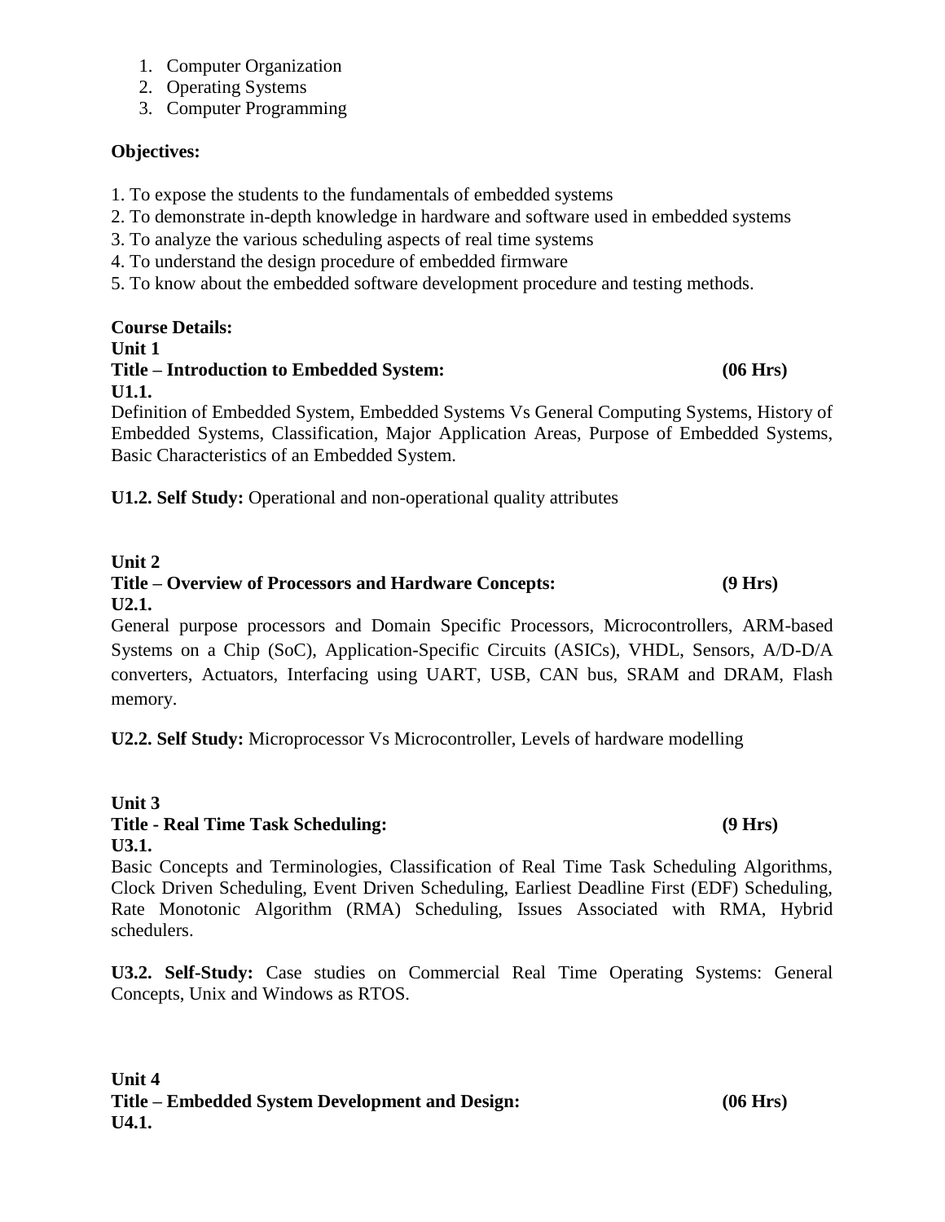1. Computer Organization
2. Operating Systems
3. Computer Programming

**Objectives:**

1. To expose the students to the fundamentals of embedded systems
2. To demonstrate in-depth knowledge in hardware and software used in embedded systems
3. To analyze the various scheduling aspects of real time systems
4. To understand the design procedure of embedded firmware
5. To know about the embedded software development procedure and testing methods.

**Course Details:**

**Unit 1**

**Title – Introduction to Embedded System: (06 Hrs)**

**U1.1.**

Definition of Embedded System, Embedded Systems Vs General Computing Systems, History of Embedded Systems, Classification, Major Application Areas, Purpose of Embedded Systems, Basic Characteristics of an Embedded System.

**U1.2. Self Study:** Operational and non-operational quality attributes

**Unit 2**

**Title – Overview of Processors and Hardware Concepts: (9 Hrs)**

**U2.1.**

General purpose processors and Domain Specific Processors, Microcontrollers, ARM-based Systems on a Chip (SoC), Application-Specific Circuits (ASICs), VHDL, Sensors, A/D-D/A converters, Actuators, Interfacing using UART, USB, CAN bus, SRAM and DRAM, Flash memory.

**U2.2. Self Study:** Microprocessor Vs Microcontroller, Levels of hardware modelling

**Unit 3**

**Title - Real Time Task Scheduling: (9 Hrs)**

**U3.1.**

Basic Concepts and Terminologies, Classification of Real Time Task Scheduling Algorithms, Clock Driven Scheduling, Event Driven Scheduling, Earliest Deadline First (EDF) Scheduling, Rate Monotonic Algorithm (RMA) Scheduling, Issues Associated with RMA, Hybrid schedulers.

**U3.2. Self-Study:** Case studies on Commercial Real Time Operating Systems: General Concepts, Unix and Windows as RTOS.

**Unit 4**

**Title – Embedded System Development and Design: (06 Hrs)**

**U4.1.**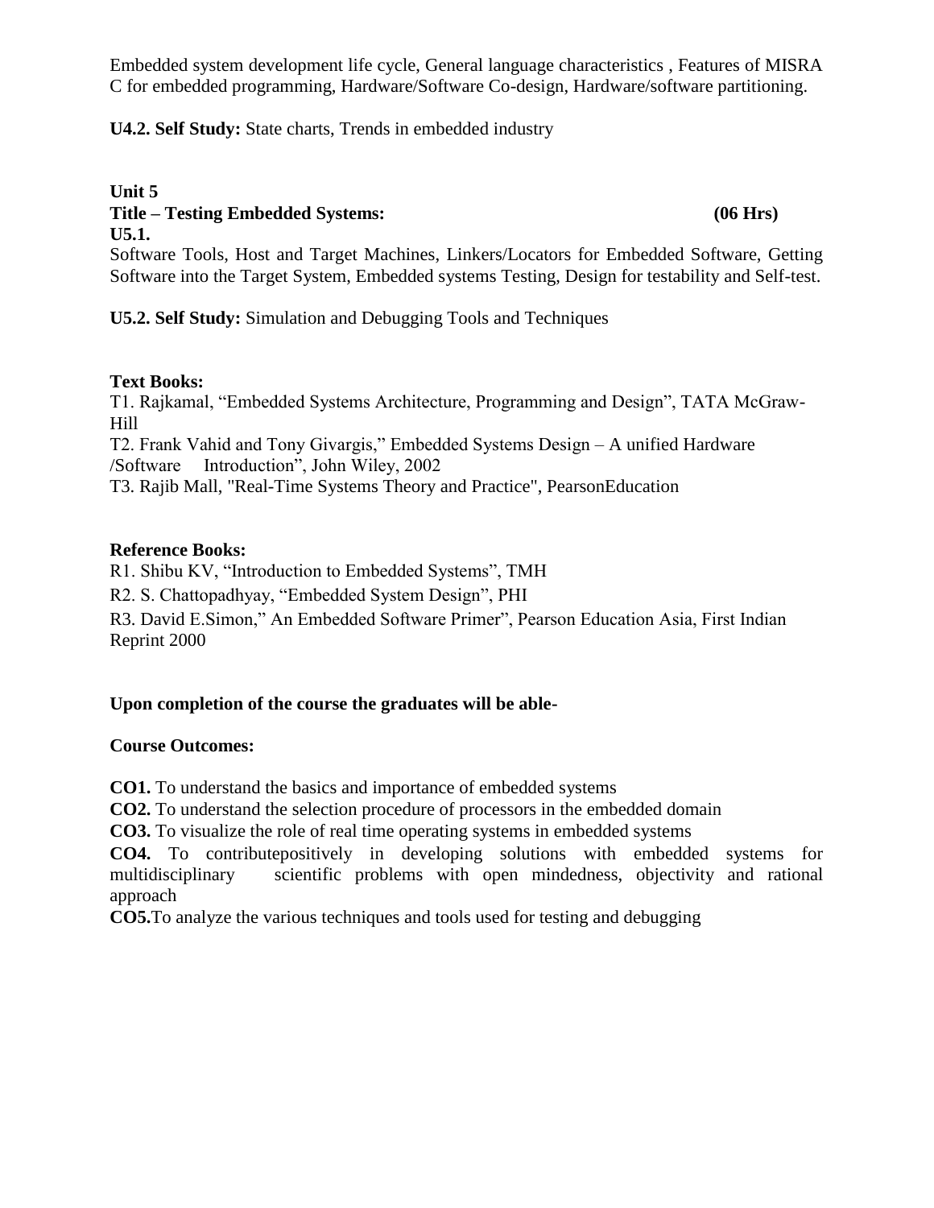Embedded system development life cycle, General language characteristics , Features of MISRA C for embedded programming, Hardware/Software Co-design, Hardware/software partitioning.

**U4.2. Self Study:** State charts, Trends in embedded industry

**Unit 5**
**Title – Testing Embedded Systems: (06 Hrs)**
**U5.1.**
Software Tools, Host and Target Machines, Linkers/Locators for Embedded Software, Getting Software into the Target System, Embedded systems Testing, Design for testability and Self-test.

**U5.2. Self Study:** Simulation and Debugging Tools and Techniques

**Text Books:**

T1. Rajkamal, "Embedded Systems Architecture, Programming and Design", TATA McGraw-Hill

T2. Frank Vahid and Tony Givargis," Embedded Systems Design – A unified Hardware /Software Introduction", John Wiley, 2002

T3. Rajib Mall, "Real-Time Systems Theory and Practice", PearsonEducation

**Reference Books:**

R1. Shibu KV, "Introduction to Embedded Systems", TMH

R2. S. Chattopadhyay, "Embedded System Design", PHI

R3. David E.Simon," An Embedded Software Primer", Pearson Education Asia, First Indian Reprint 2000

**Upon completion of the course the graduates will be able-**

**Course Outcomes:**

**CO1.** To understand the basics and importance of embedded systems
**CO2.** To understand the selection procedure of processors in the embedded domain
**CO3.** To visualize the role of real time operating systems in embedded systems
**CO4.** To contributepositively in developing solutions with embedded systems for multidisciplinary scientific problems with open mindedness, objectivity and rational approach
**CO5.**To analyze the various techniques and tools used for testing and debugging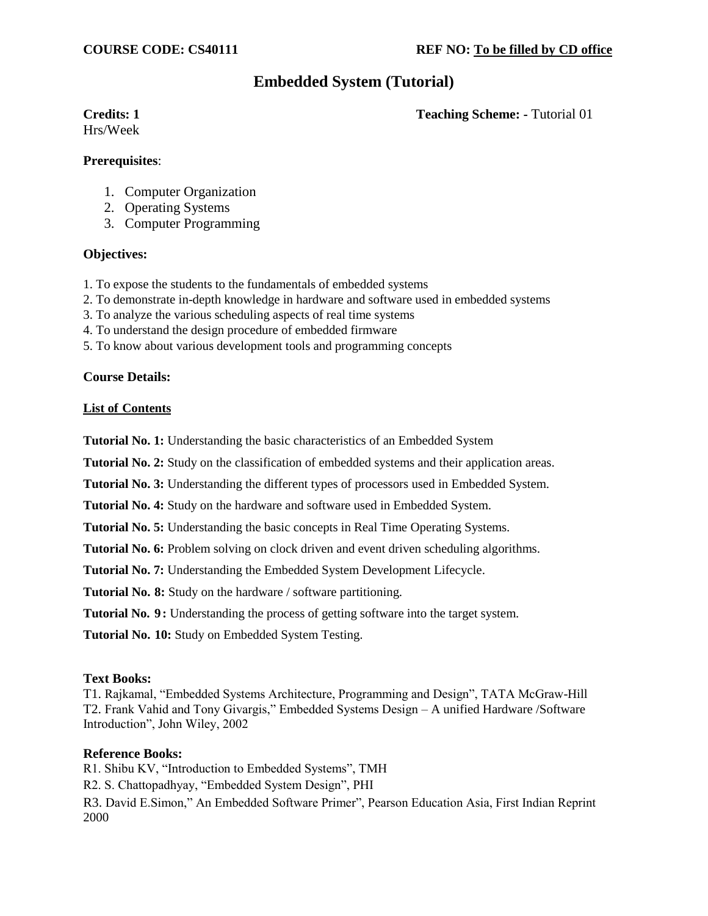**COURSE CODE: CS40111** **REF NO: To be filled by CD office**

# Embedded System (Tutorial)

**Credits: 1** **Teaching Scheme: -** Tutorial 01 Hrs/Week

**Prerequisites**:

1. Computer Organization
2. Operating Systems
3. Computer Programming

**Objectives:**

1. To expose the students to the fundamentals of embedded systems
2. To demonstrate in-depth knowledge in hardware and software used in embedded systems
3. To analyze the various scheduling aspects of real time systems
4. To understand the design procedure of embedded firmware
5. To know about various development tools and programming concepts

**Course Details:**

**List of Contents**

**Tutorial No. 1:** Understanding the basic characteristics of an Embedded System

**Tutorial No. 2:** Study on the classification of embedded systems and their application areas.

**Tutorial No. 3:** Understanding the different types of processors used in Embedded System.

**Tutorial No. 4:** Study on the hardware and software used in Embedded System.

**Tutorial No. 5:** Understanding the basic concepts in Real Time Operating Systems.

**Tutorial No. 6:** Problem solving on clock driven and event driven scheduling algorithms.

**Tutorial No. 7:** Understanding the Embedded System Development Lifecycle.

**Tutorial No. 8:** Study on the hardware / software partitioning.

**Tutorial No. 9 :** Understanding the process of getting software into the target system.

**Tutorial No. 10:** Study on Embedded System Testing.

**Text Books:**

T1. Rajkamal, "Embedded Systems Architecture, Programming and Design", TATA McGraw-Hill
T2. Frank Vahid and Tony Givargis," Embedded Systems Design – A unified Hardware /Software Introduction", John Wiley, 2002

**Reference Books:**

R1. Shibu KV, "Introduction to Embedded Systems", TMH

R2. S. Chattopadhyay, "Embedded System Design", PHI

R3. David E.Simon," An Embedded Software Primer", Pearson Education Asia, First Indian Reprint 2000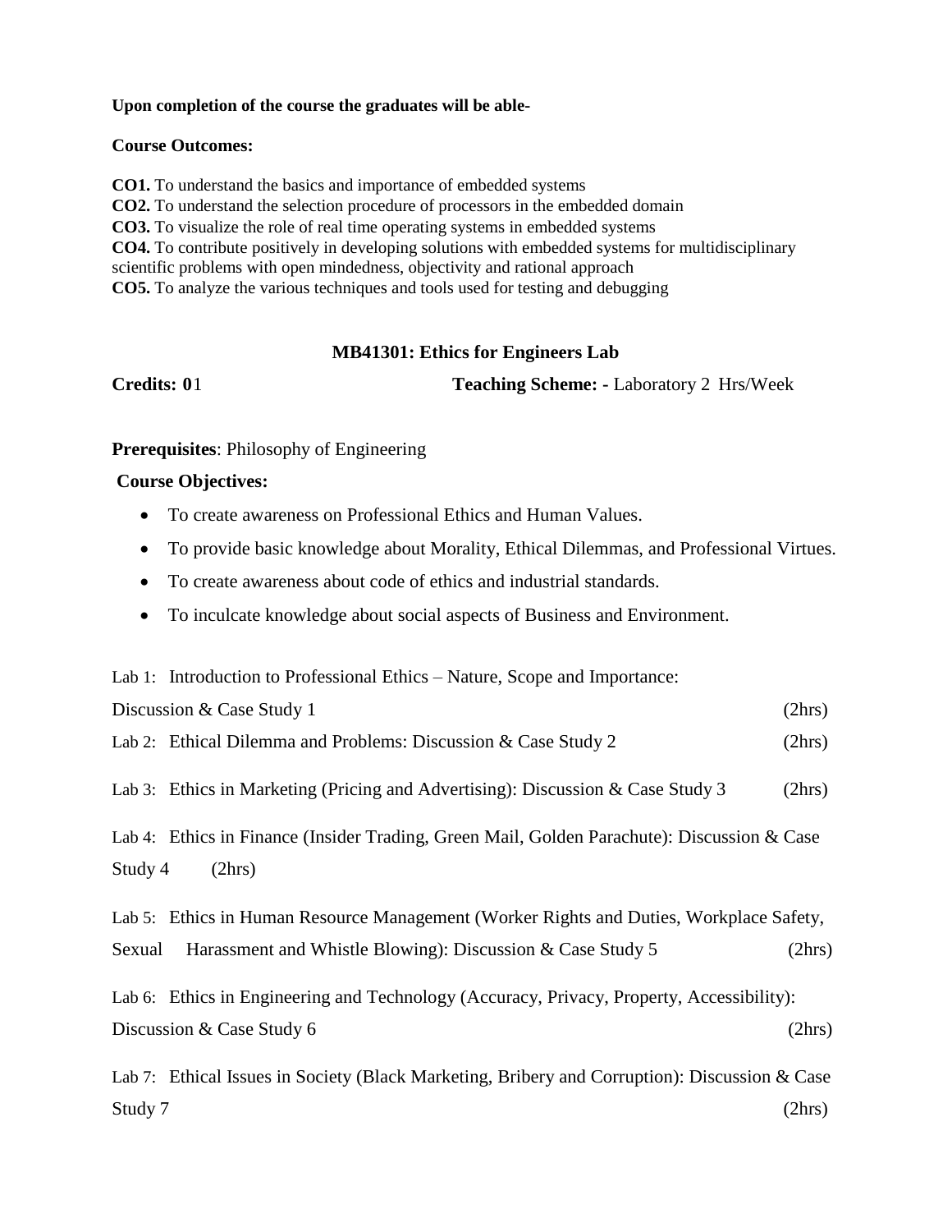**Upon completion of the course the graduates will be able-**

**Course Outcomes:**

**CO1.** To understand the basics and importance of embedded systems
**CO2.** To understand the selection procedure of processors in the embedded domain
**CO3.** To visualize the role of real time operating systems in embedded systems
**CO4.** To contribute positively in developing solutions with embedded systems for multidisciplinary scientific problems with open mindedness, objectivity and rational approach
**CO5.** To analyze the various techniques and tools used for testing and debugging

## MB41301: Ethics for Engineers Lab

**Credits: 0**1 **Teaching Scheme: -** Laboratory 2 Hrs/Week

**Prerequisites**: Philosophy of Engineering

**Course Objectives:**

- To create awareness on Professional Ethics and Human Values.
- To provide basic knowledge about Morality, Ethical Dilemmas, and Professional Virtues.
- To create awareness about code of ethics and industrial standards.
- To inculcate knowledge about social aspects of Business and Environment.

Lab 1: Introduction to Professional Ethics – Nature, Scope and Importance: Discussion & Case Study 1 (2hrs)

Lab 2: Ethical Dilemma and Problems: Discussion & Case Study 2 (2hrs)

Lab 3: Ethics in Marketing (Pricing and Advertising): Discussion & Case Study 3 (2hrs)

Lab 4: Ethics in Finance (Insider Trading, Green Mail, Golden Parachute): Discussion & Case Study 4 (2hrs)

Lab 5: Ethics in Human Resource Management (Worker Rights and Duties, Workplace Safety, Sexual Harassment and Whistle Blowing): Discussion & Case Study 5 (2hrs)

Lab 6: Ethics in Engineering and Technology (Accuracy, Privacy, Property, Accessibility): Discussion & Case Study 6 (2hrs)

Lab 7: Ethical Issues in Society (Black Marketing, Bribery and Corruption): Discussion & Case Study 7 (2hrs)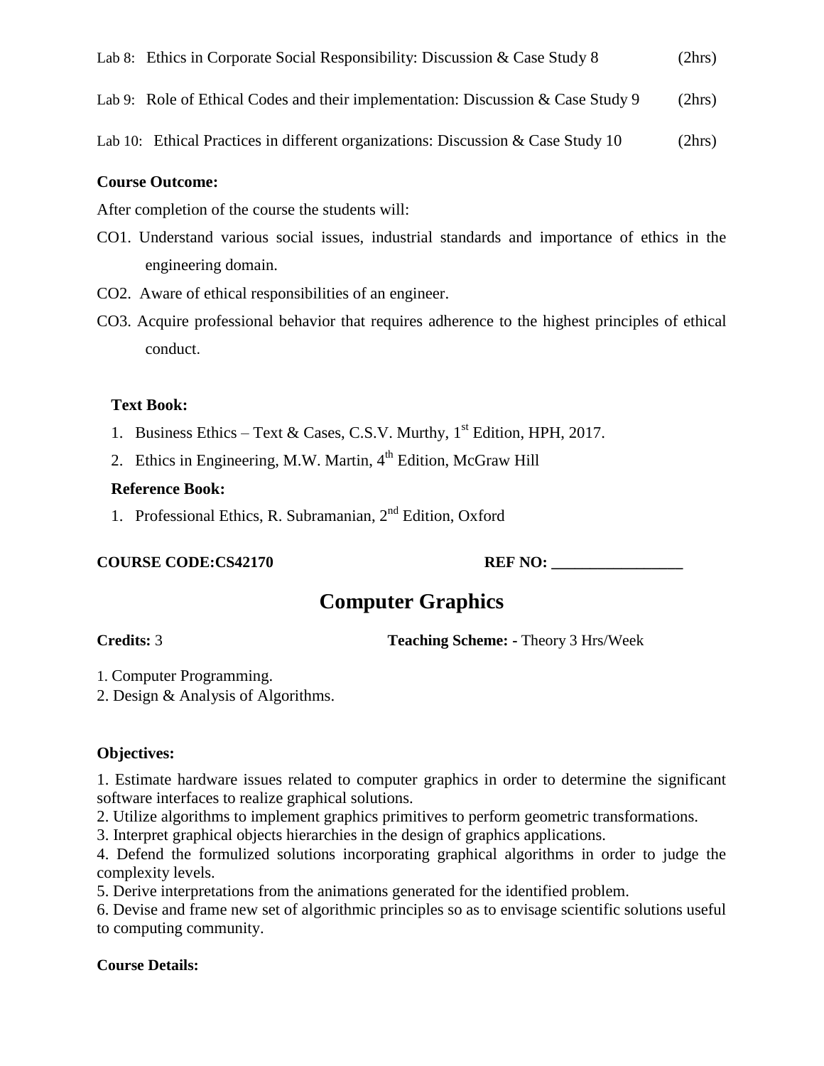Lab 8: Ethics in Corporate Social Responsibility: Discussion & Case Study 8 (2hrs)

Lab 9: Role of Ethical Codes and their implementation: Discussion & Case Study 9 (2hrs)

Lab 10: Ethical Practices in different organizations: Discussion & Case Study 10 (2hrs)

**Course Outcome:**

After completion of the course the students will:

CO1. Understand various social issues, industrial standards and importance of ethics in the engineering domain.

CO2. Aware of ethical responsibilities of an engineer.

CO3. Acquire professional behavior that requires adherence to the highest principles of ethical conduct.

**Text Book:**

1. Business Ethics – Text & Cases, C.S.V. Murthy, 1st Edition, HPH, 2017.
2. Ethics in Engineering, M.W. Martin, 4th Edition, McGraw Hill

**Reference Book:**

1. Professional Ethics, R. Subramanian, 2nd Edition, Oxford

**COURSE CODE:CS42170** **REF NO: _________________**

# Computer Graphics

**Credits:** 3 **Teaching Scheme: -** Theory 3 Hrs/Week

1. Computer Programming.
2. Design & Analysis of Algorithms.

**Objectives:**

1. Estimate hardware issues related to computer graphics in order to determine the significant software interfaces to realize graphical solutions.
2. Utilize algorithms to implement graphics primitives to perform geometric transformations.
3. Interpret graphical objects hierarchies in the design of graphics applications.
4. Defend the formulized solutions incorporating graphical algorithms in order to judge the complexity levels.
5. Derive interpretations from the animations generated for the identified problem.
6. Devise and frame new set of algorithmic principles so as to envisage scientific solutions useful to computing community.

**Course Details:**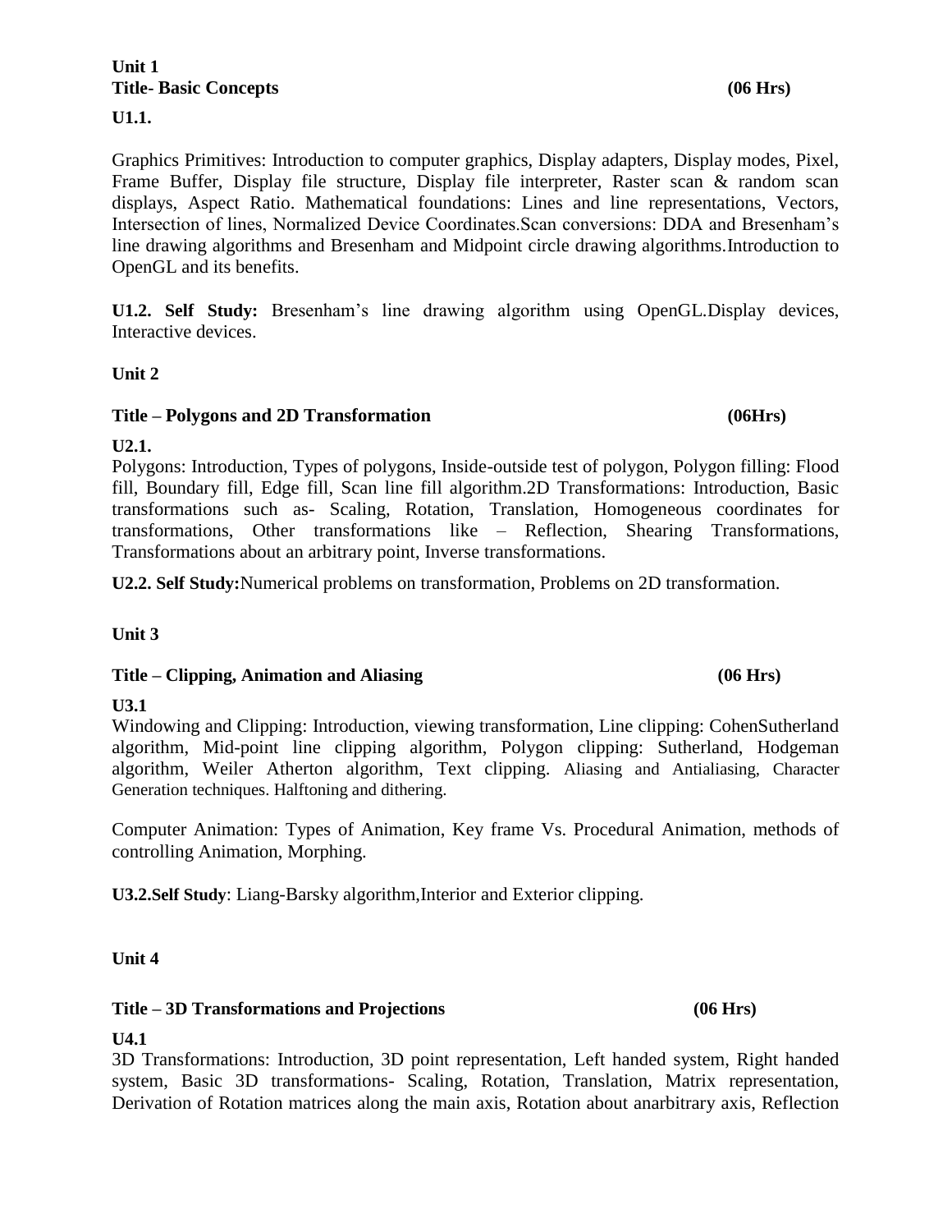**Unit 1**
**Title- Basic Concepts (06 Hrs)**

**U1.1.**

Graphics Primitives: Introduction to computer graphics, Display adapters, Display modes, Pixel, Frame Buffer, Display file structure, Display file interpreter, Raster scan & random scan displays, Aspect Ratio. Mathematical foundations: Lines and line representations, Vectors, Intersection of lines, Normalized Device Coordinates.Scan conversions: DDA and Bresenham's line drawing algorithms and Bresenham and Midpoint circle drawing algorithms.Introduction to OpenGL and its benefits.

**U1.2. Self Study:** Bresenham's line drawing algorithm using OpenGL.Display devices, Interactive devices.

**Unit 2**

**Title – Polygons and 2D Transformation (06Hrs)**

**U2.1.**

Polygons: Introduction, Types of polygons, Inside-outside test of polygon, Polygon filling: Flood fill, Boundary fill, Edge fill, Scan line fill algorithm.2D Transformations: Introduction, Basic transformations such as- Scaling, Rotation, Translation, Homogeneous coordinates for transformations, Other transformations like – Reflection, Shearing Transformations, Transformations about an arbitrary point, Inverse transformations.

**U2.2. Self Study:**Numerical problems on transformation, Problems on 2D transformation.

**Unit 3**

**Title – Clipping, Animation and Aliasing (06 Hrs)**

**U3.1**

Windowing and Clipping: Introduction, viewing transformation, Line clipping: CohenSutherland algorithm, Mid-point line clipping algorithm, Polygon clipping: Sutherland, Hodgeman algorithm, Weiler Atherton algorithm, Text clipping. Aliasing and Antialiasing, Character Generation techniques. Halftoning and dithering.

Computer Animation: Types of Animation, Key frame Vs. Procedural Animation, methods of controlling Animation, Morphing.

**U3.2.Self Study**: Liang-Barsky algorithm,Interior and Exterior clipping.

**Unit 4**

**Title – 3D Transformations and Projections (06 Hrs)**

**U4.1**

3D Transformations: Introduction, 3D point representation, Left handed system, Right handed system, Basic 3D transformations- Scaling, Rotation, Translation, Matrix representation, Derivation of Rotation matrices along the main axis, Rotation about anarbitrary axis, Reflection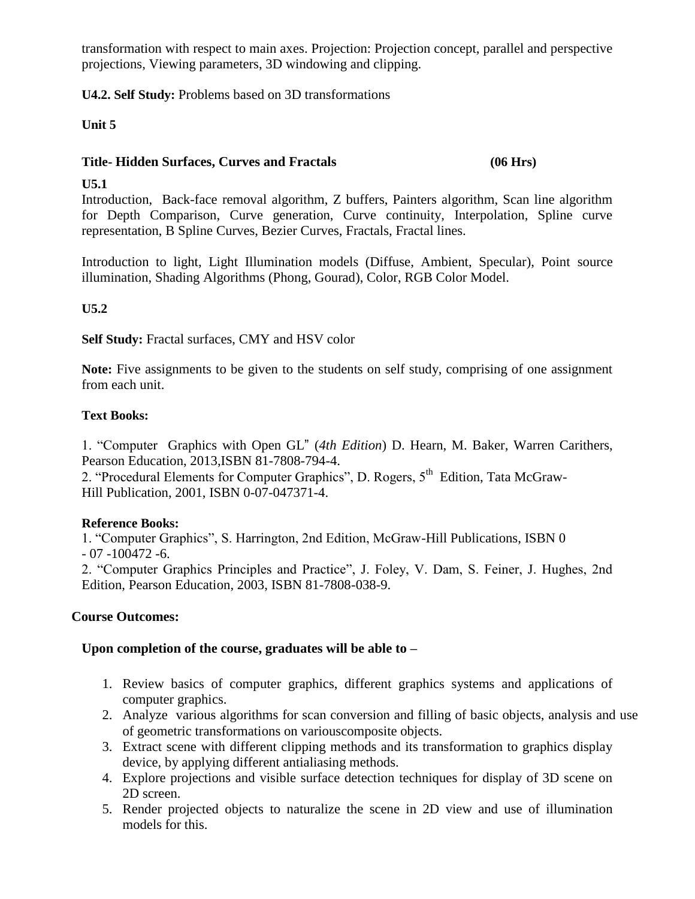transformation with respect to main axes. Projection: Projection concept, parallel and perspective projections, Viewing parameters, 3D windowing and clipping.

**U4.2. Self Study:** Problems based on 3D transformations

**Unit 5**

**Title- Hidden Surfaces, Curves and Fractals (06 Hrs)**

**U5.1**

Introduction, Back-face removal algorithm, Z buffers, Painters algorithm, Scan line algorithm for Depth Comparison, Curve generation, Curve continuity, Interpolation, Spline curve representation, B Spline Curves, Bezier Curves, Fractals, Fractal lines.

Introduction to light, Light Illumination models (Diffuse, Ambient, Specular), Point source illumination, Shading Algorithms (Phong, Gourad), Color, RGB Color Model.

**U5.2**

**Self Study:** Fractal surfaces, CMY and HSV color

**Note:** Five assignments to be given to the students on self study, comprising of one assignment from each unit.

**Text Books:**

1. "Computer Graphics with Open GL" (*4th Edition*) D. Hearn, M. Baker, Warren Carithers, Pearson Education, 2013,ISBN 81-7808-794-4.
2. "Procedural Elements for Computer Graphics", D. Rogers, 5th Edition, Tata McGraw-Hill Publication, 2001, ISBN 0-07-047371-4.

**Reference Books:**

1. "Computer Graphics", S. Harrington, 2nd Edition, McGraw-Hill Publications, ISBN 0 - 07 -100472 -6.
2. "Computer Graphics Principles and Practice", J. Foley, V. Dam, S. Feiner, J. Hughes, 2nd Edition, Pearson Education, 2003, ISBN 81-7808-038-9.

**Course Outcomes:**

**Upon completion of the course, graduates will be able to –**

1. Review basics of computer graphics, different graphics systems and applications of computer graphics.
2. Analyze various algorithms for scan conversion and filling of basic objects, analysis and use of geometric transformations on variouscomposite objects.
3. Extract scene with different clipping methods and its transformation to graphics display device, by applying different antialiasing methods.
4. Explore projections and visible surface detection techniques for display of 3D scene on 2D screen.
5. Render projected objects to naturalize the scene in 2D view and use of illumination models for this.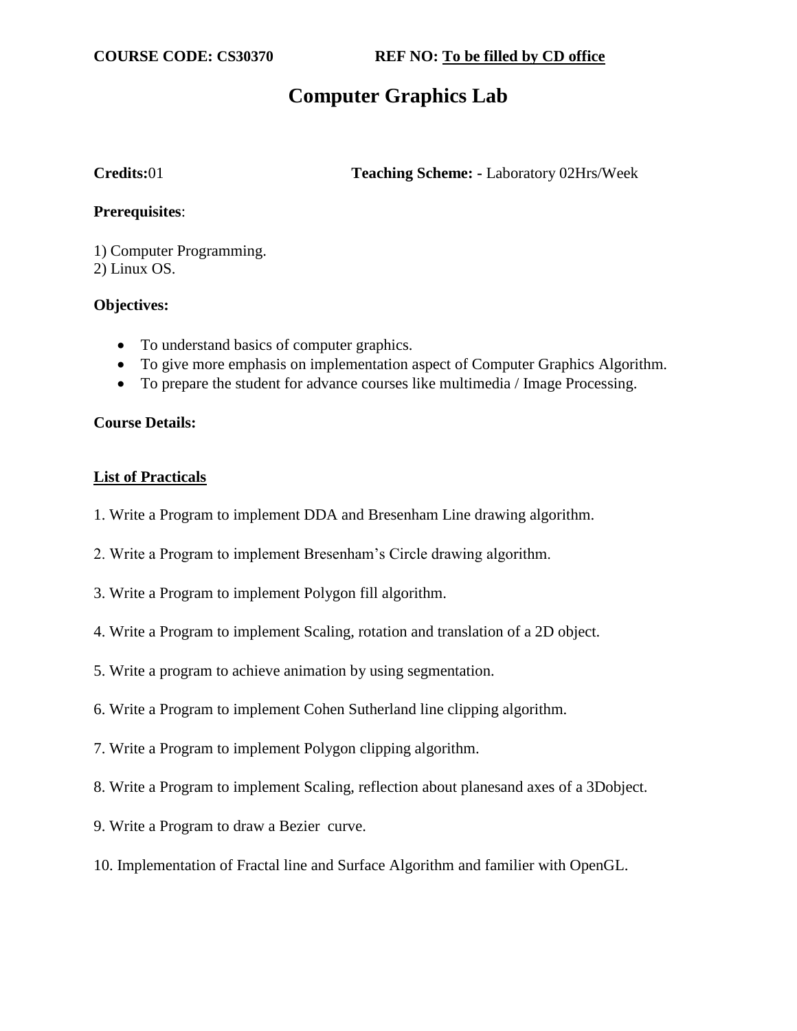**COURSE CODE: CS30370** **REF NO: To be filled by CD office**

# Computer Graphics Lab

**Credits:**01 **Teaching Scheme: -** Laboratory 02Hrs/Week

**Prerequisites**:

1) Computer Programming.
2) Linux OS.

**Objectives:**

- To understand basics of computer graphics.
- To give more emphasis on implementation aspect of Computer Graphics Algorithm.
- To prepare the student for advance courses like multimedia / Image Processing.

**Course Details:**

**List of Practicals**

1. Write a Program to implement DDA and Bresenham Line drawing algorithm.

2. Write a Program to implement Bresenham's Circle drawing algorithm.

3. Write a Program to implement Polygon fill algorithm.

4. Write a Program to implement Scaling, rotation and translation of a 2D object.

5. Write a program to achieve animation by using segmentation.

6. Write a Program to implement Cohen Sutherland line clipping algorithm.

7. Write a Program to implement Polygon clipping algorithm.

8. Write a Program to implement Scaling, reflection about planesand axes of a 3Dobject.

9. Write a Program to draw a Bezier curve.

10. Implementation of Fractal line and Surface Algorithm and familier with OpenGL.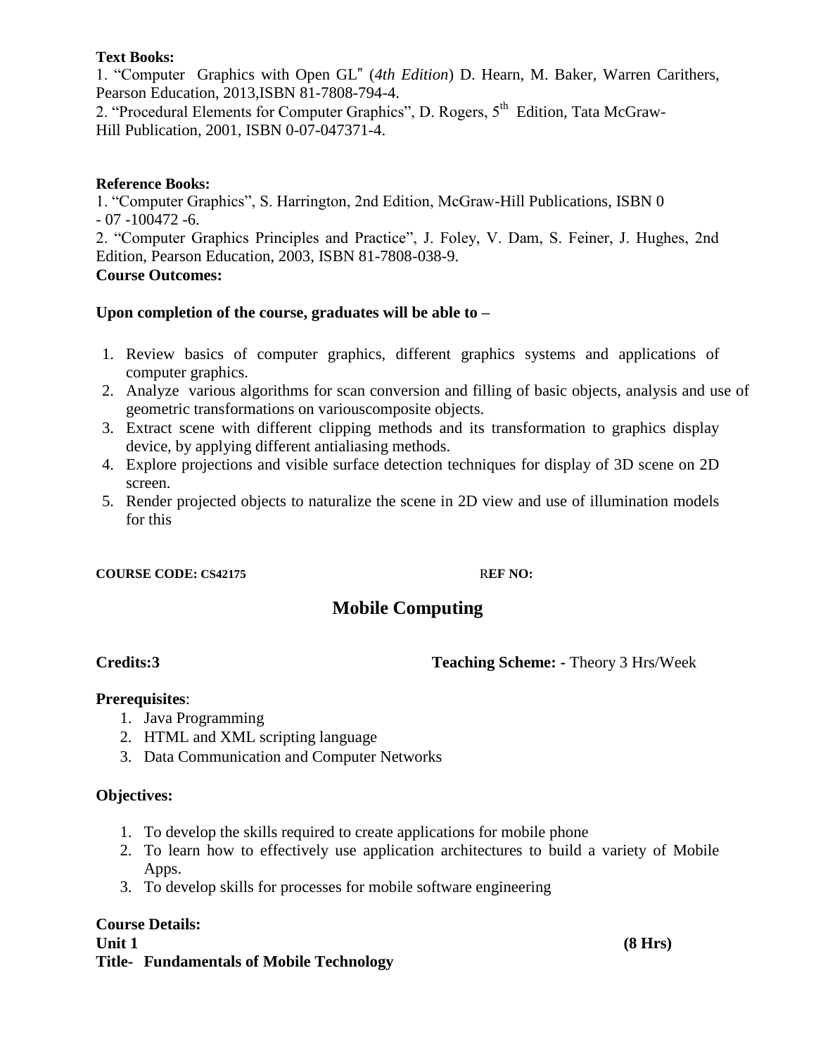**Text Books:**

1. "Computer Graphics with Open GL" (*4th Edition*) D. Hearn, M. Baker, Warren Carithers, Pearson Education, 2013,ISBN 81-7808-794-4.
2. "Procedural Elements for Computer Graphics", D. Rogers, $5^{th}$ Edition, Tata McGraw-Hill Publication, 2001, ISBN 0-07-047371-4.

**Reference Books:**

1. "Computer Graphics", S. Harrington, 2nd Edition, McGraw-Hill Publications, ISBN 0 - 07 -100472 -6.
2. "Computer Graphics Principles and Practice", J. Foley, V. Dam, S. Feiner, J. Hughes, 2nd Edition, Pearson Education, 2003, ISBN 81-7808-038-9.

**Course Outcomes:**

**Upon completion of the course, graduates will be able to –**

1. Review basics of computer graphics, different graphics systems and applications of computer graphics.
2. Analyze various algorithms for scan conversion and filling of basic objects, analysis and use of geometric transformations on variouscomposite objects.
3. Extract scene with different clipping methods and its transformation to graphics display device, by applying different antialiasing methods.
4. Explore projections and visible surface detection techniques for display of 3D scene on 2D screen.
5. Render projected objects to naturalize the scene in 2D view and use of illumination models for this

**COURSE CODE: CS42175** **REF NO:**

## Mobile Computing

**Credits:3** **Teaching Scheme: -** Theory 3 Hrs/Week

**Prerequisites**:

1. Java Programming
2. HTML and XML scripting language
3. Data Communication and Computer Networks

**Objectives:**

1. To develop the skills required to create applications for mobile phone
2. To learn how to effectively use application architectures to build a variety of Mobile Apps.
3. To develop skills for processes for mobile software engineering

**Course Details:**

**Unit 1** **(8 Hrs)**

**Title- Fundamentals of Mobile Technology**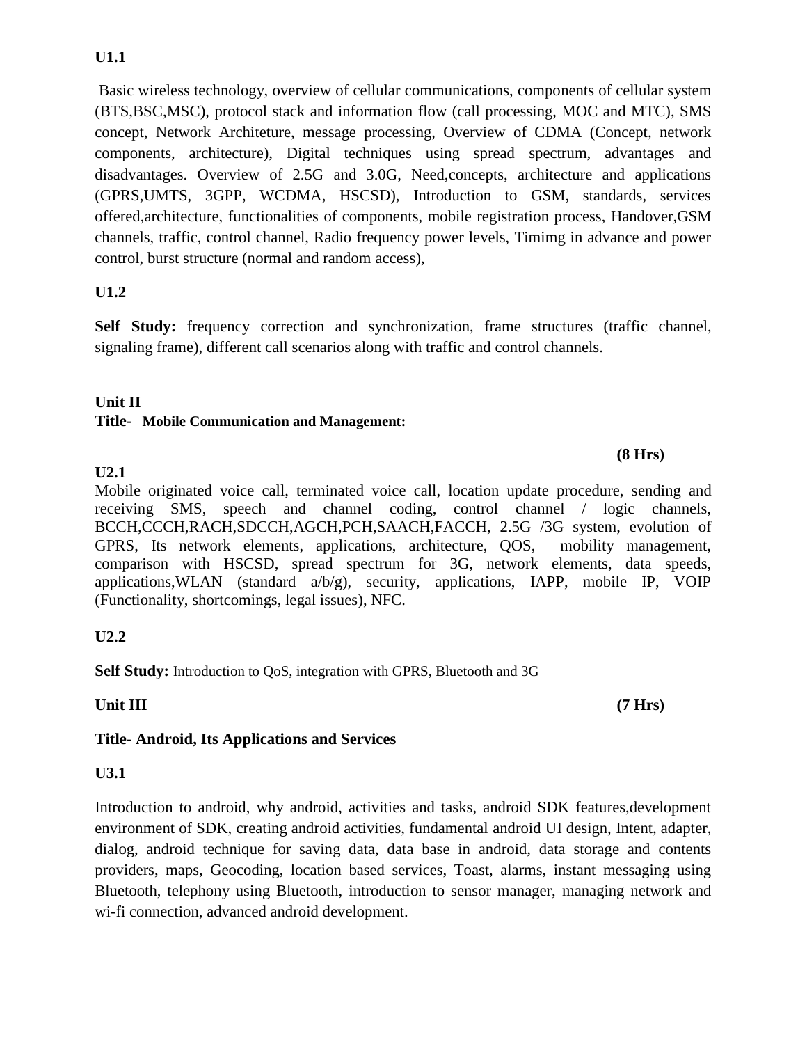**U1.1**

Basic wireless technology, overview of cellular communications, components of cellular system (BTS,BSC,MSC), protocol stack and information flow (call processing, MOC and MTC), SMS concept, Network Architeture, message processing, Overview of CDMA (Concept, network components, architecture), Digital techniques using spread spectrum, advantages and disadvantages. Overview of 2.5G and 3.0G, Need,concepts, architecture and applications (GPRS,UMTS, 3GPP, WCDMA, HSCSD), Introduction to GSM, standards, services offered,architecture, functionalities of components, mobile registration process, Handover,GSM channels, traffic, control channel, Radio frequency power levels, Timimg in advance and power control, burst structure (normal and random access),

**U1.2**

**Self Study:** frequency correction and synchronization, frame structures (traffic channel, signaling frame), different call scenarios along with traffic and control channels.

**Unit II**
**Title- Mobile Communication and Management:**

**(8 Hrs)**

**U2.1**

Mobile originated voice call, terminated voice call, location update procedure, sending and receiving SMS, speech and channel coding, control channel / logic channels, BCCH,CCCH,RACH,SDCCH,AGCH,PCH,SAACH,FACCH, 2.5G /3G system, evolution of GPRS, Its network elements, applications, architecture, QOS, mobility management, comparison with HSCSD, spread spectrum for 3G, network elements, data speeds, applications,WLAN (standard a/b/g), security, applications, IAPP, mobile IP, VOIP (Functionality, shortcomings, legal issues), NFC.

**U2.2**

**Self Study:** Introduction to QoS, integration with GPRS, Bluetooth and 3G

**Unit III** **(7 Hrs)**

**Title- Android, Its Applications and Services**

**U3.1**

Introduction to android, why android, activities and tasks, android SDK features,development environment of SDK, creating android activities, fundamental android UI design, Intent, adapter, dialog, android technique for saving data, data base in android, data storage and contents providers, maps, Geocoding, location based services, Toast, alarms, instant messaging using Bluetooth, telephony using Bluetooth, introduction to sensor manager, managing network and wi-fi connection, advanced android development.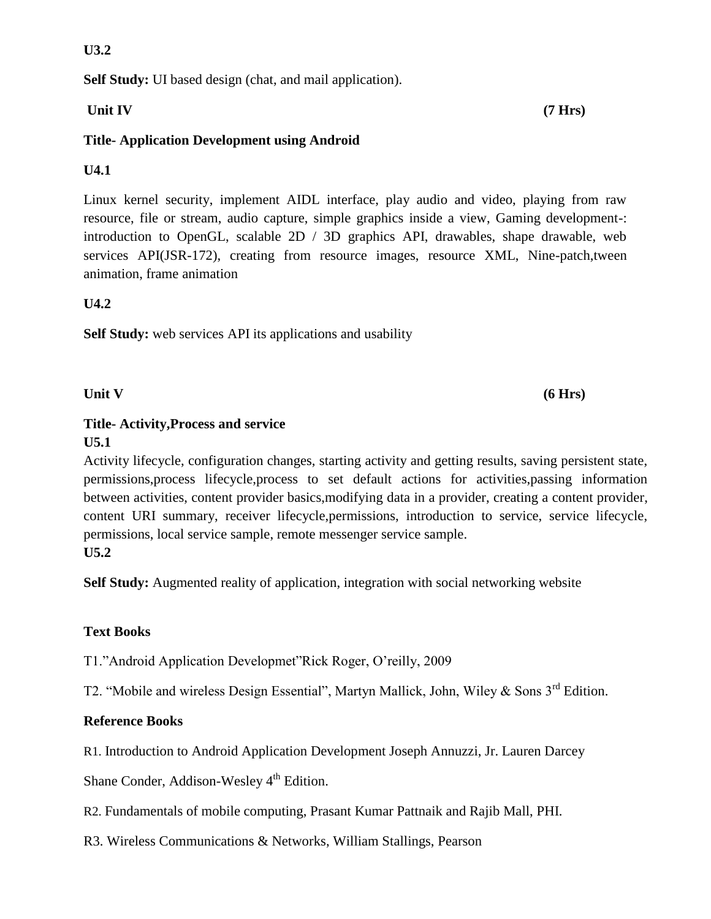**U3.2**

**Self Study:** UI based design (chat, and mail application).

**Unit IV** **(7 Hrs)**

**Title- Application Development using Android**

**U4.1**

Linux kernel security, implement AIDL interface, play audio and video, playing from raw resource, file or stream, audio capture, simple graphics inside a view, Gaming development-: introduction to OpenGL, scalable 2D / 3D graphics API, drawables, shape drawable, web services API(JSR-172), creating from resource images, resource XML, Nine-patch,tween animation, frame animation

**U4.2**

**Self Study:** web services API its applications and usability

**Unit V** **(6 Hrs)**

**Title- Activity,Process and service**

**U5.1**

Activity lifecycle, configuration changes, starting activity and getting results, saving persistent state, permissions,process lifecycle,process to set default actions for activities,passing information between activities, content provider basics,modifying data in a provider, creating a content provider, content URI summary, receiver lifecycle,permissions, introduction to service, service lifecycle, permissions, local service sample, remote messenger service sample.

**U5.2**

**Self Study:** Augmented reality of application, integration with social networking website

**Text Books**

T1."Android Application Developmet"Rick Roger, O'reilly, 2009

T2. "Mobile and wireless Design Essential", Martyn Mallick, John, Wiley & Sons 3rd Edition.

**Reference Books**

R1. Introduction to Android Application Development Joseph Annuzzi, Jr. Lauren Darcey Shane Conder, Addison-Wesley 4th Edition.

R2. Fundamentals of mobile computing, Prasant Kumar Pattnaik and Rajib Mall, PHI.

R3. Wireless Communications & Networks, William Stallings, Pearson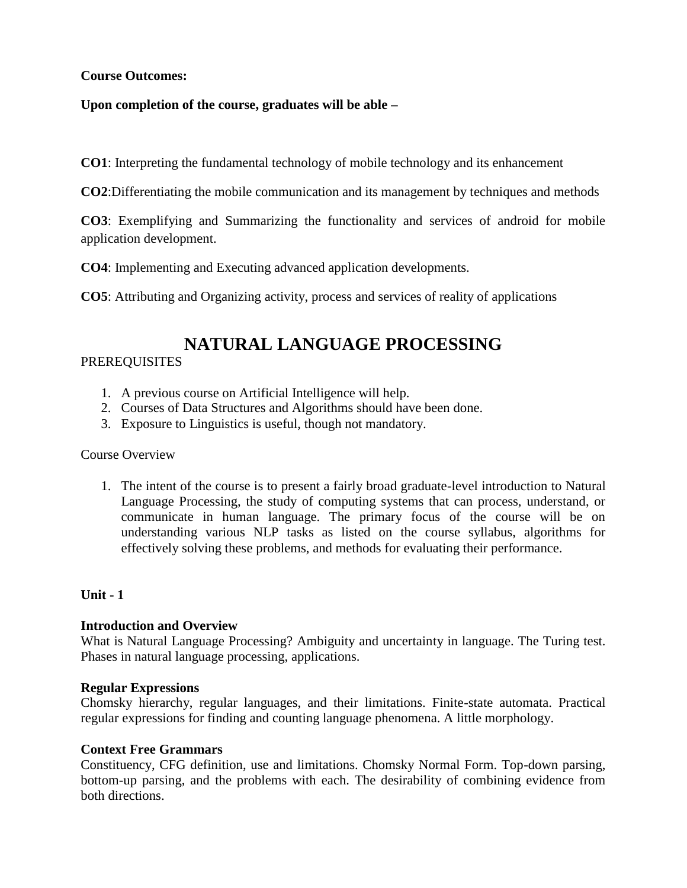**Course Outcomes:**

**Upon completion of the course, graduates will be able –**

**CO1**: Interpreting the fundamental technology of mobile technology and its enhancement

**CO2**:Differentiating the mobile communication and its management by techniques and methods

**CO3**: Exemplifying and Summarizing the functionality and services of android for mobile application development.

**CO4**: Implementing and Executing advanced application developments.

**CO5**: Attributing and Organizing activity, process and services of reality of applications

# NATURAL LANGUAGE PROCESSING

PREREQUISITES

1. A previous course on Artificial Intelligence will help.
2. Courses of Data Structures and Algorithms should have been done.
3. Exposure to Linguistics is useful, though not mandatory.

Course Overview

1. The intent of the course is to present a fairly broad graduate-level introduction to Natural Language Processing, the study of computing systems that can process, understand, or communicate in human language. The primary focus of the course will be on understanding various NLP tasks as listed on the course syllabus, algorithms for effectively solving these problems, and methods for evaluating their performance.

**Unit - 1**

**Introduction and Overview**
What is Natural Language Processing? Ambiguity and uncertainty in language. The Turing test. Phases in natural language processing, applications.

**Regular Expressions**
Chomsky hierarchy, regular languages, and their limitations. Finite-state automata. Practical regular expressions for finding and counting language phenomena. A little morphology.

**Context Free Grammars**
Constituency, CFG definition, use and limitations. Chomsky Normal Form. Top-down parsing, bottom-up parsing, and the problems with each. The desirability of combining evidence from both directions.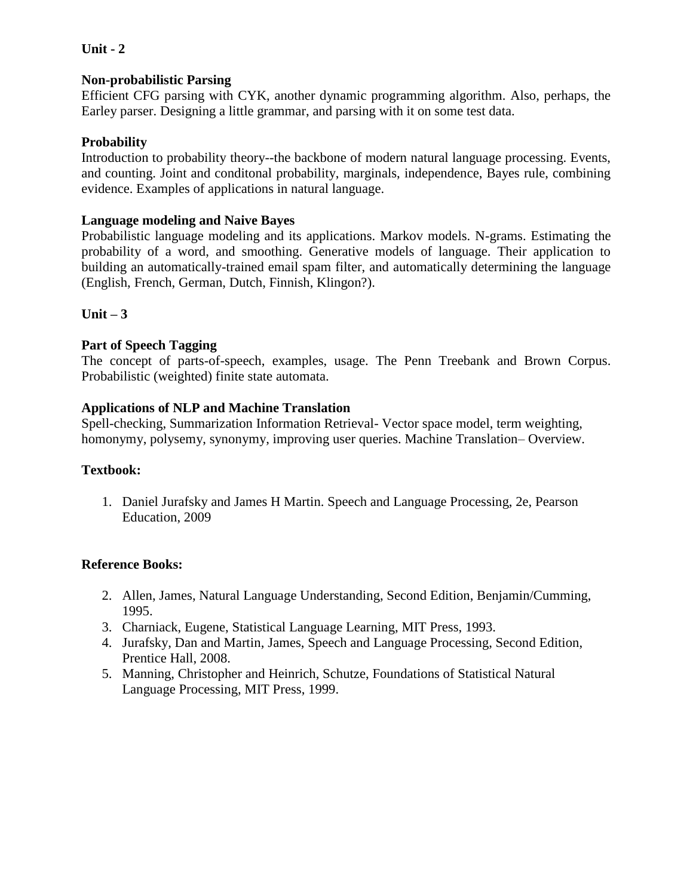**Unit - 2**

**Non-probabilistic Parsing**

Efficient CFG parsing with CYK, another dynamic programming algorithm. Also, perhaps, the Earley parser. Designing a little grammar, and parsing with it on some test data.

**Probability**

Introduction to probability theory--the backbone of modern natural language processing. Events, and counting. Joint and conditonal probability, marginals, independence, Bayes rule, combining evidence. Examples of applications in natural language.

**Language modeling and Naive Bayes**

Probabilistic language modeling and its applications. Markov models. N-grams. Estimating the probability of a word, and smoothing. Generative models of language. Their application to building an automatically-trained email spam filter, and automatically determining the language (English, French, German, Dutch, Finnish, Klingon?).

**Unit – 3**

**Part of Speech Tagging**

The concept of parts-of-speech, examples, usage. The Penn Treebank and Brown Corpus. Probabilistic (weighted) finite state automata.

**Applications of NLP and Machine Translation**

Spell-checking, Summarization Information Retrieval- Vector space model, term weighting, homonymy, polysemy, synonymy, improving user queries. Machine Translation– Overview.

**Textbook:**

1. Daniel Jurafsky and James H Martin. Speech and Language Processing, 2e, Pearson Education, 2009

**Reference Books:**

2. Allen, James, Natural Language Understanding, Second Edition, Benjamin/Cumming, 1995.
3. Charniack, Eugene, Statistical Language Learning, MIT Press, 1993.
4. Jurafsky, Dan and Martin, James, Speech and Language Processing, Second Edition, Prentice Hall, 2008.
5. Manning, Christopher and Heinrich, Schutze, Foundations of Statistical Natural Language Processing, MIT Press, 1999.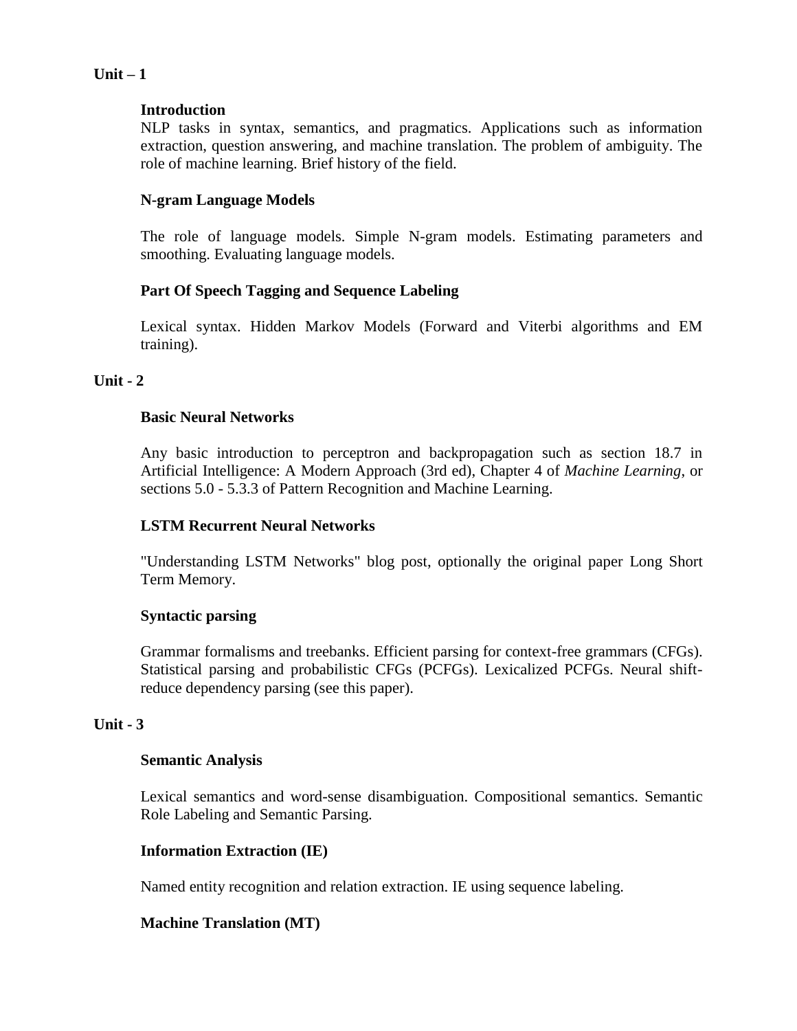**Unit – 1**

**Introduction**

NLP tasks in syntax, semantics, and pragmatics. Applications such as information extraction, question answering, and machine translation. The problem of ambiguity. The role of machine learning. Brief history of the field.

**N-gram Language Models**

The role of language models. Simple N-gram models. Estimating parameters and smoothing. Evaluating language models.

**Part Of Speech Tagging and Sequence Labeling**

Lexical syntax. Hidden Markov Models (Forward and Viterbi algorithms and EM training).

**Unit - 2**

**Basic Neural Networks**

Any basic introduction to perceptron and backpropagation such as section 18.7 in Artificial Intelligence: A Modern Approach (3rd ed), Chapter 4 of *Machine Learning*, or sections 5.0 - 5.3.3 of Pattern Recognition and Machine Learning.

**LSTM Recurrent Neural Networks**

"Understanding LSTM Networks" blog post, optionally the original paper Long Short Term Memory.

**Syntactic parsing**

Grammar formalisms and treebanks. Efficient parsing for context-free grammars (CFGs). Statistical parsing and probabilistic CFGs (PCFGs). Lexicalized PCFGs. Neural shift-reduce dependency parsing (see this paper).

**Unit - 3**

**Semantic Analysis**

Lexical semantics and word-sense disambiguation. Compositional semantics. Semantic Role Labeling and Semantic Parsing.

**Information Extraction (IE)**

Named entity recognition and relation extraction. IE using sequence labeling.

**Machine Translation (MT)**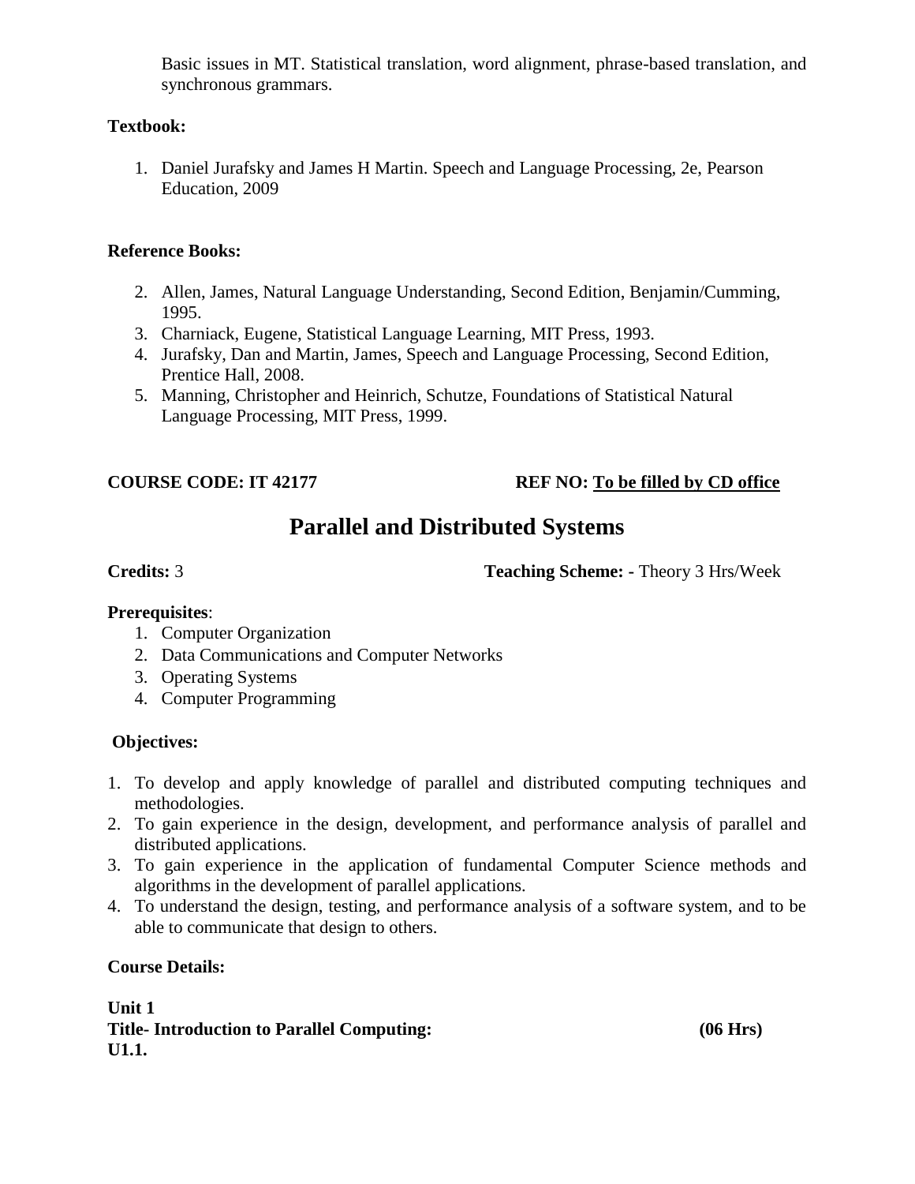Basic issues in MT. Statistical translation, word alignment, phrase-based translation, and synchronous grammars.

**Textbook:**

1. Daniel Jurafsky and James H Martin. Speech and Language Processing, 2e, Pearson Education, 2009

**Reference Books:**

2. Allen, James, Natural Language Understanding, Second Edition, Benjamin/Cumming, 1995.
3. Charniack, Eugene, Statistical Language Learning, MIT Press, 1993.
4. Jurafsky, Dan and Martin, James, Speech and Language Processing, Second Edition, Prentice Hall, 2008.
5. Manning, Christopher and Heinrich, Schutze, Foundations of Statistical Natural Language Processing, MIT Press, 1999.

**COURSE CODE: IT 42177** **REF NO: To be filled by CD office**

# Parallel and Distributed Systems

**Credits:** 3 **Teaching Scheme: -** Theory 3 Hrs/Week

**Prerequisites**:

1. Computer Organization
2. Data Communications and Computer Networks
3. Operating Systems
4. Computer Programming

**Objectives:**

1. To develop and apply knowledge of parallel and distributed computing techniques and methodologies.
2. To gain experience in the design, development, and performance analysis of parallel and distributed applications.
3. To gain experience in the application of fundamental Computer Science methods and algorithms in the development of parallel applications.
4. To understand the design, testing, and performance analysis of a software system, and to be able to communicate that design to others.

**Course Details:**

**Unit 1**
**Title- Introduction to Parallel Computing:** **(06 Hrs)**
**U1.1.**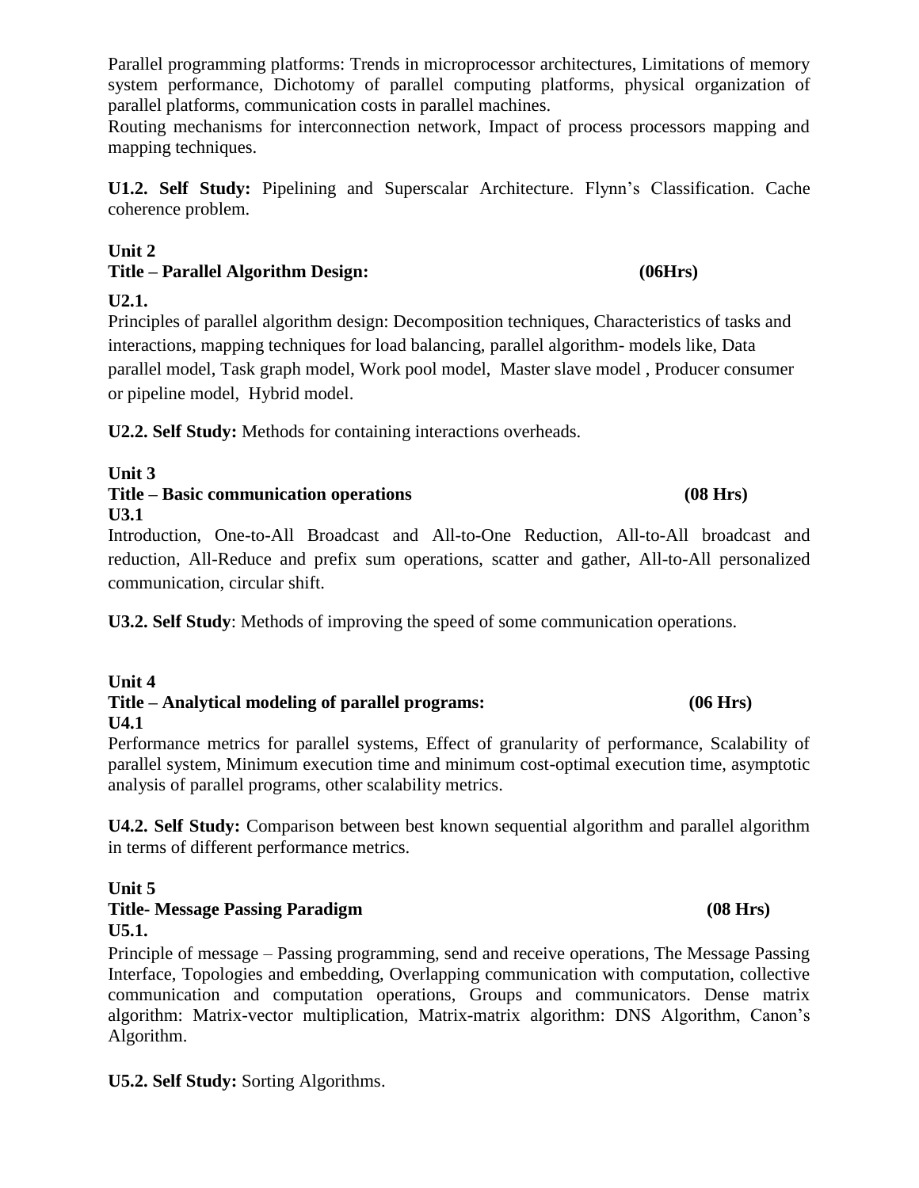Parallel programming platforms: Trends in microprocessor architectures, Limitations of memory system performance, Dichotomy of parallel computing platforms, physical organization of parallel platforms, communication costs in parallel machines.

Routing mechanisms for interconnection network, Impact of process processors mapping and mapping techniques.

**U1.2. Self Study:** Pipelining and Superscalar Architecture. Flynn's Classification. Cache coherence problem.

**Unit 2**

**Title – Parallel Algorithm Design: (06Hrs)**

**U2.1.**

Principles of parallel algorithm design: Decomposition techniques, Characteristics of tasks and interactions, mapping techniques for load balancing, parallel algorithm- models like, Data parallel model, Task graph model, Work pool model, Master slave model , Producer consumer or pipeline model, Hybrid model.

**U2.2. Self Study:** Methods for containing interactions overheads.

**Unit 3**

**Title – Basic communication operations (08 Hrs)**

**U3.1**

Introduction, One-to-All Broadcast and All-to-One Reduction, All-to-All broadcast and reduction, All-Reduce and prefix sum operations, scatter and gather, All-to-All personalized communication, circular shift.

**U3.2. Self Study**: Methods of improving the speed of some communication operations.

**Unit 4**

**Title – Analytical modeling of parallel programs: (06 Hrs)**

**U4.1**

Performance metrics for parallel systems, Effect of granularity of performance, Scalability of parallel system, Minimum execution time and minimum cost-optimal execution time, asymptotic analysis of parallel programs, other scalability metrics.

**U4.2. Self Study:** Comparison between best known sequential algorithm and parallel algorithm in terms of different performance metrics.

**Unit 5**

**Title- Message Passing Paradigm (08 Hrs)**

**U5.1.**

Principle of message – Passing programming, send and receive operations, The Message Passing Interface, Topologies and embedding, Overlapping communication with computation, collective communication and computation operations, Groups and communicators. Dense matrix algorithm: Matrix-vector multiplication, Matrix-matrix algorithm: DNS Algorithm, Canon's Algorithm.

**U5.2. Self Study:** Sorting Algorithms.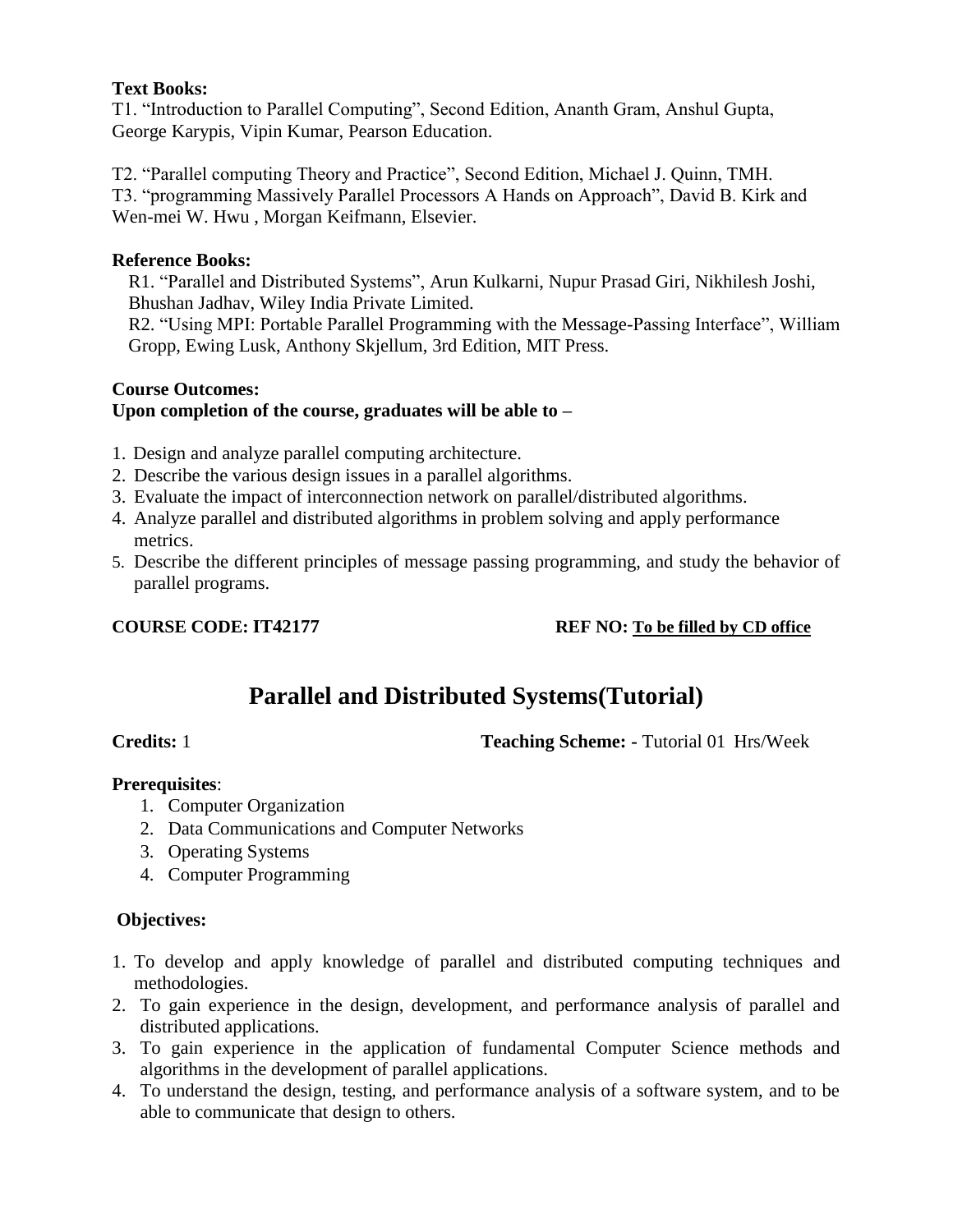**Text Books:**

T1. "Introduction to Parallel Computing", Second Edition, Ananth Gram, Anshul Gupta, George Karypis, Vipin Kumar, Pearson Education.

T2. "Parallel computing Theory and Practice", Second Edition, Michael J. Quinn, TMH.

T3. "programming Massively Parallel Processors A Hands on Approach", David B. Kirk and Wen-mei W. Hwu , Morgan Keifmann, Elsevier.

**Reference Books:**

R1. "Parallel and Distributed Systems", Arun Kulkarni, Nupur Prasad Giri, Nikhilesh Joshi, Bhushan Jadhav, Wiley India Private Limited.

R2. "Using MPI: Portable Parallel Programming with the Message-Passing Interface", William Gropp, Ewing Lusk, Anthony Skjellum, 3rd Edition, MIT Press.

**Course Outcomes:**

**Upon completion of the course, graduates will be able to –**

1. Design and analyze parallel computing architecture.
2. Describe the various design issues in a parallel algorithms.
3. Evaluate the impact of interconnection network on parallel/distributed algorithms.
4. Analyze parallel and distributed algorithms in problem solving and apply performance metrics.
5. Describe the different principles of message passing programming, and study the behavior of parallel programs.

**COURSE CODE: IT42177** **REF NO: To be filled by CD office**

# Parallel and Distributed Systems(Tutorial)

**Credits:** 1 **Teaching Scheme:** - Tutorial 01 Hrs/Week

**Prerequisites**:

1. Computer Organization
2. Data Communications and Computer Networks
3. Operating Systems
4. Computer Programming

**Objectives:**

1. To develop and apply knowledge of parallel and distributed computing techniques and methodologies.
2. To gain experience in the design, development, and performance analysis of parallel and distributed applications.
3. To gain experience in the application of fundamental Computer Science methods and algorithms in the development of parallel applications.
4. To understand the design, testing, and performance analysis of a software system, and to be able to communicate that design to others.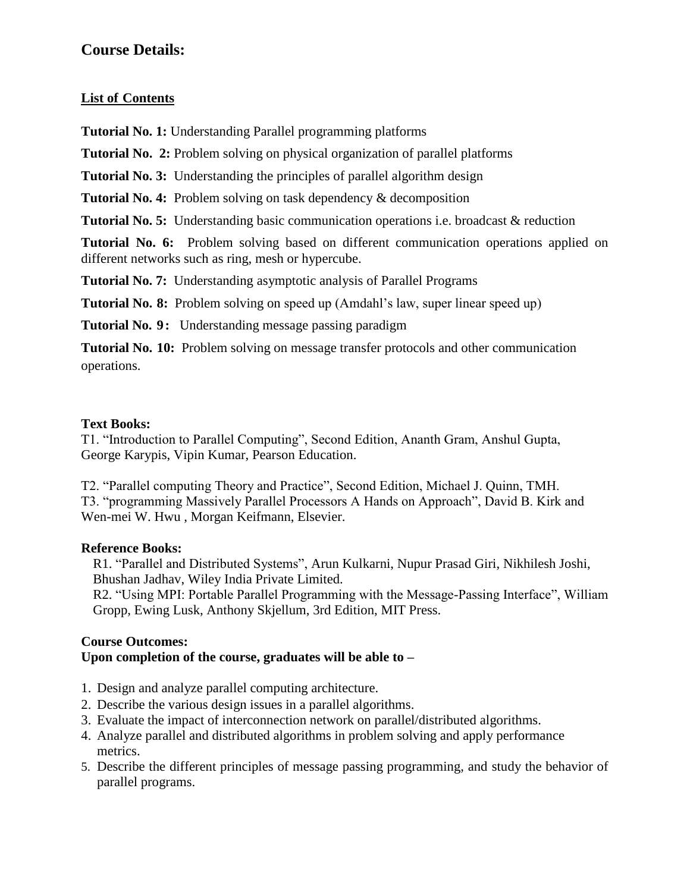## Course Details:

### List of Contents

**Tutorial No. 1:** Understanding Parallel programming platforms

**Tutorial No. 2:** Problem solving on physical organization of parallel platforms

**Tutorial No. 3:** Understanding the principles of parallel algorithm design

**Tutorial No. 4:** Problem solving on task dependency & decomposition

**Tutorial No. 5:** Understanding basic communication operations i.e. broadcast & reduction

**Tutorial No. 6:** Problem solving based on different communication operations applied on different networks such as ring, mesh or hypercube.

**Tutorial No. 7:** Understanding asymptotic analysis of Parallel Programs

**Tutorial No. 8:** Problem solving on speed up (Amdahl's law, super linear speed up)

**Tutorial No. 9:** Understanding message passing paradigm

**Tutorial No. 10:** Problem solving on message transfer protocols and other communication operations.

**Text Books:**

T1. "Introduction to Parallel Computing", Second Edition, Ananth Gram, Anshul Gupta, George Karypis, Vipin Kumar, Pearson Education.

T2. "Parallel computing Theory and Practice", Second Edition, Michael J. Quinn, TMH.

T3. "programming Massively Parallel Processors A Hands on Approach", David B. Kirk and Wen-mei W. Hwu , Morgan Keifmann, Elsevier.

**Reference Books:**

R1. "Parallel and Distributed Systems", Arun Kulkarni, Nupur Prasad Giri, Nikhilesh Joshi, Bhushan Jadhav, Wiley India Private Limited.

R2. "Using MPI: Portable Parallel Programming with the Message-Passing Interface", William Gropp, Ewing Lusk, Anthony Skjellum, 3rd Edition, MIT Press.

**Course Outcomes:**

**Upon completion of the course, graduates will be able to –**

1. Design and analyze parallel computing architecture.
2. Describe the various design issues in a parallel algorithms.
3. Evaluate the impact of interconnection network on parallel/distributed algorithms.
4. Analyze parallel and distributed algorithms in problem solving and apply performance metrics.
5. Describe the different principles of message passing programming, and study the behavior of parallel programs.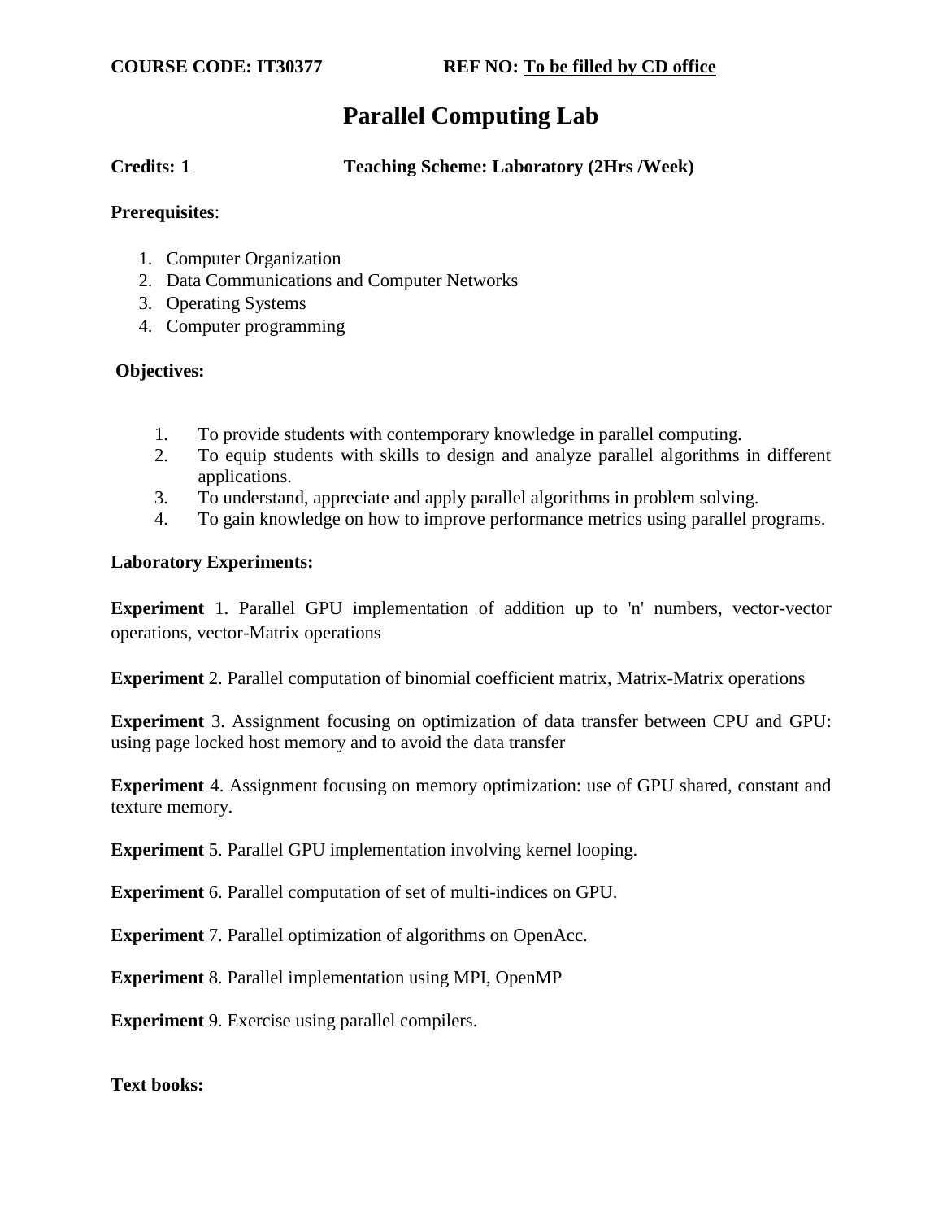**COURSE CODE: IT30377** **REF NO: To be filled by CD office**

# Parallel Computing Lab

**Credits: 1** **Teaching Scheme: Laboratory (2Hrs /Week)**

**Prerequisites**:

1. Computer Organization
2. Data Communications and Computer Networks
3. Operating Systems
4. Computer programming

**Objectives:**

1. To provide students with contemporary knowledge in parallel computing.
2. To equip students with skills to design and analyze parallel algorithms in different applications.
3. To understand, appreciate and apply parallel algorithms in problem solving.
4. To gain knowledge on how to improve performance metrics using parallel programs.

**Laboratory Experiments:**

**Experiment** 1. Parallel GPU implementation of addition up to 'n' numbers, vector-vector operations, vector-Matrix operations

**Experiment** 2. Parallel computation of binomial coefficient matrix, Matrix-Matrix operations

**Experiment** 3. Assignment focusing on optimization of data transfer between CPU and GPU: using page locked host memory and to avoid the data transfer

**Experiment** 4. Assignment focusing on memory optimization: use of GPU shared, constant and texture memory.

**Experiment** 5. Parallel GPU implementation involving kernel looping.

**Experiment** 6. Parallel computation of set of multi-indices on GPU.

**Experiment** 7. Parallel optimization of algorithms on OpenAcc.

**Experiment** 8. Parallel implementation using MPI, OpenMP

**Experiment** 9. Exercise using parallel compilers.

**Text books:**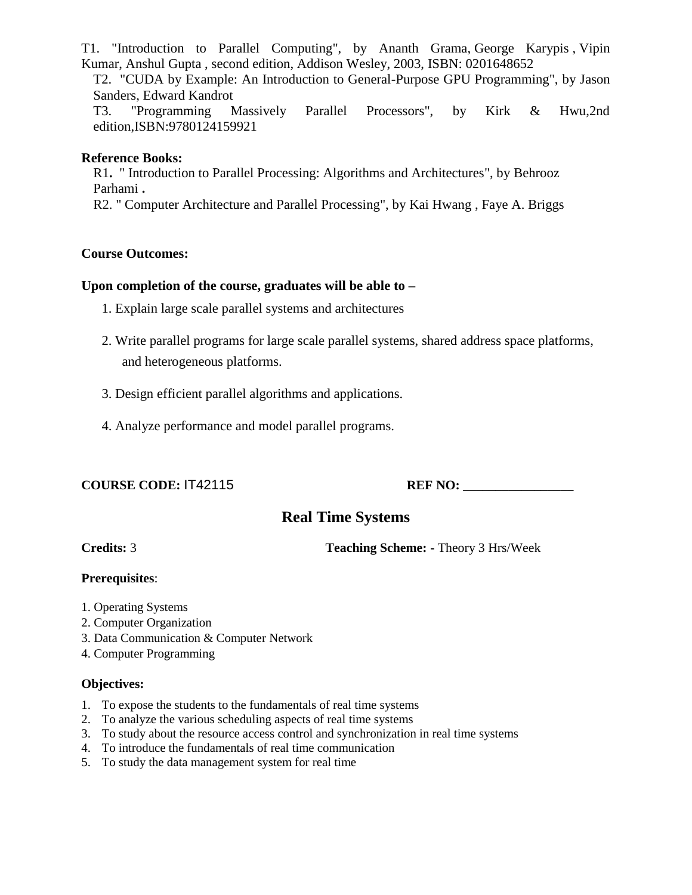T1. "Introduction to Parallel Computing", by Ananth Grama, George Karypis , Vipin Kumar, Anshul Gupta , second edition, Addison Wesley, 2003, ISBN: 0201648652

T2. "CUDA by Example: An Introduction to General-Purpose GPU Programming", by Jason Sanders, Edward Kandrot

T3. "Programming Massively Parallel Processors", by Kirk & Hwu,2nd edition,ISBN:9780124159921

**Reference Books:**

R1**.** " Introduction to Parallel Processing: Algorithms and Architectures", by Behrooz Parhami **.**

R2. " Computer Architecture and Parallel Processing", by Kai Hwang , Faye A. Briggs

**Course Outcomes:**

**Upon completion of the course, graduates will be able to –**

1. Explain large scale parallel systems and architectures
2. Write parallel programs for large scale parallel systems, shared address space platforms, and heterogeneous platforms.
3. Design efficient parallel algorithms and applications.
4. Analyze performance and model parallel programs.

**COURSE CODE:** IT42115 **REF NO: \_\_\_\_\_\_\_\_\_\_\_\_\_\_\_\_\_**

## Real Time Systems

**Credits:** 3 **Teaching Scheme: -** Theory 3 Hrs/Week

**Prerequisites**:

1. Operating Systems
2. Computer Organization
3. Data Communication & Computer Network
4. Computer Programming

**Objectives:**

1. To expose the students to the fundamentals of real time systems
2. To analyze the various scheduling aspects of real time systems
3. To study about the resource access control and synchronization in real time systems
4. To introduce the fundamentals of real time communication
5. To study the data management system for real time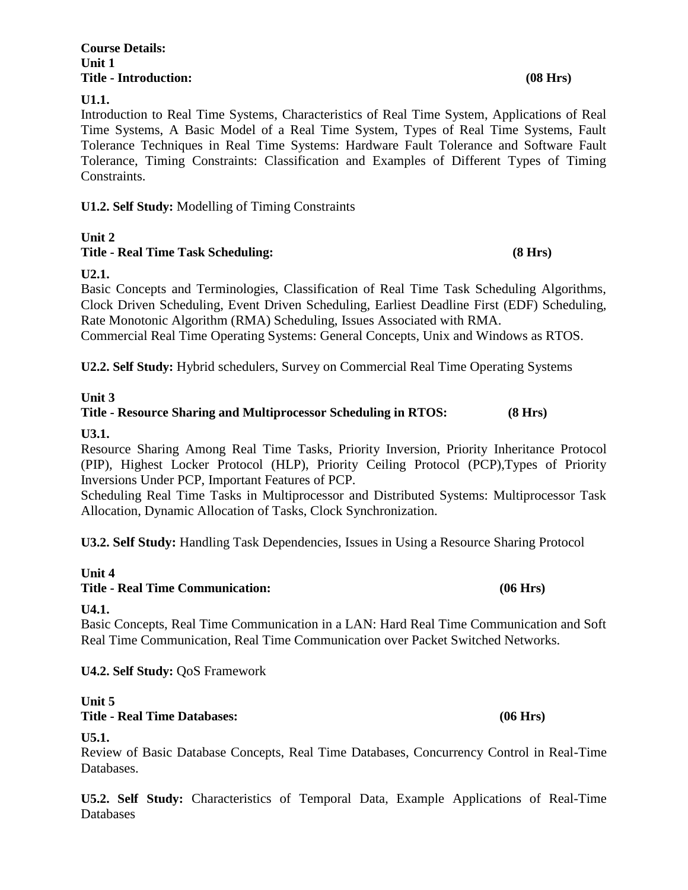**Course Details:**

**Unit 1**

**Title - Introduction: (08 Hrs)**

**U1.1.**

Introduction to Real Time Systems, Characteristics of Real Time System, Applications of Real Time Systems, A Basic Model of a Real Time System, Types of Real Time Systems, Fault Tolerance Techniques in Real Time Systems: Hardware Fault Tolerance and Software Fault Tolerance, Timing Constraints: Classification and Examples of Different Types of Timing Constraints.

**U1.2. Self Study:** Modelling of Timing Constraints

**Unit 2**

**Title - Real Time Task Scheduling: (8 Hrs)**

**U2.1.**

Basic Concepts and Terminologies, Classification of Real Time Task Scheduling Algorithms, Clock Driven Scheduling, Event Driven Scheduling, Earliest Deadline First (EDF) Scheduling, Rate Monotonic Algorithm (RMA) Scheduling, Issues Associated with RMA.
Commercial Real Time Operating Systems: General Concepts, Unix and Windows as RTOS.

**U2.2. Self Study:** Hybrid schedulers, Survey on Commercial Real Time Operating Systems

**Unit 3**

**Title - Resource Sharing and Multiprocessor Scheduling in RTOS: (8 Hrs)**

**U3.1.**

Resource Sharing Among Real Time Tasks, Priority Inversion, Priority Inheritance Protocol (PIP), Highest Locker Protocol (HLP), Priority Ceiling Protocol (PCP),Types of Priority Inversions Under PCP, Important Features of PCP.
Scheduling Real Time Tasks in Multiprocessor and Distributed Systems: Multiprocessor Task Allocation, Dynamic Allocation of Tasks, Clock Synchronization.

**U3.2. Self Study:** Handling Task Dependencies, Issues in Using a Resource Sharing Protocol

**Unit 4**

**Title - Real Time Communication: (06 Hrs)**

**U4.1.**

Basic Concepts, Real Time Communication in a LAN: Hard Real Time Communication and Soft Real Time Communication, Real Time Communication over Packet Switched Networks.

**U4.2. Self Study:** QoS Framework

**Unit 5**

**Title - Real Time Databases: (06 Hrs)**

**U5.1.**

Review of Basic Database Concepts, Real Time Databases, Concurrency Control in Real-Time Databases.

**U5.2. Self Study:** Characteristics of Temporal Data, Example Applications of Real-Time Databases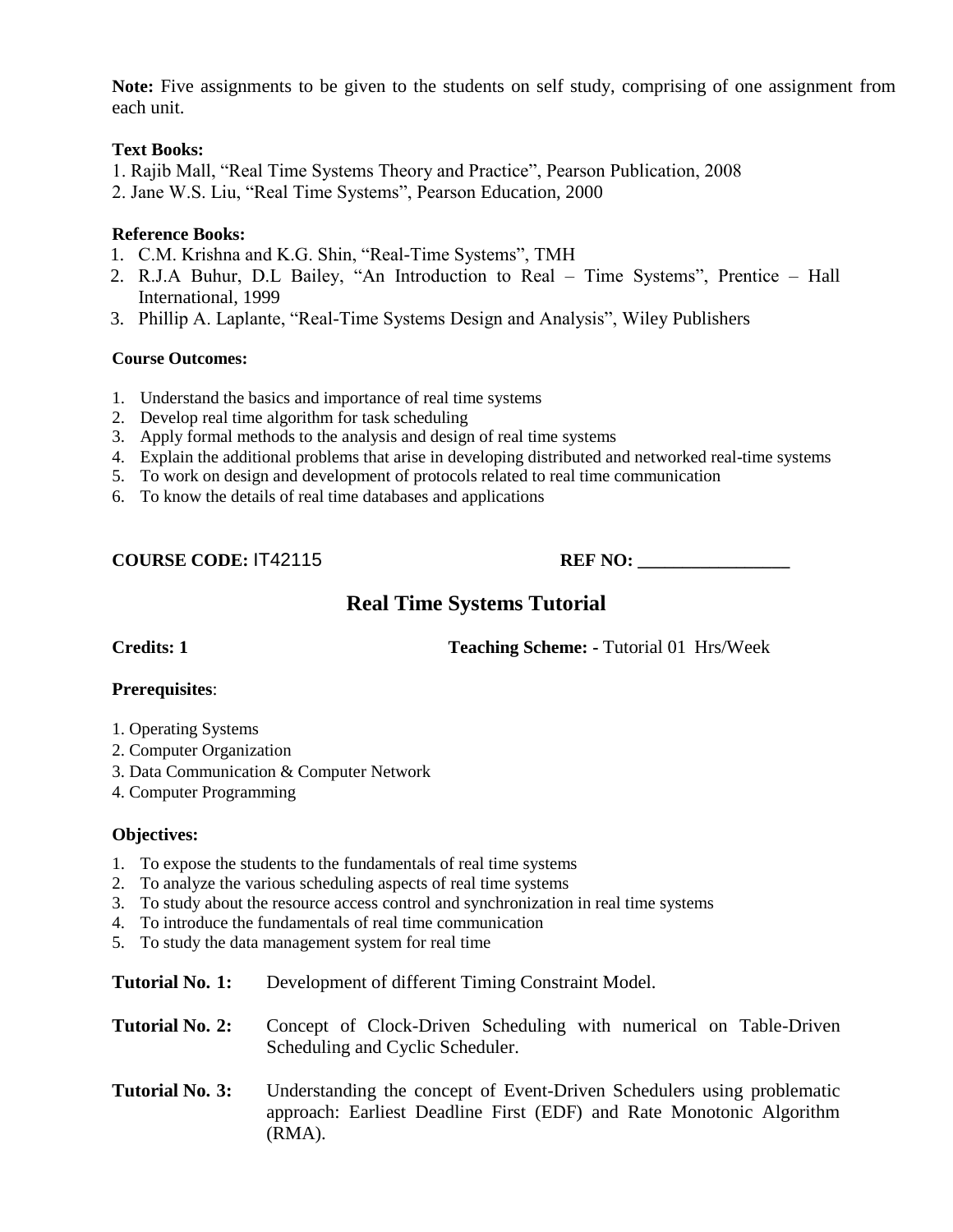**Note:** Five assignments to be given to the students on self study, comprising of one assignment from each unit.

**Text Books:**

1. Rajib Mall, "Real Time Systems Theory and Practice", Pearson Publication, 2008
2. Jane W.S. Liu, "Real Time Systems", Pearson Education, 2000

**Reference Books:**

1. C.M. Krishna and K.G. Shin, "Real-Time Systems", TMH
2. R.J.A Buhur, D.L Bailey, "An Introduction to Real – Time Systems", Prentice – Hall International, 1999
3. Phillip A. Laplante, "Real-Time Systems Design and Analysis", Wiley Publishers

**Course Outcomes:**

1. Understand the basics and importance of real time systems
2. Develop real time algorithm for task scheduling
3. Apply formal methods to the analysis and design of real time systems
4. Explain the additional problems that arise in developing distributed and networked real-time systems
5. To work on design and development of protocols related to real time communication
6. To know the details of real time databases and applications

**COURSE CODE:** IT42115 **REF NO: \_\_\_\_\_\_\_\_\_\_\_\_\_\_\_\_\_**

## Real Time Systems Tutorial

**Credits: 1** **Teaching Scheme: -** Tutorial 01 Hrs/Week

**Prerequisites**:

1. Operating Systems
2. Computer Organization
3. Data Communication & Computer Network
4. Computer Programming

**Objectives:**

1. To expose the students to the fundamentals of real time systems
2. To analyze the various scheduling aspects of real time systems
3. To study about the resource access control and synchronization in real time systems
4. To introduce the fundamentals of real time communication
5. To study the data management system for real time

**Tutorial No. 1:** Development of different Timing Constraint Model.

**Tutorial No. 2:** Concept of Clock-Driven Scheduling with numerical on Table-Driven Scheduling and Cyclic Scheduler.

**Tutorial No. 3:** Understanding the concept of Event-Driven Schedulers using problematic approach: Earliest Deadline First (EDF) and Rate Monotonic Algorithm (RMA).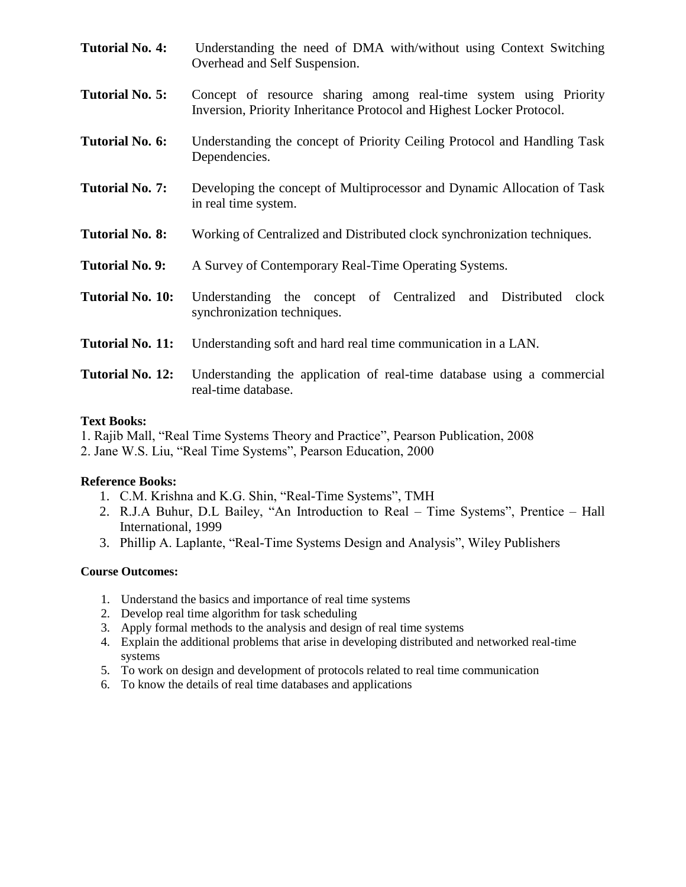**Tutorial No. 4:** Understanding the need of DMA with/without using Context Switching Overhead and Self Suspension.

**Tutorial No. 5:** Concept of resource sharing among real-time system using Priority Inversion, Priority Inheritance Protocol and Highest Locker Protocol.

**Tutorial No. 6:** Understanding the concept of Priority Ceiling Protocol and Handling Task Dependencies.

**Tutorial No. 7:** Developing the concept of Multiprocessor and Dynamic Allocation of Task in real time system.

**Tutorial No. 8:** Working of Centralized and Distributed clock synchronization techniques.

**Tutorial No. 9:** A Survey of Contemporary Real-Time Operating Systems.

**Tutorial No. 10:** Understanding the concept of Centralized and Distributed clock synchronization techniques.

**Tutorial No. 11:** Understanding soft and hard real time communication in a LAN.

**Tutorial No. 12:** Understanding the application of real-time database using a commercial real-time database.

**Text Books:**

1. Rajib Mall, "Real Time Systems Theory and Practice", Pearson Publication, 2008
2. Jane W.S. Liu, "Real Time Systems", Pearson Education, 2000

**Reference Books:**

1. C.M. Krishna and K.G. Shin, "Real-Time Systems", TMH
2. R.J.A Buhur, D.L Bailey, "An Introduction to Real – Time Systems", Prentice – Hall International, 1999
3. Phillip A. Laplante, "Real-Time Systems Design and Analysis", Wiley Publishers

**Course Outcomes:**

1. Understand the basics and importance of real time systems
2. Develop real time algorithm for task scheduling
3. Apply formal methods to the analysis and design of real time systems
4. Explain the additional problems that arise in developing distributed and networked real-time systems
5. To work on design and development of protocols related to real time communication
6. To know the details of real time databases and applications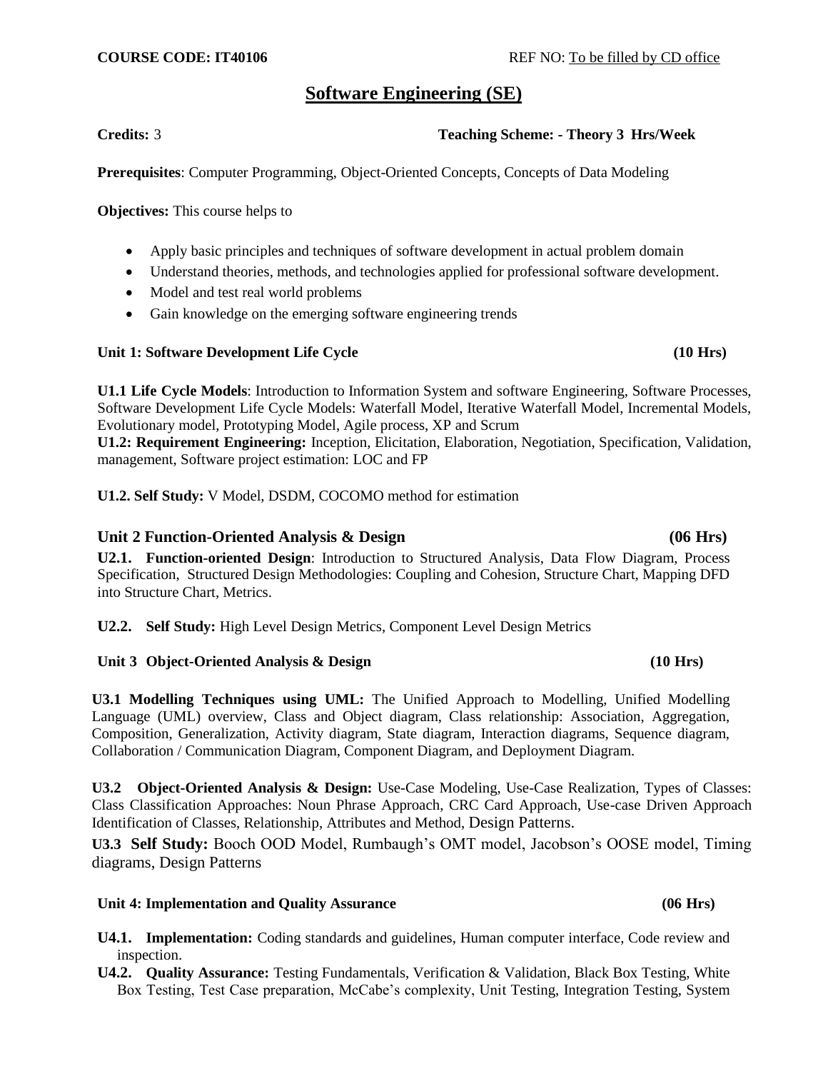**COURSE CODE: IT40106** REF NO: To be filled by CD office

# Software Engineering (SE)

**Credits:** 3 **Teaching Scheme: - Theory 3 Hrs/Week**

**Prerequisites**: Computer Programming, Object-Oriented Concepts, Concepts of Data Modeling

**Objectives:** This course helps to

- Apply basic principles and techniques of software development in actual problem domain
- Understand theories, methods, and technologies applied for professional software development.
- Model and test real world problems
- Gain knowledge on the emerging software engineering trends

## Unit 1: Software Development Life Cycle (10 Hrs)

**U1.1 Life Cycle Models**: Introduction to Information System and software Engineering, Software Processes, Software Development Life Cycle Models: Waterfall Model, Iterative Waterfall Model, Incremental Models, Evolutionary model, Prototyping Model, Agile process, XP and Scrum

**U1.2: Requirement Engineering:** Inception, Elicitation, Elaboration, Negotiation, Specification, Validation, management, Software project estimation: LOC and FP

**U1.2. Self Study:** V Model, DSDM, COCOMO method for estimation

## Unit 2 Function-Oriented Analysis & Design (06 Hrs)

**U2.1. Function-oriented Design**: Introduction to Structured Analysis, Data Flow Diagram, Process Specification, Structured Design Methodologies: Coupling and Cohesion, Structure Chart, Mapping DFD into Structure Chart, Metrics.

**U2.2. Self Study:** High Level Design Metrics, Component Level Design Metrics

## Unit 3 Object-Oriented Analysis & Design (10 Hrs)

**U3.1 Modelling Techniques using UML:** The Unified Approach to Modelling, Unified Modelling Language (UML) overview, Class and Object diagram, Class relationship: Association, Aggregation, Composition, Generalization, Activity diagram, State diagram, Interaction diagrams, Sequence diagram, Collaboration / Communication Diagram, Component Diagram, and Deployment Diagram.

**U3.2 Object-Oriented Analysis & Design:** Use-Case Modeling, Use-Case Realization, Types of Classes: Class Classification Approaches: Noun Phrase Approach, CRC Card Approach, Use-case Driven Approach Identification of Classes, Relationship, Attributes and Method, Design Patterns.

**U3.3 Self Study:** Booch OOD Model, Rumbaugh's OMT model, Jacobson's OOSE model, Timing diagrams, Design Patterns

## Unit 4: Implementation and Quality Assurance (06 Hrs)

**U4.1. Implementation:** Coding standards and guidelines, Human computer interface, Code review and inspection.

**U4.2. Quality Assurance:** Testing Fundamentals, Verification & Validation, Black Box Testing, White Box Testing, Test Case preparation, McCabe's complexity, Unit Testing, Integration Testing, System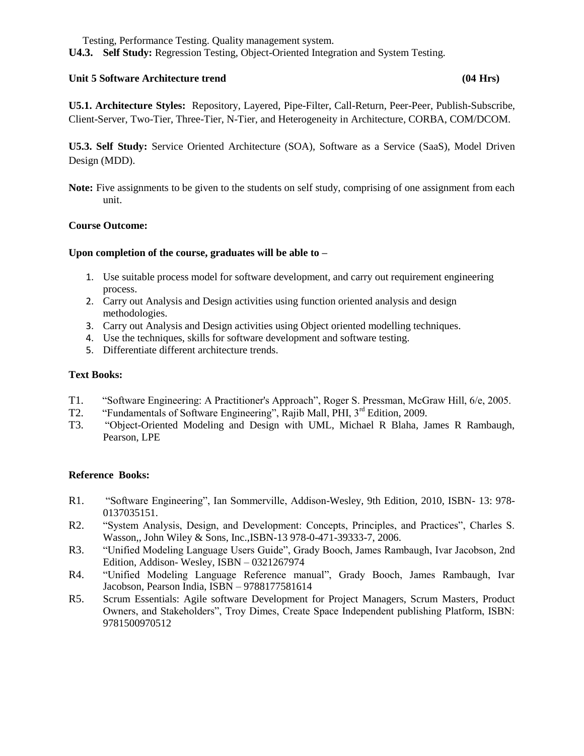Testing, Performance Testing. Quality management system.

**U4.3. Self Study:** Regression Testing, Object-Oriented Integration and System Testing.

**Unit 5 Software Architecture trend (04 Hrs)**

**U5.1. Architecture Styles:** Repository, Layered, Pipe-Filter, Call-Return, Peer-Peer, Publish-Subscribe, Client-Server, Two-Tier, Three-Tier, N-Tier, and Heterogeneity in Architecture, CORBA, COM/DCOM.

**U5.3. Self Study:** Service Oriented Architecture (SOA), Software as a Service (SaaS), Model Driven Design (MDD).

**Note:** Five assignments to be given to the students on self study, comprising of one assignment from each unit.

**Course Outcome:**

**Upon completion of the course, graduates will be able to –**

1. Use suitable process model for software development, and carry out requirement engineering process.
2. Carry out Analysis and Design activities using function oriented analysis and design methodologies.
3. Carry out Analysis and Design activities using Object oriented modelling techniques.
4. Use the techniques, skills for software development and software testing.
5. Differentiate different architecture trends.

**Text Books:**

- T1. "Software Engineering: A Practitioner's Approach", Roger S. Pressman, McGraw Hill, 6/e, 2005.
- T2. "Fundamentals of Software Engineering", Rajib Mall, PHI, 3rd Edition, 2009.
- T3. "Object-Oriented Modeling and Design with UML, Michael R Blaha, James R Rambaugh, Pearson, LPE

**Reference Books:**

- R1. "Software Engineering", Ian Sommerville, Addison-Wesley, 9th Edition, 2010, ISBN- 13: 978-0137035151.
- R2. "System Analysis, Design, and Development: Concepts, Principles, and Practices", Charles S. Wasson,, John Wiley & Sons, Inc.,ISBN-13 978-0-471-39333-7, 2006.
- R3. "Unified Modeling Language Users Guide", Grady Booch, James Rambaugh, Ivar Jacobson, 2nd Edition, Addison- Wesley, ISBN – 0321267974
- R4. "Unified Modeling Language Reference manual", Grady Booch, James Rambaugh, Ivar Jacobson, Pearson India, ISBN – 9788177581614
- R5. Scrum Essentials: Agile software Development for Project Managers, Scrum Masters, Product Owners, and Stakeholders", Troy Dimes, Create Space Independent publishing Platform, ISBN: 9781500970512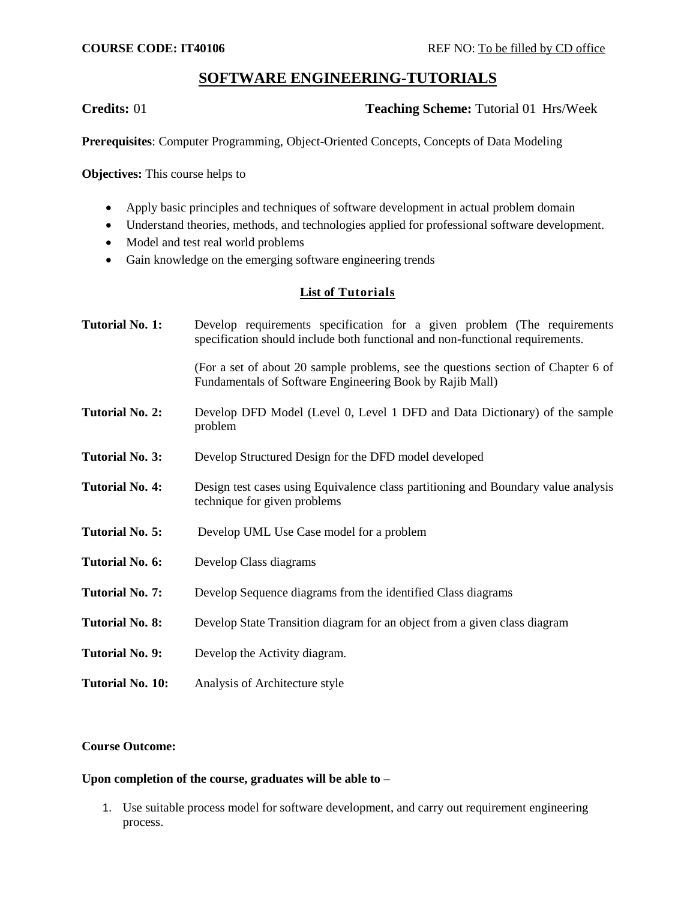**COURSE CODE: IT40106** REF NO: To be filled by CD office

## SOFTWARE ENGINEERING-TUTORIALS

**Credits:** 01 **Teaching Scheme:** Tutorial 01 Hrs/Week

**Prerequisites**: Computer Programming, Object-Oriented Concepts, Concepts of Data Modeling

**Objectives:** This course helps to

- Apply basic principles and techniques of software development in actual problem domain
- Understand theories, methods, and technologies applied for professional software development.
- Model and test real world problems
- Gain knowledge on the emerging software engineering trends

### List of Tutorials

**Tutorial No. 1:** Develop requirements specification for a given problem (The requirements specification should include both functional and non-functional requirements.

(For a set of about 20 sample problems, see the questions section of Chapter 6 of Fundamentals of Software Engineering Book by Rajib Mall)

**Tutorial No. 2:** Develop DFD Model (Level 0, Level 1 DFD and Data Dictionary) of the sample problem

**Tutorial No. 3:** Develop Structured Design for the DFD model developed

**Tutorial No. 4:** Design test cases using Equivalence class partitioning and Boundary value analysis technique for given problems

**Tutorial No. 5:** Develop UML Use Case model for a problem

**Tutorial No. 6:** Develop Class diagrams

**Tutorial No. 7:** Develop Sequence diagrams from the identified Class diagrams

**Tutorial No. 8:** Develop State Transition diagram for an object from a given class diagram

**Tutorial No. 9:** Develop the Activity diagram.

**Tutorial No. 10:** Analysis of Architecture style

**Course Outcome:**

**Upon completion of the course, graduates will be able to –**

1. Use suitable process model for software development, and carry out requirement engineering process.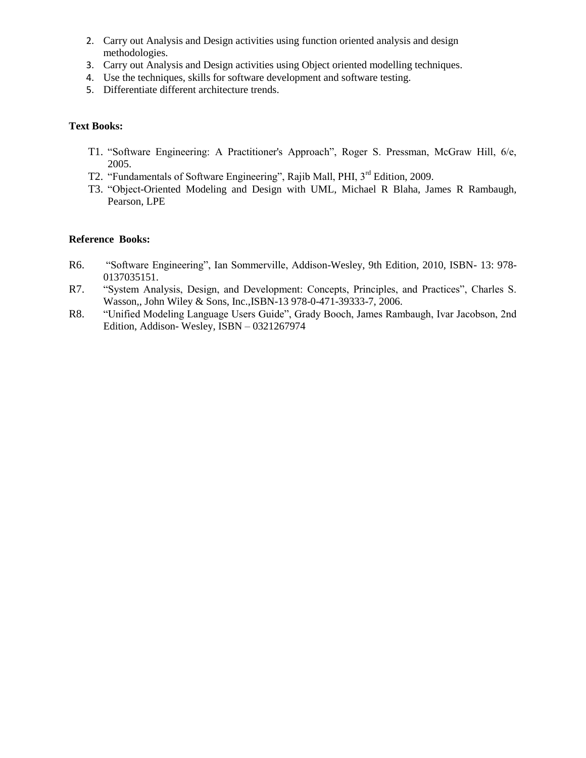2. Carry out Analysis and Design activities using function oriented analysis and design methodologies.
3. Carry out Analysis and Design activities using Object oriented modelling techniques.
4. Use the techniques, skills for software development and software testing.
5. Differentiate different architecture trends.

**Text Books:**

T1. "Software Engineering: A Practitioner's Approach", Roger S. Pressman, McGraw Hill, 6/e, 2005.

T2. "Fundamentals of Software Engineering", Rajib Mall, PHI, 3rd Edition, 2009.

T3. "Object-Oriented Modeling and Design with UML, Michael R Blaha, James R Rambaugh, Pearson, LPE

**Reference Books:**

R6. "Software Engineering", Ian Sommerville, Addison-Wesley, 9th Edition, 2010, ISBN- 13: 978-0137035151.

R7. "System Analysis, Design, and Development: Concepts, Principles, and Practices", Charles S. Wasson,, John Wiley & Sons, Inc.,ISBN-13 978-0-471-39333-7, 2006.

R8. "Unified Modeling Language Users Guide", Grady Booch, James Rambaugh, Ivar Jacobson, 2nd Edition, Addison- Wesley, ISBN – 0321267974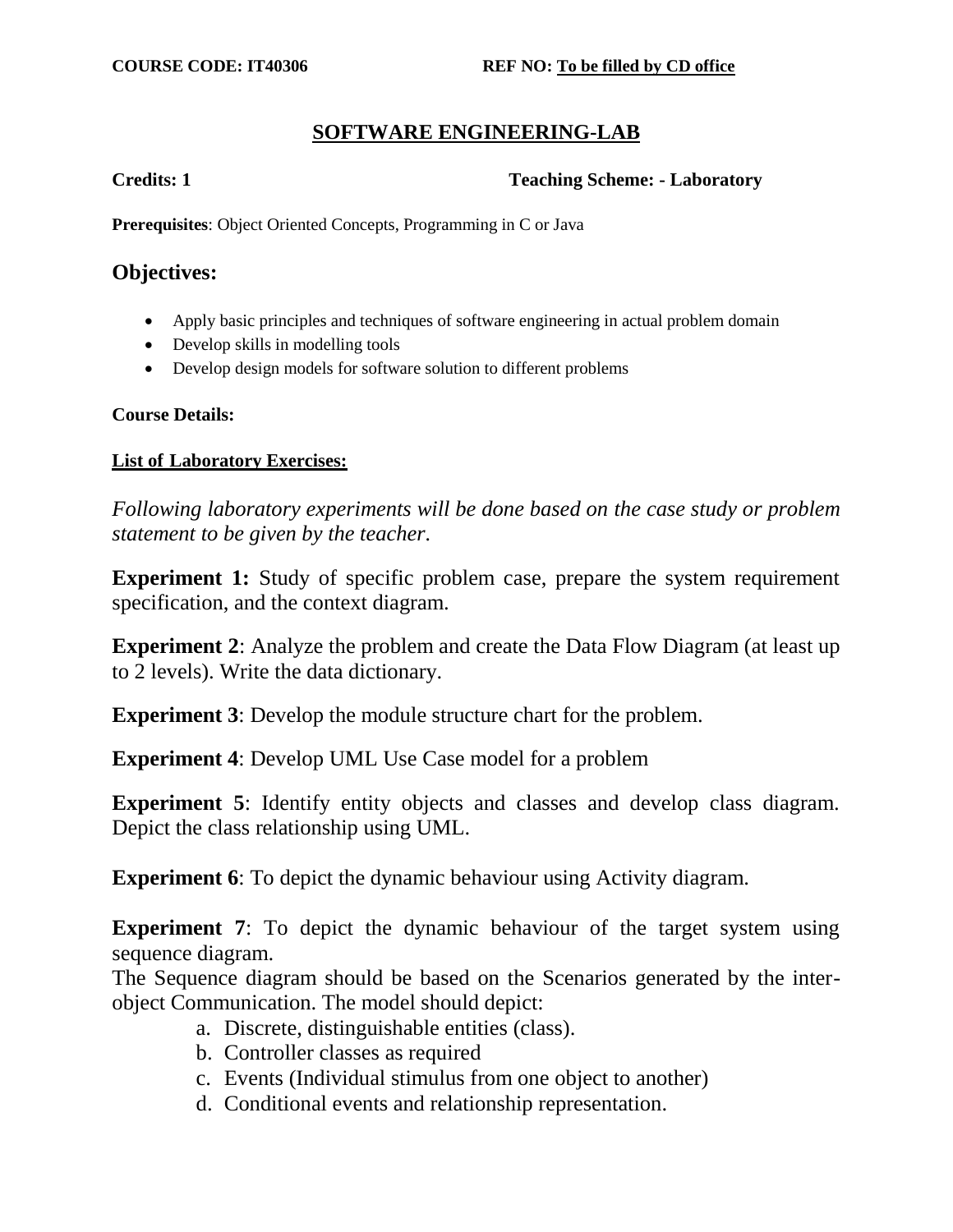**COURSE CODE: IT40306** **REF NO: To be filled by CD office**

## SOFTWARE ENGINEERING-LAB

**Credits: 1** **Teaching Scheme: - Laboratory**

**Prerequisites**: Object Oriented Concepts, Programming in C or Java

## Objectives:

- Apply basic principles and techniques of software engineering in actual problem domain
- Develop skills in modelling tools
- Develop design models for software solution to different problems

**Course Details:**

**List of Laboratory Exercises:**

*Following laboratory experiments will be done based on the case study or problem statement to be given by the teacher.*

**Experiment 1:** Study of specific problem case, prepare the system requirement specification, and the context diagram.

**Experiment 2**: Analyze the problem and create the Data Flow Diagram (at least up to 2 levels). Write the data dictionary.

**Experiment 3**: Develop the module structure chart for the problem.

**Experiment 4**: Develop UML Use Case model for a problem

**Experiment 5**: Identify entity objects and classes and develop class diagram. Depict the class relationship using UML.

**Experiment 6**: To depict the dynamic behaviour using Activity diagram.

**Experiment 7**: To depict the dynamic behaviour of the target system using sequence diagram.

The Sequence diagram should be based on the Scenarios generated by the inter-object Communication. The model should depict:

a. Discrete, distinguishable entities (class).
b. Controller classes as required
c. Events (Individual stimulus from one object to another)
d. Conditional events and relationship representation.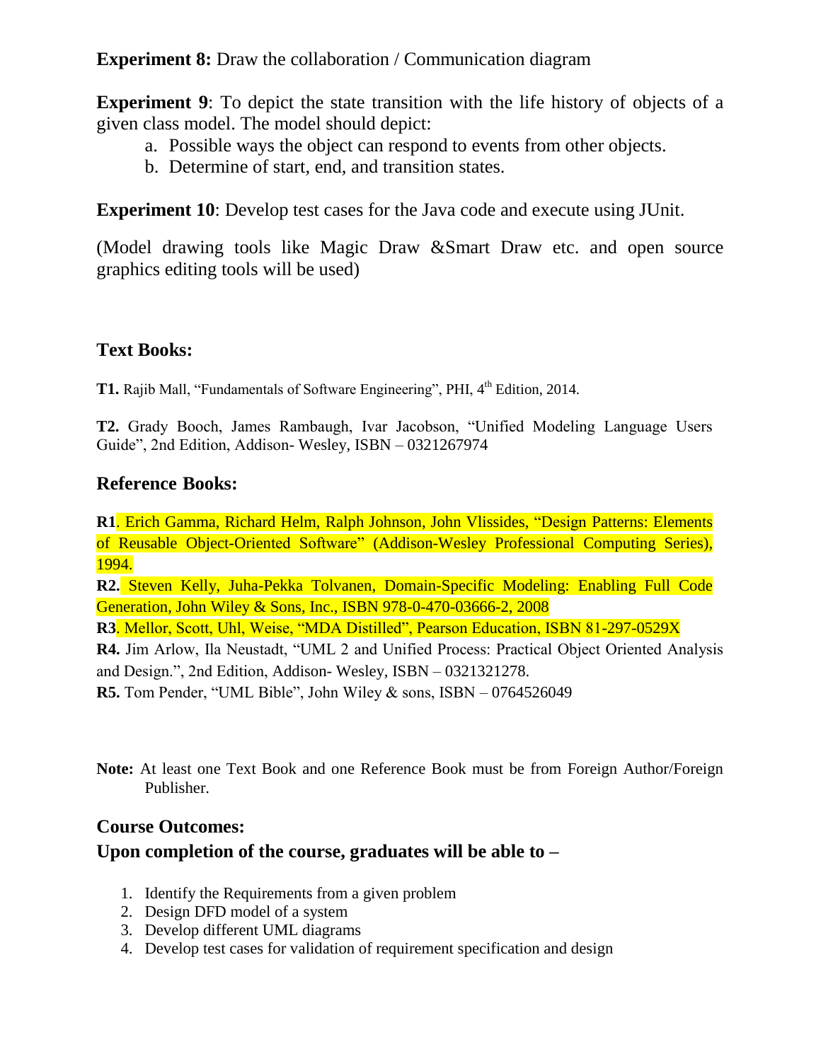**Experiment 8:** Draw the collaboration / Communication diagram

**Experiment 9**: To depict the state transition with the life history of objects of a given class model. The model should depict:

a. Possible ways the object can respond to events from other objects.
b. Determine of start, end, and transition states.

**Experiment 10**: Develop test cases for the Java code and execute using JUnit.

(Model drawing tools like Magic Draw &Smart Draw etc. and open source graphics editing tools will be used)

### Text Books:

**T1.** Rajib Mall, "Fundamentals of Software Engineering", PHI, 4th Edition, 2014.

**T2.** Grady Booch, James Rambaugh, Ivar Jacobson, "Unified Modeling Language Users Guide", 2nd Edition, Addison- Wesley, ISBN – 0321267974

### Reference Books:

**R1**. Erich Gamma, Richard Helm, Ralph Johnson, John Vlissides, "Design Patterns: Elements of Reusable Object-Oriented Software" (Addison-Wesley Professional Computing Series), 1994.

**R2.** Steven Kelly, Juha-Pekka Tolvanen, Domain-Specific Modeling: Enabling Full Code Generation, John Wiley & Sons, Inc., ISBN 978-0-470-03666-2, 2008

**R3**. Mellor, Scott, Uhl, Weise, "MDA Distilled", Pearson Education, ISBN 81-297-0529X

**R4.** Jim Arlow, Ila Neustadt, "UML 2 and Unified Process: Practical Object Oriented Analysis and Design.", 2nd Edition, Addison- Wesley, ISBN – 0321321278.

**R5.** Tom Pender, "UML Bible", John Wiley & sons, ISBN – 0764526049

**Note:** At least one Text Book and one Reference Book must be from Foreign Author/Foreign Publisher.

### Course Outcomes:

### Upon completion of the course, graduates will be able to –

1. Identify the Requirements from a given problem
2. Design DFD model of a system
3. Develop different UML diagrams
4. Develop test cases for validation of requirement specification and design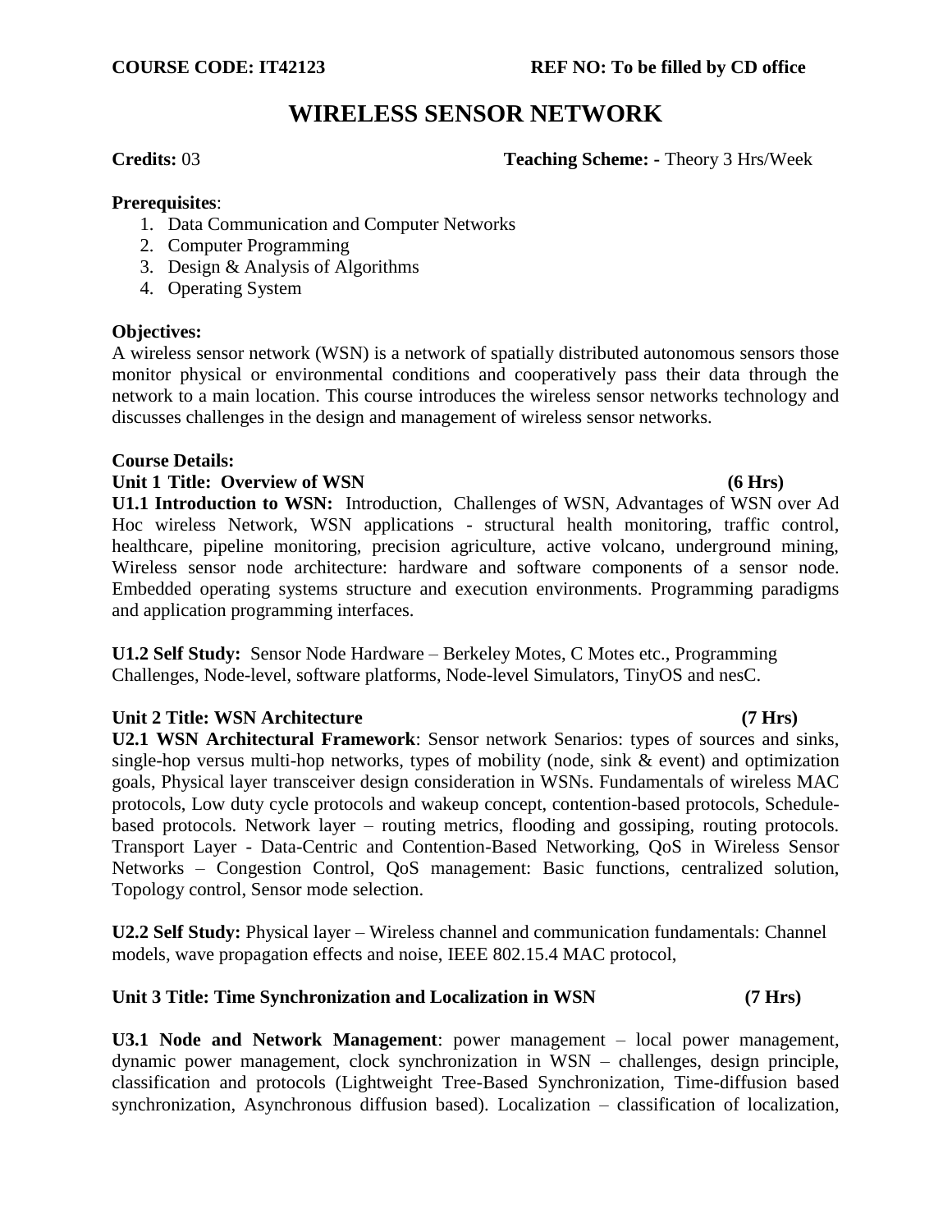**COURSE CODE: IT42123** **REF NO: To be filled by CD office**

# WIRELESS SENSOR NETWORK

**Credits:** 03 **Teaching Scheme: -** Theory 3 Hrs/Week

**Prerequisites**:

1. Data Communication and Computer Networks
2. Computer Programming
3. Design & Analysis of Algorithms
4. Operating System

**Objectives:**

A wireless sensor network (WSN) is a network of spatially distributed autonomous sensors those monitor physical or environmental conditions and cooperatively pass their data through the network to a main location. This course introduces the wireless sensor networks technology and discusses challenges in the design and management of wireless sensor networks.

**Course Details:**

**Unit 1 Title: Overview of WSN (6 Hrs)**

**U1.1 Introduction to WSN:** Introduction, Challenges of WSN, Advantages of WSN over Ad Hoc wireless Network, WSN applications - structural health monitoring, traffic control, healthcare, pipeline monitoring, precision agriculture, active volcano, underground mining, Wireless sensor node architecture: hardware and software components of a sensor node. Embedded operating systems structure and execution environments. Programming paradigms and application programming interfaces.

**U1.2 Self Study:** Sensor Node Hardware – Berkeley Motes, C Motes etc., Programming Challenges, Node-level, software platforms, Node-level Simulators, TinyOS and nesC.

**Unit 2 Title: WSN Architecture (7 Hrs)**

**U2.1 WSN Architectural Framework**: Sensor network Senarios: types of sources and sinks, single-hop versus multi-hop networks, types of mobility (node, sink & event) and optimization goals, Physical layer transceiver design consideration in WSNs. Fundamentals of wireless MAC protocols, Low duty cycle protocols and wakeup concept, contention-based protocols, Schedule-based protocols. Network layer – routing metrics, flooding and gossiping, routing protocols. Transport Layer - Data-Centric and Contention-Based Networking, QoS in Wireless Sensor Networks – Congestion Control, QoS management: Basic functions, centralized solution, Topology control, Sensor mode selection.

**U2.2 Self Study:** Physical layer – Wireless channel and communication fundamentals: Channel models, wave propagation effects and noise, IEEE 802.15.4 MAC protocol,

**Unit 3 Title: Time Synchronization and Localization in WSN (7 Hrs)**

**U3.1 Node and Network Management**: power management – local power management, dynamic power management, clock synchronization in WSN – challenges, design principle, classification and protocols (Lightweight Tree-Based Synchronization, Time-diffusion based synchronization, Asynchronous diffusion based). Localization – classification of localization,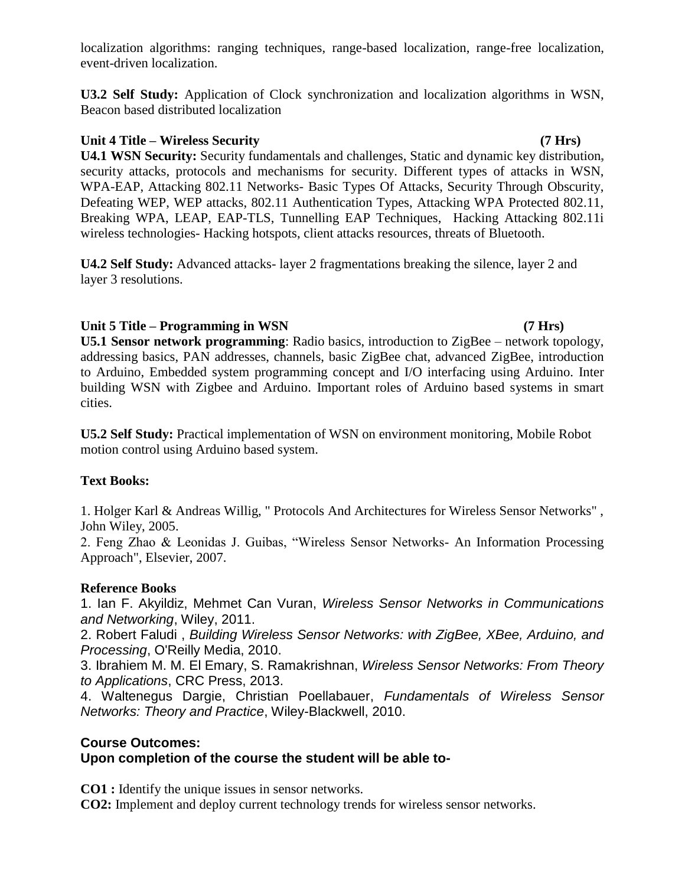localization algorithms: ranging techniques, range-based localization, range-free localization, event-driven localization.

**U3.2 Self Study:** Application of Clock synchronization and localization algorithms in WSN, Beacon based distributed localization

**Unit 4 Title – Wireless Security (7 Hrs)**

**U4.1 WSN Security:** Security fundamentals and challenges, Static and dynamic key distribution, security attacks, protocols and mechanisms for security. Different types of attacks in WSN, WPA-EAP, Attacking 802.11 Networks- Basic Types Of Attacks, Security Through Obscurity, Defeating WEP, WEP attacks, 802.11 Authentication Types, Attacking WPA Protected 802.11, Breaking WPA, LEAP, EAP-TLS, Tunnelling EAP Techniques, Hacking Attacking 802.11i wireless technologies- Hacking hotspots, client attacks resources, threats of Bluetooth.

**U4.2 Self Study:** Advanced attacks- layer 2 fragmentations breaking the silence, layer 2 and layer 3 resolutions.

**Unit 5 Title – Programming in WSN (7 Hrs)**

**U5.1 Sensor network programming**: Radio basics, introduction to ZigBee – network topology, addressing basics, PAN addresses, channels, basic ZigBee chat, advanced ZigBee, introduction to Arduino, Embedded system programming concept and I/O interfacing using Arduino. Inter building WSN with Zigbee and Arduino. Important roles of Arduino based systems in smart cities.

**U5.2 Self Study:** Practical implementation of WSN on environment monitoring, Mobile Robot motion control using Arduino based system.

**Text Books:**

1. Holger Karl & Andreas Willig, " Protocols And Architectures for Wireless Sensor Networks" , John Wiley, 2005.
2. Feng Zhao & Leonidas J. Guibas, "Wireless Sensor Networks- An Information Processing Approach", Elsevier, 2007.

**Reference Books**

1. Ian F. Akyildiz, Mehmet Can Vuran, *Wireless Sensor Networks in Communications and Networking*, Wiley, 2011.
2. Robert Faludi , *Building Wireless Sensor Networks: with ZigBee, XBee, Arduino, and Processing*, O'Reilly Media, 2010.
3. Ibrahiem M. M. El Emary, S. Ramakrishnan, *Wireless Sensor Networks: From Theory to Applications*, CRC Press, 2013.
4. Waltenegus Dargie, Christian Poellabauer, *Fundamentals of Wireless Sensor Networks: Theory and Practice*, Wiley-Blackwell, 2010.

**Course Outcomes:**
**Upon completion of the course the student will be able to-**

**CO1 :** Identify the unique issues in sensor networks.
**CO2:** Implement and deploy current technology trends for wireless sensor networks.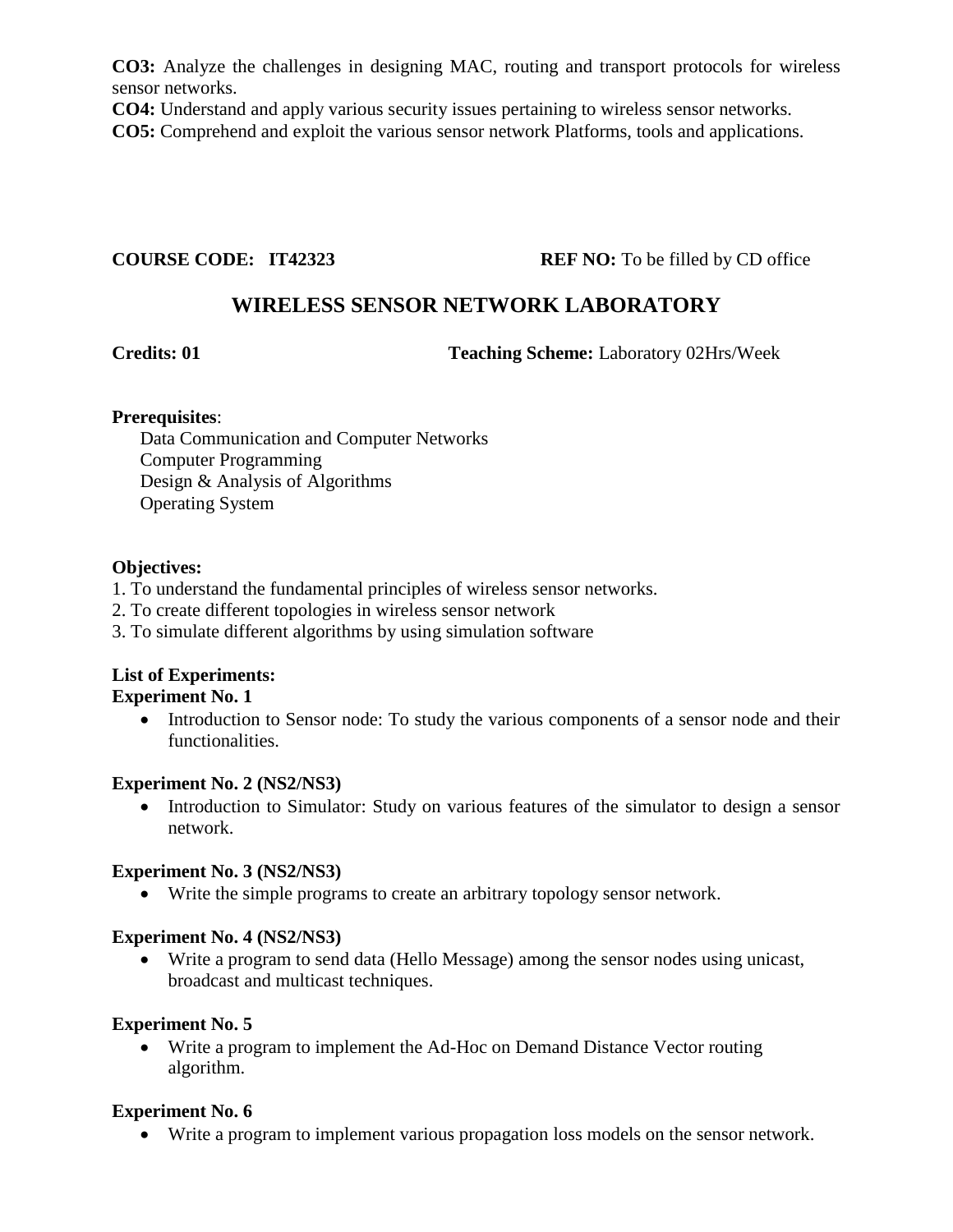**CO3:** Analyze the challenges in designing MAC, routing and transport protocols for wireless sensor networks.
**CO4:** Understand and apply various security issues pertaining to wireless sensor networks.
**CO5:** Comprehend and exploit the various sensor network Platforms, tools and applications.

**COURSE CODE: IT42323** **REF NO:** To be filled by CD office

## WIRELESS SENSOR NETWORK LABORATORY

**Credits: 01** **Teaching Scheme:** Laboratory 02Hrs/Week

**Prerequisites**:

Data Communication and Computer Networks
Computer Programming
Design & Analysis of Algorithms
Operating System

**Objectives:**

1. To understand the fundamental principles of wireless sensor networks.
2. To create different topologies in wireless sensor network
3. To simulate different algorithms by using simulation software

**List of Experiments:**

**Experiment No. 1**

- Introduction to Sensor node: To study the various components of a sensor node and their functionalities.

**Experiment No. 2 (NS2/NS3)**

- Introduction to Simulator: Study on various features of the simulator to design a sensor network.

**Experiment No. 3 (NS2/NS3)**

- Write the simple programs to create an arbitrary topology sensor network.

**Experiment No. 4 (NS2/NS3)**

- Write a program to send data (Hello Message) among the sensor nodes using unicast, broadcast and multicast techniques.

**Experiment No. 5**

- Write a program to implement the Ad-Hoc on Demand Distance Vector routing algorithm.

**Experiment No. 6**

- Write a program to implement various propagation loss models on the sensor network.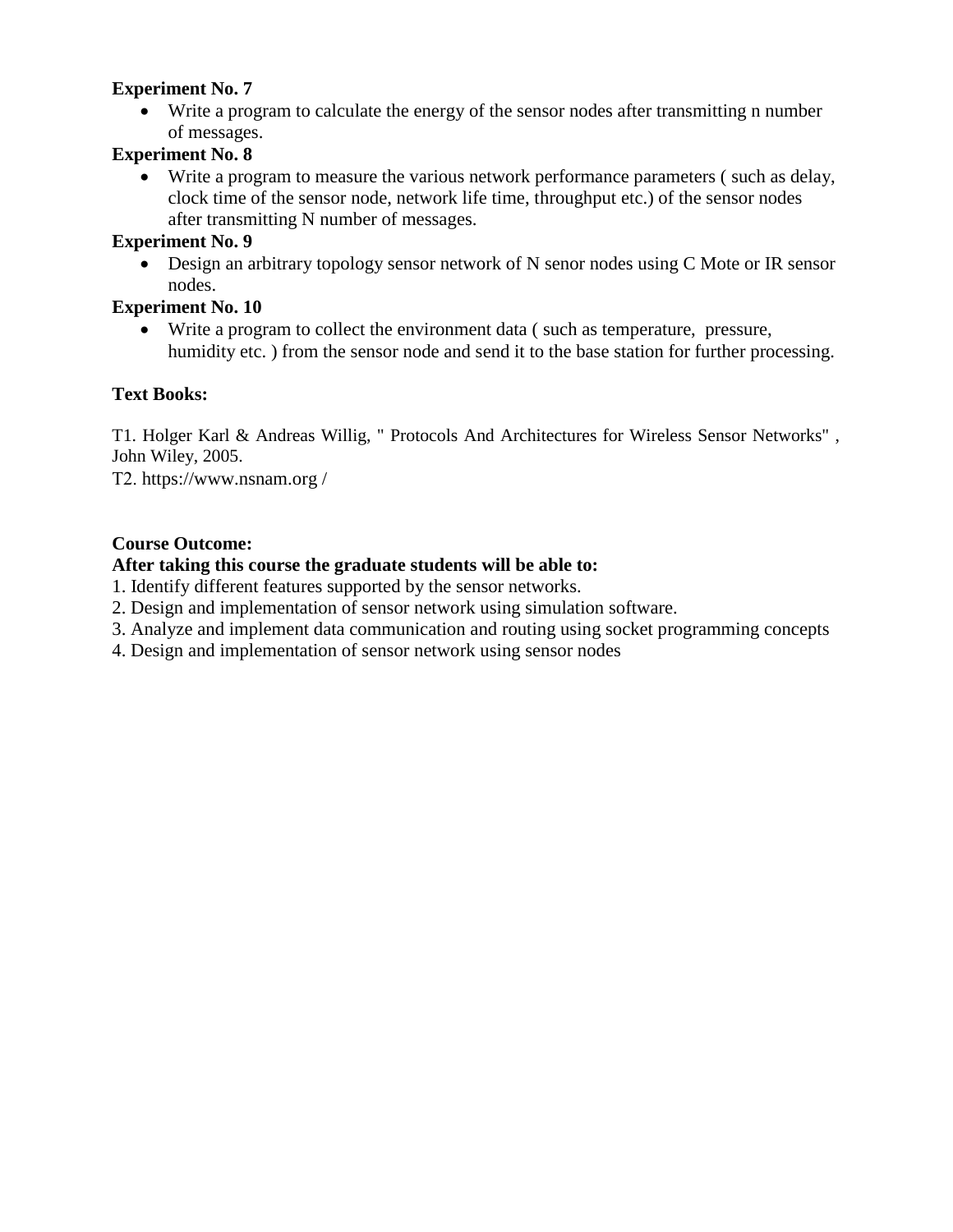**Experiment No. 7**

- Write a program to calculate the energy of the sensor nodes after transmitting n number of messages.

**Experiment No. 8**

- Write a program to measure the various network performance parameters ( such as delay, clock time of the sensor node, network life time, throughput etc.) of the sensor nodes after transmitting N number of messages.

**Experiment No. 9**

- Design an arbitrary topology sensor network of N senor nodes using C Mote or IR sensor nodes.

**Experiment No. 10**

- Write a program to collect the environment data ( such as temperature, pressure, humidity etc. ) from the sensor node and send it to the base station for further processing.

**Text Books:**

T1. Holger Karl & Andreas Willig, " Protocols And Architectures for Wireless Sensor Networks" , John Wiley, 2005.
T2. https://www.nsnam.org /

**Course Outcome:**
**After taking this course the graduate students will be able to:**

1. Identify different features supported by the sensor networks.
2. Design and implementation of sensor network using simulation software.
3. Analyze and implement data communication and routing using socket programming concepts
4. Design and implementation of sensor network using sensor nodes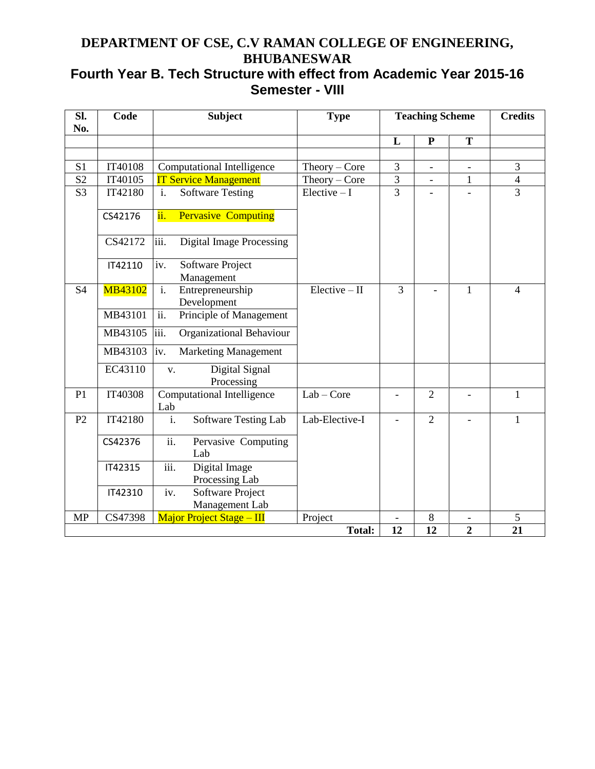**DEPARTMENT OF CSE, C.V RAMAN COLLEGE OF ENGINEERING, BHUBANESWAR**

**Fourth Year B. Tech Structure with effect from Academic Year 2015-16**

**Semester - VIII**

| Sl. No. | Code | Subject | Type | Teaching Scheme | | | Credits |
|---|---|---|---|---|---|---|---|
| | | | | L | P | T | |
| | | | | | | | |
| S1 | IT40108 | Computational Intelligence | Theory – Core | 3 | - | - | 3 |
| S2 | IT40105 | IT Service Management | Theory – Core | 3 | - | 1 | 4 |
| S3 | IT42180 | i. Software Testing | Elective – I | 3 | - | - | 3 |
| | CS42176 | ii. Pervasive Computing | | | | | |
| | CS42172 | iii. Digital Image Processing | | | | | |
| | IT42110 | iv. Software Project Management | | | | | |
| S4 | MB43102 | i. Entrepreneurship Development | Elective – II | 3 | - | 1 | 4 |
| | MB43101 | ii. Principle of Management | | | | | |
| | MB43105 | iii. Organizational Behaviour | | | | | |
| | MB43103 | iv. Marketing Management | | | | | |
| | EC43110 | v. Digital Signal Processing | | | | | |
| P1 | IT40308 | Computational Intelligence Lab | Lab – Core | - | 2 | - | 1 |
| P2 | IT42180 | i. Software Testing Lab | Lab-Elective-I | - | 2 | - | 1 |
| | CS42376 | ii. Pervasive Computing Lab | | | | | |
| | IT42315 | iii. Digital Image Processing Lab | | | | | |
| | IT42310 | iv. Software Project Management Lab | | | | | |
| MP | CS47398 | Major Project Stage – III | Project | - | 8 | - | 5 |
| | | | **Total:** | **12** | **12** | **2** | **21** |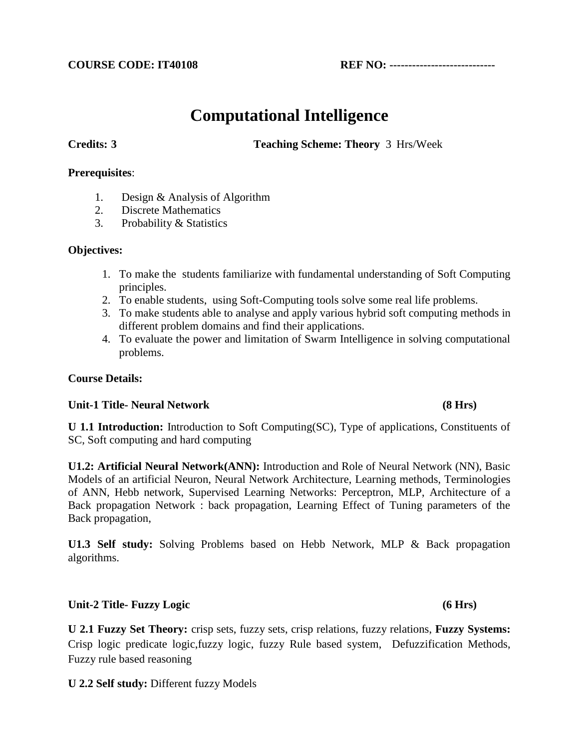**COURSE CODE: IT40108** **REF NO: ----------------------------**

# Computational Intelligence

**Credits: 3** **Teaching Scheme: Theory** 3 Hrs/Week

**Prerequisites**:

1. Design & Analysis of Algorithm
2. Discrete Mathematics
3. Probability & Statistics

**Objectives:**

1. To make the students familiarize with fundamental understanding of Soft Computing principles.
2. To enable students, using Soft-Computing tools solve some real life problems.
3. To make students able to analyse and apply various hybrid soft computing methods in different problem domains and find their applications.
4. To evaluate the power and limitation of Swarm Intelligence in solving computational problems.

**Course Details:**

**Unit-1 Title- Neural Network (8 Hrs)**

**U 1.1 Introduction:** Introduction to Soft Computing(SC), Type of applications, Constituents of SC, Soft computing and hard computing

**U1.2: Artificial Neural Network(ANN):** Introduction and Role of Neural Network (NN), Basic Models of an artificial Neuron, Neural Network Architecture, Learning methods, Terminologies of ANN, Hebb network, Supervised Learning Networks: Perceptron, MLP, Architecture of a Back propagation Network : back propagation, Learning Effect of Tuning parameters of the Back propagation,

**U1.3 Self study:** Solving Problems based on Hebb Network, MLP & Back propagation algorithms.

**Unit-2 Title- Fuzzy Logic (6 Hrs)**

**U 2.1 Fuzzy Set Theory:** crisp sets, fuzzy sets, crisp relations, fuzzy relations, **Fuzzy Systems:** Crisp logic predicate logic,fuzzy logic, fuzzy Rule based system, Defuzzification Methods, Fuzzy rule based reasoning

**U 2.2 Self study:** Different fuzzy Models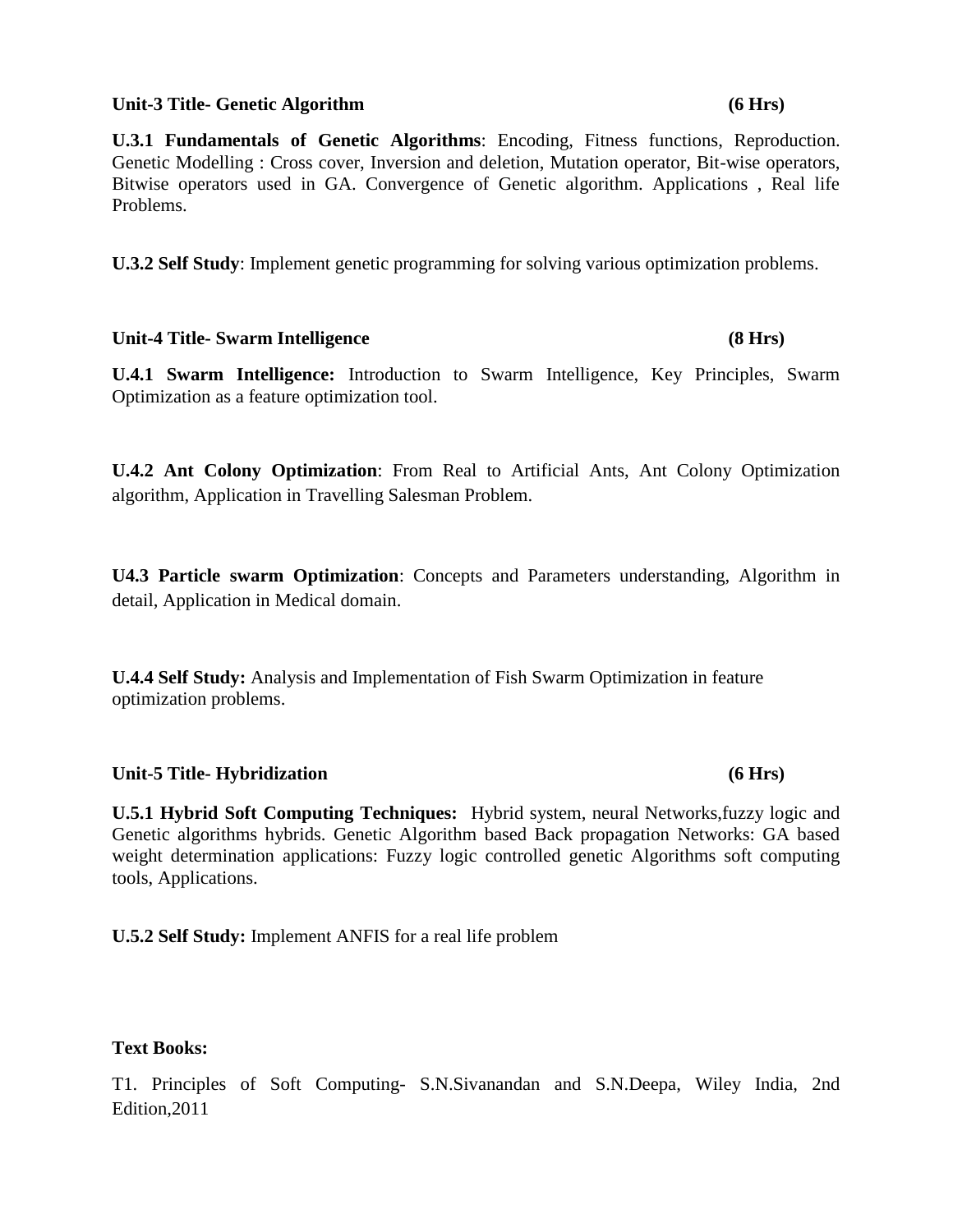**Unit-3 Title- Genetic Algorithm (6 Hrs)**

**U.3.1 Fundamentals of Genetic Algorithms**: Encoding, Fitness functions, Reproduction. Genetic Modelling : Cross cover, Inversion and deletion, Mutation operator, Bit-wise operators, Bitwise operators used in GA. Convergence of Genetic algorithm. Applications , Real life Problems.

**U.3.2 Self Study**: Implement genetic programming for solving various optimization problems.

**Unit-4 Title- Swarm Intelligence (8 Hrs)**

**U.4.1 Swarm Intelligence:** Introduction to Swarm Intelligence, Key Principles, Swarm Optimization as a feature optimization tool.

**U.4.2 Ant Colony Optimization**: From Real to Artificial Ants, Ant Colony Optimization algorithm, Application in Travelling Salesman Problem.

**U4.3 Particle swarm Optimization**: Concepts and Parameters understanding, Algorithm in detail, Application in Medical domain.

**U.4.4 Self Study:** Analysis and Implementation of Fish Swarm Optimization in feature optimization problems.

**Unit-5 Title- Hybridization (6 Hrs)**

**U.5.1 Hybrid Soft Computing Techniques:** Hybrid system, neural Networks,fuzzy logic and Genetic algorithms hybrids. Genetic Algorithm based Back propagation Networks: GA based weight determination applications: Fuzzy logic controlled genetic Algorithms soft computing tools, Applications.

**U.5.2 Self Study:** Implement ANFIS for a real life problem

**Text Books:**

T1. Principles of Soft Computing- S.N.Sivanandan and S.N.Deepa, Wiley India, 2nd Edition,2011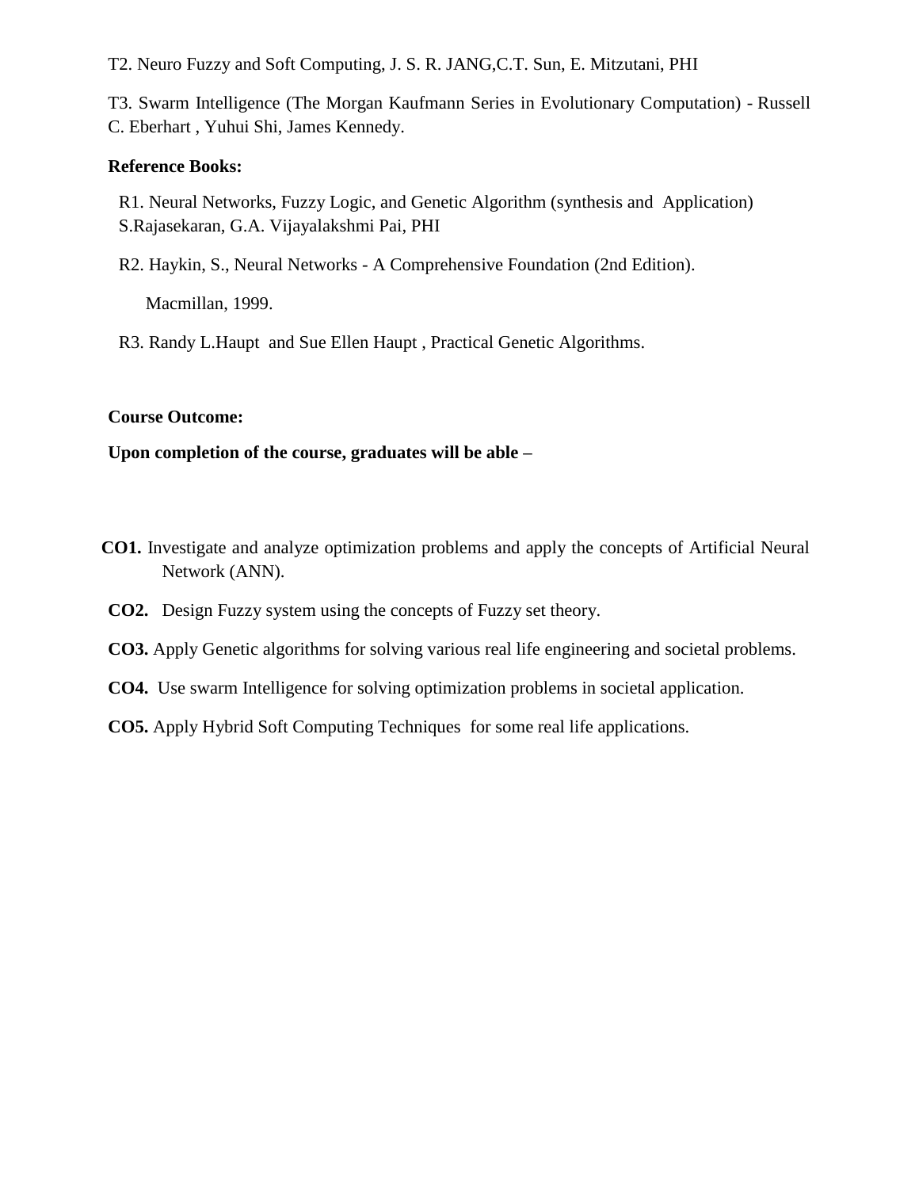T2. Neuro Fuzzy and Soft Computing, J. S. R. JANG,C.T. Sun, E. Mitzutani, PHI

T3. Swarm Intelligence (The Morgan Kaufmann Series in Evolutionary Computation) - Russell C. Eberhart , Yuhui Shi, James Kennedy.

**Reference Books:**

R1. Neural Networks, Fuzzy Logic, and Genetic Algorithm (synthesis and Application) S.Rajasekaran, G.A. Vijayalakshmi Pai, PHI

R2. Haykin, S., Neural Networks - A Comprehensive Foundation (2nd Edition).

Macmillan, 1999.

R3. Randy L.Haupt and Sue Ellen Haupt , Practical Genetic Algorithms.

**Course Outcome:**

**Upon completion of the course, graduates will be able –**

**CO1.** Investigate and analyze optimization problems and apply the concepts of Artificial Neural Network (ANN).

**CO2.** Design Fuzzy system using the concepts of Fuzzy set theory.

**CO3.** Apply Genetic algorithms for solving various real life engineering and societal problems.

**CO4.** Use swarm Intelligence for solving optimization problems in societal application.

**CO5.** Apply Hybrid Soft Computing Techniques for some real life applications.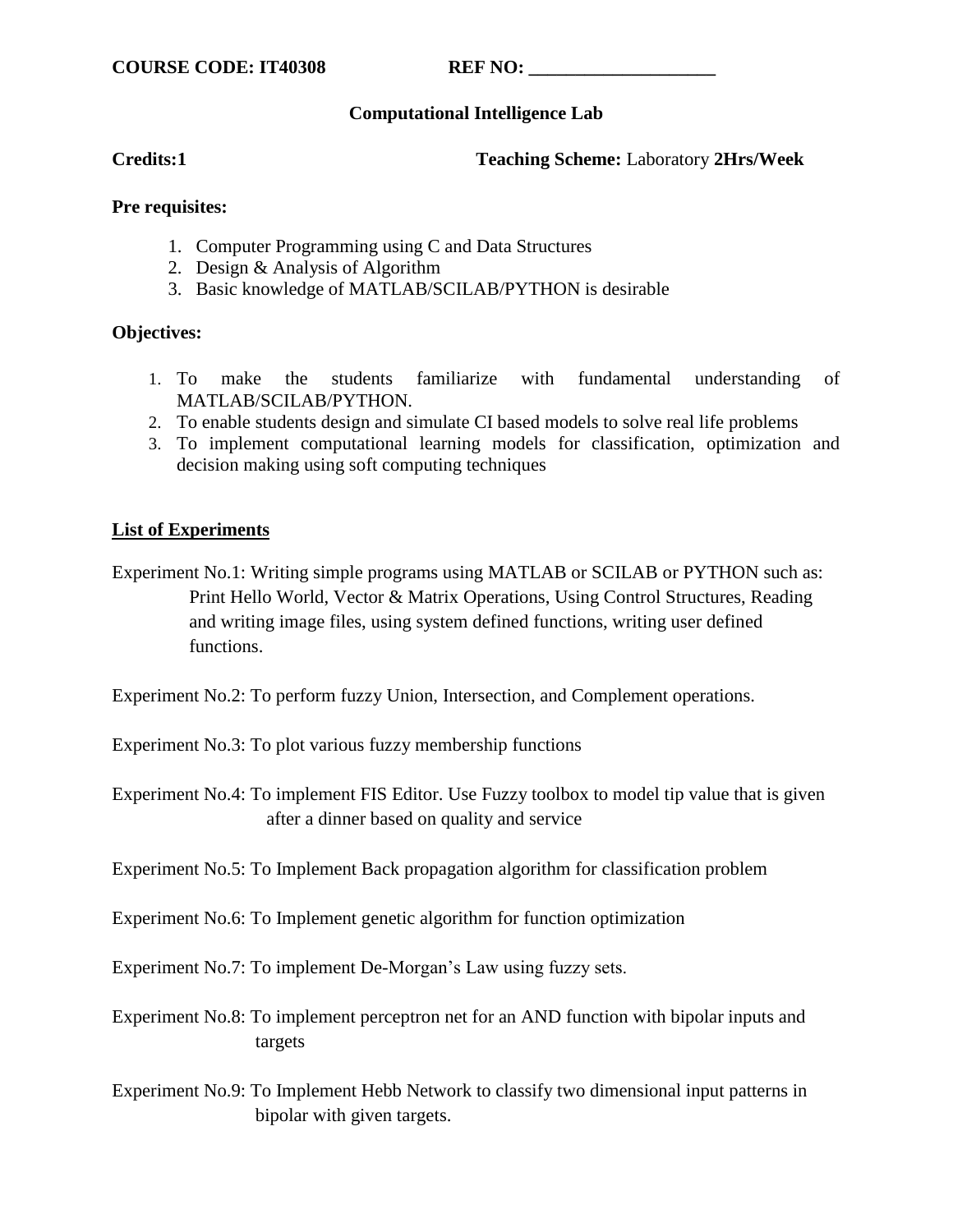**COURSE CODE: IT40308** **REF NO: ____________________**

## Computational Intelligence Lab

**Credits:1** **Teaching Scheme:** Laboratory **2Hrs/Week**

**Pre requisites:**

1. Computer Programming using C and Data Structures
2. Design & Analysis of Algorithm
3. Basic knowledge of MATLAB/SCILAB/PYTHON is desirable

**Objectives:**

1. To make the students familiarize with fundamental understanding of MATLAB/SCILAB/PYTHON.
2. To enable students design and simulate CI based models to solve real life problems
3. To implement computational learning models for classification, optimization and decision making using soft computing techniques

**List of Experiments**

Experiment No.1: Writing simple programs using MATLAB or SCILAB or PYTHON such as: Print Hello World, Vector & Matrix Operations, Using Control Structures, Reading and writing image files, using system defined functions, writing user defined functions.

Experiment No.2: To perform fuzzy Union, Intersection, and Complement operations.

Experiment No.3: To plot various fuzzy membership functions

Experiment No.4: To implement FIS Editor. Use Fuzzy toolbox to model tip value that is given after a dinner based on quality and service

Experiment No.5: To Implement Back propagation algorithm for classification problem

Experiment No.6: To Implement genetic algorithm for function optimization

Experiment No.7: To implement De-Morgan's Law using fuzzy sets.

Experiment No.8: To implement perceptron net for an AND function with bipolar inputs and targets

Experiment No.9: To Implement Hebb Network to classify two dimensional input patterns in bipolar with given targets.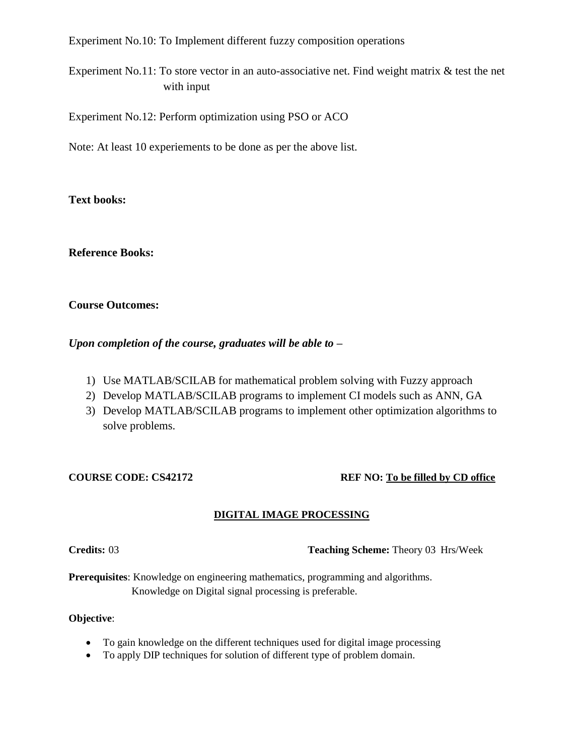Experiment No.10: To Implement different fuzzy composition operations

Experiment No.11: To store vector in an auto-associative net. Find weight matrix & test the net with input

Experiment No.12: Perform optimization using PSO or ACO

Note: At least 10 experiements to be done as per the above list.

**Text books:**

**Reference Books:**

**Course Outcomes:**

***Upon completion of the course, graduates will be able to –***

1) Use MATLAB/SCILAB for mathematical problem solving with Fuzzy approach
2) Develop MATLAB/SCILAB programs to implement CI models such as ANN, GA
3) Develop MATLAB/SCILAB programs to implement other optimization algorithms to solve problems.

**COURSE CODE: CS42172** **REF NO: <u>To be filled by CD office</u>**

## <u>DIGITAL IMAGE PROCESSING</u>

**Credits:** 03 **Teaching Scheme:** Theory 03 Hrs/Week

**Prerequisites**: Knowledge on engineering mathematics, programming and algorithms. Knowledge on Digital signal processing is preferable.

**Objective**:

- To gain knowledge on the different techniques used for digital image processing
- To apply DIP techniques for solution of different type of problem domain.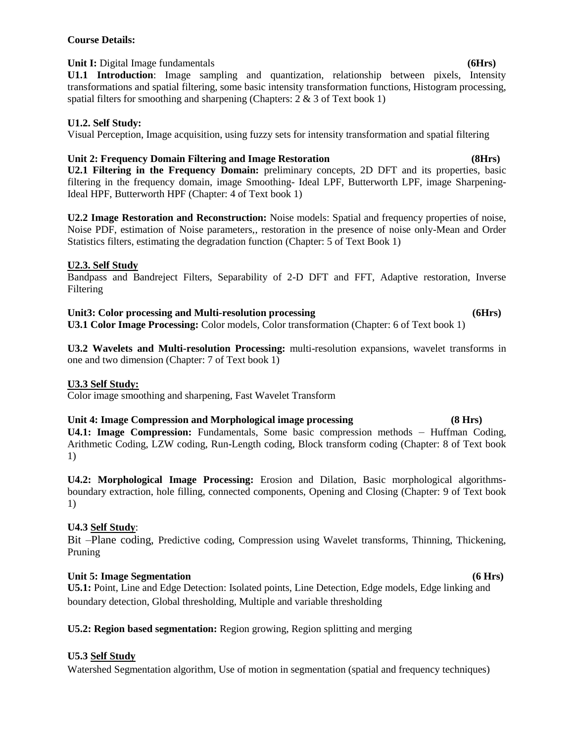**Course Details:**

**Unit I:** Digital Image fundamentals **(6Hrs)**

**U1.1 Introduction**: Image sampling and quantization, relationship between pixels, Intensity transformations and spatial filtering, some basic intensity transformation functions, Histogram processing, spatial filters for smoothing and sharpening (Chapters: 2 & 3 of Text book 1)

**U1.2. Self Study:**

Visual Perception, Image acquisition, using fuzzy sets for intensity transformation and spatial filtering

**Unit 2: Frequency Domain Filtering and Image Restoration** **(8Hrs)**

**U2.1 Filtering in the Frequency Domain:** preliminary concepts, 2D DFT and its properties, basic filtering in the frequency domain, image Smoothing- Ideal LPF, Butterworth LPF, image Sharpening-Ideal HPF, Butterworth HPF (Chapter: 4 of Text book 1)

**U2.2 Image Restoration and Reconstruction:** Noise models: Spatial and frequency properties of noise, Noise PDF, estimation of Noise parameters,, restoration in the presence of noise only-Mean and Order Statistics filters, estimating the degradation function (Chapter: 5 of Text Book 1)

**U2.3. Self Study**

Bandpass and Bandreject Filters, Separability of 2-D DFT and FFT, Adaptive restoration, Inverse Filtering

**Unit3: Color processing and Multi-resolution processing** **(6Hrs)**

**U3.1 Color Image Processing:** Color models, Color transformation (Chapter: 6 of Text book 1)

**U3.2 Wavelets and Multi-resolution Processing:** multi-resolution expansions, wavelet transforms in one and two dimension (Chapter: 7 of Text book 1)

**U3.3 Self Study:**

Color image smoothing and sharpening, Fast Wavelet Transform

**Unit 4: Image Compression and Morphological image processing** **(8 Hrs)**

**U4.1: Image Compression:** Fundamentals, Some basic compression methods – Huffman Coding, Arithmetic Coding, LZW coding, Run-Length coding, Block transform coding (Chapter: 8 of Text book 1)

**U4.2: Morphological Image Processing:** Erosion and Dilation, Basic morphological algorithms-boundary extraction, hole filling, connected components, Opening and Closing (Chapter: 9 of Text book 1)

**U4.3 Self Study**:

Bit –Plane coding, Predictive coding, Compression using Wavelet transforms, Thinning, Thickening, Pruning

**Unit 5: Image Segmentation** **(6 Hrs)**

**U5.1:** Point, Line and Edge Detection: Isolated points, Line Detection, Edge models, Edge linking and boundary detection, Global thresholding, Multiple and variable thresholding

**U5.2: Region based segmentation:** Region growing, Region splitting and merging

**U5.3 Self Study**

Watershed Segmentation algorithm, Use of motion in segmentation (spatial and frequency techniques)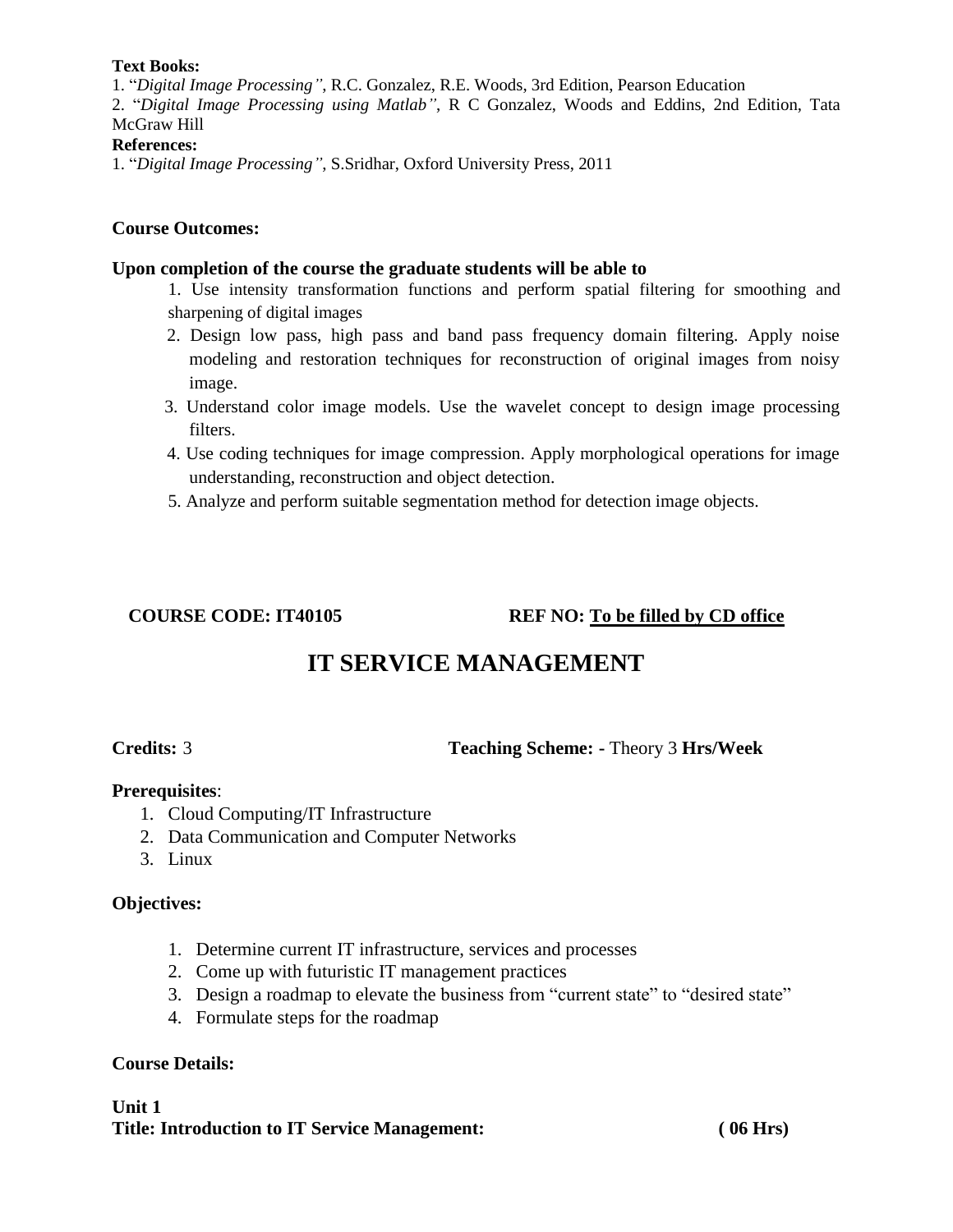**Text Books:**

1. "*Digital Image Processing"*, R.C. Gonzalez, R.E. Woods, 3rd Edition, Pearson Education
2. "*Digital Image Processing using Matlab"*, R C Gonzalez, Woods and Eddins, 2nd Edition, Tata McGraw Hill

**References:**

1. "*Digital Image Processing"*, S.Sridhar, Oxford University Press, 2011

**Course Outcomes:**

**Upon completion of the course the graduate students will be able to**

1. Use intensity transformation functions and perform spatial filtering for smoothing and sharpening of digital images
2. Design low pass, high pass and band pass frequency domain filtering. Apply noise modeling and restoration techniques for reconstruction of original images from noisy image.
3. Understand color image models. Use the wavelet concept to design image processing filters.
4. Use coding techniques for image compression. Apply morphological operations for image understanding, reconstruction and object detection.
5. Analyze and perform suitable segmentation method for detection image objects.

**COURSE CODE: IT40105** **REF NO: <u>To be filled by CD office</u>**

# IT SERVICE MANAGEMENT

**Credits:** 3 **Teaching Scheme: -** Theory 3 **Hrs/Week**

**Prerequisites**:

1. Cloud Computing/IT Infrastructure
2. Data Communication and Computer Networks
3. Linux

**Objectives:**

1. Determine current IT infrastructure, services and processes
2. Come up with futuristic IT management practices
3. Design a roadmap to elevate the business from "current state" to "desired state"
4. Formulate steps for the roadmap

**Course Details:**

**Unit 1**
**Title: Introduction to IT Service Management:** **( 06 Hrs)**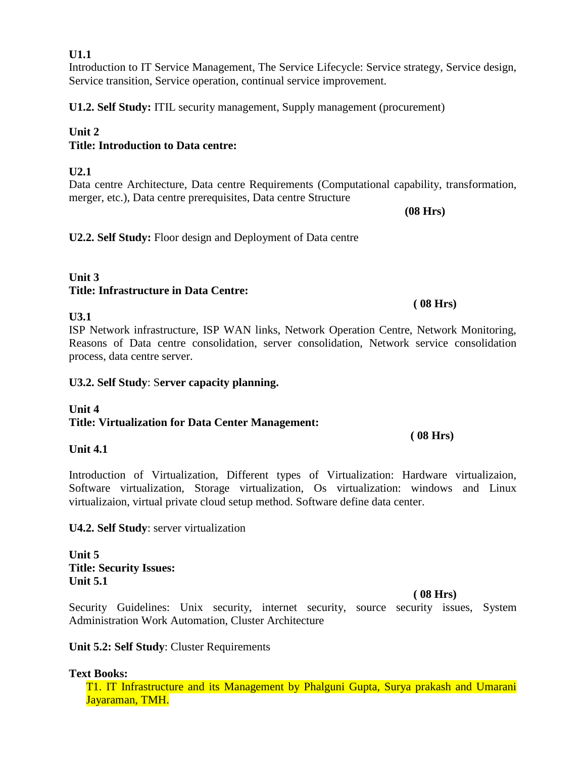**U1.1**

Introduction to IT Service Management, The Service Lifecycle: Service strategy, Service design, Service transition, Service operation, continual service improvement.

**U1.2. Self Study:** ITIL security management, Supply management (procurement)

**Unit 2**

**Title: Introduction to Data centre:**

**U2.1**

Data centre Architecture, Data centre Requirements (Computational capability, transformation, merger, etc.), Data centre prerequisites, Data centre Structure

**(08 Hrs)**

**U2.2. Self Study:** Floor design and Deployment of Data centre

**Unit 3**

**Title: Infrastructure in Data Centre:**

**( 08 Hrs)**

**U3.1**

ISP Network infrastructure, ISP WAN links, Network Operation Centre, Network Monitoring, Reasons of Data centre consolidation, server consolidation, Network service consolidation process, data centre server.

**U3.2. Self Study**: S**erver capacity planning.**

**Unit 4**

**Title: Virtualization for Data Center Management:**

**( 08 Hrs)**

**Unit 4.1**

Introduction of Virtualization, Different types of Virtualization: Hardware virtualizaion, Software virtualization, Storage virtualization, Os virtualization: windows and Linux virtualizaion, virtual private cloud setup method. Software define data center.

**U4.2. Self Study**: server virtualization

**Unit 5**

**Title: Security Issues:**

**Unit 5.1**

**( 08 Hrs)**

Security Guidelines: Unix security, internet security, source security issues, System Administration Work Automation, Cluster Architecture

**Unit 5.2: Self Study**: Cluster Requirements

**Text Books:**

T1. IT Infrastructure and its Management by Phalguni Gupta, Surya prakash and Umarani Jayaraman, TMH.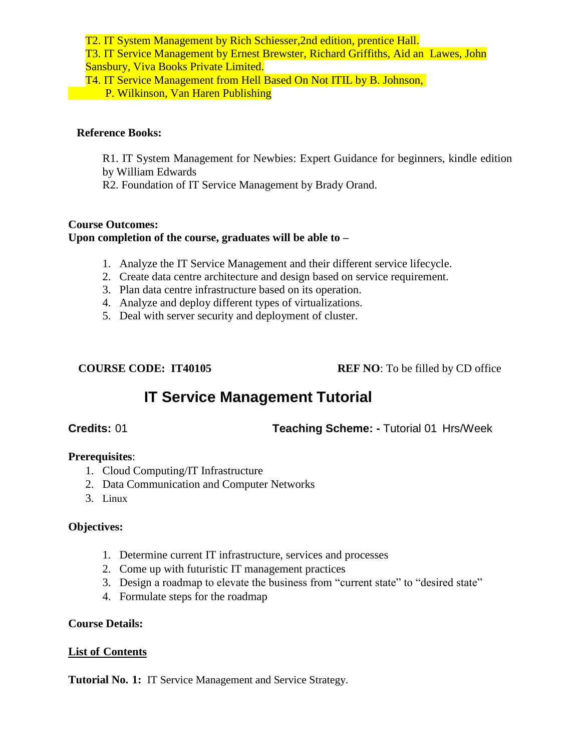T2. IT System Management by Rich Schiesser,2nd edition, prentice Hall.
T3. IT Service Management by Ernest Brewster, Richard Griffiths, Aid an Lawes, John Sansbury, Viva Books Private Limited.
T4. IT Service Management from Hell Based On Not ITIL by B. Johnson, P. Wilkinson, Van Haren Publishing

**Reference Books:**

R1. IT System Management for Newbies: Expert Guidance for beginners, kindle edition by William Edwards
R2. Foundation of IT Service Management by Brady Orand.

**Course Outcomes:**
**Upon completion of the course, graduates will be able to –**

1. Analyze the IT Service Management and their different service lifecycle.
2. Create data centre architecture and design based on service requirement.
3. Plan data centre infrastructure based on its operation.
4. Analyze and deploy different types of virtualizations.
5. Deal with server security and deployment of cluster.

**COURSE CODE: IT40105** **REF NO**: To be filled by CD office

# IT Service Management Tutorial

**Credits:** 01 **Teaching Scheme: -** Tutorial 01 Hrs/Week

**Prerequisites**:

1. Cloud Computing/IT Infrastructure
2. Data Communication and Computer Networks
3. Linux

**Objectives:**

1. Determine current IT infrastructure, services and processes
2. Come up with futuristic IT management practices
3. Design a roadmap to elevate the business from "current state" to "desired state"
4. Formulate steps for the roadmap

**Course Details:**

**List of Contents**

**Tutorial No. 1:** IT Service Management and Service Strategy.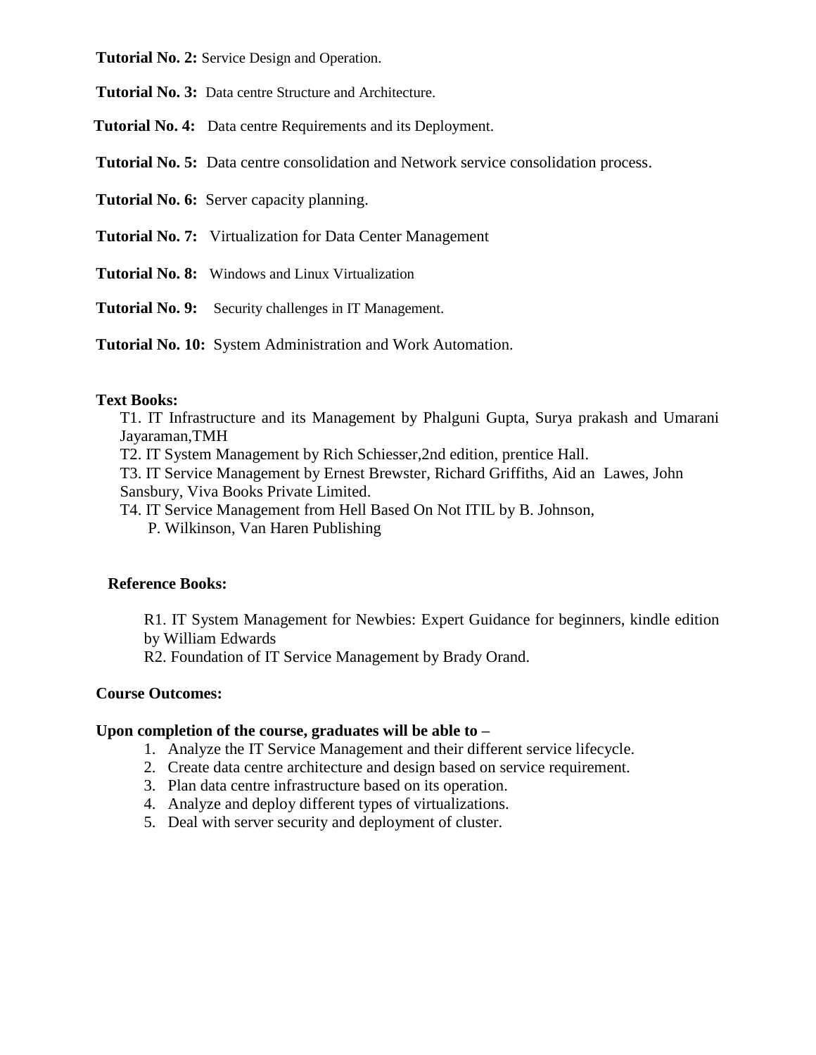**Tutorial No. 2:** Service Design and Operation.

**Tutorial No. 3:** Data centre Structure and Architecture.

**Tutorial No. 4:** Data centre Requirements and its Deployment.

**Tutorial No. 5:** Data centre consolidation and Network service consolidation process.

**Tutorial No. 6:** Server capacity planning.

**Tutorial No. 7:** Virtualization for Data Center Management

**Tutorial No. 8:** Windows and Linux Virtualization

**Tutorial No. 9:** Security challenges in IT Management.

**Tutorial No. 10:** System Administration and Work Automation.

**Text Books:**

T1. IT Infrastructure and its Management by Phalguni Gupta, Surya prakash and Umarani Jayaraman,TMH

T2. IT System Management by Rich Schiesser,2nd edition, prentice Hall.

T3. IT Service Management by Ernest Brewster, Richard Griffiths, Aid an Lawes, John Sansbury, Viva Books Private Limited.

T4. IT Service Management from Hell Based On Not ITIL by B. Johnson, P. Wilkinson, Van Haren Publishing

**Reference Books:**

R1. IT System Management for Newbies: Expert Guidance for beginners, kindle edition by William Edwards

R2. Foundation of IT Service Management by Brady Orand.

**Course Outcomes:**

**Upon completion of the course, graduates will be able to –**

1. Analyze the IT Service Management and their different service lifecycle.
2. Create data centre architecture and design based on service requirement.
3. Plan data centre infrastructure based on its operation.
4. Analyze and deploy different types of virtualizations.
5. Deal with server security and deployment of cluster.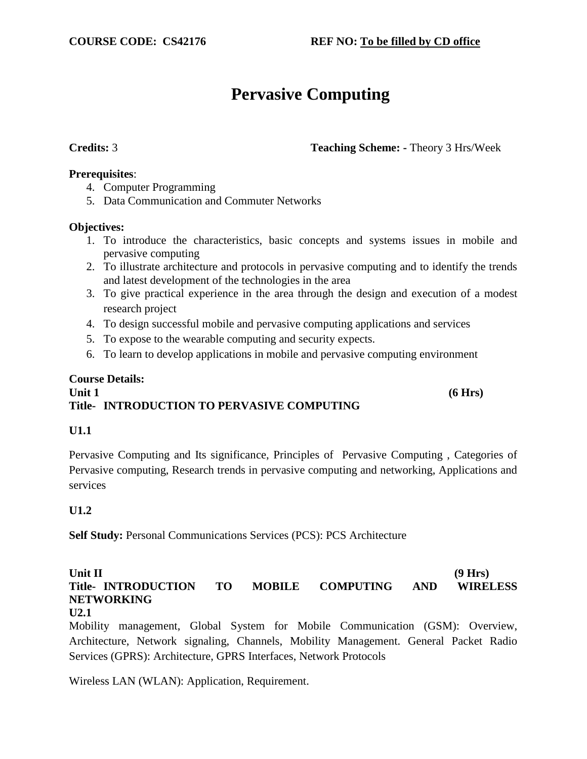**COURSE CODE: CS42176** **REF NO: To be filled by CD office**

# Pervasive Computing

**Credits:** 3 **Teaching Scheme: -** Theory 3 Hrs/Week

**Prerequisites**:

4. Computer Programming
5. Data Communication and Commuter Networks

**Objectives:**

1. To introduce the characteristics, basic concepts and systems issues in mobile and pervasive computing
2. To illustrate architecture and protocols in pervasive computing and to identify the trends and latest development of the technologies in the area
3. To give practical experience in the area through the design and execution of a modest research project
4. To design successful mobile and pervasive computing applications and services
5. To expose to the wearable computing and security expects.
6. To learn to develop applications in mobile and pervasive computing environment

**Course Details:**

**Unit 1** **(6 Hrs)**

**Title- INTRODUCTION TO PERVASIVE COMPUTING**

**U1.1**

Pervasive Computing and Its significance, Principles of Pervasive Computing , Categories of Pervasive computing, Research trends in pervasive computing and networking, Applications and services

**U1.2**

**Self Study:** Personal Communications Services (PCS): PCS Architecture

**Unit II** **(9 Hrs)**

**Title- INTRODUCTION TO MOBILE COMPUTING AND WIRELESS NETWORKING**

**U2.1**

Mobility management, Global System for Mobile Communication (GSM): Overview, Architecture, Network signaling, Channels, Mobility Management. General Packet Radio Services (GPRS): Architecture, GPRS Interfaces, Network Protocols

Wireless LAN (WLAN): Application, Requirement.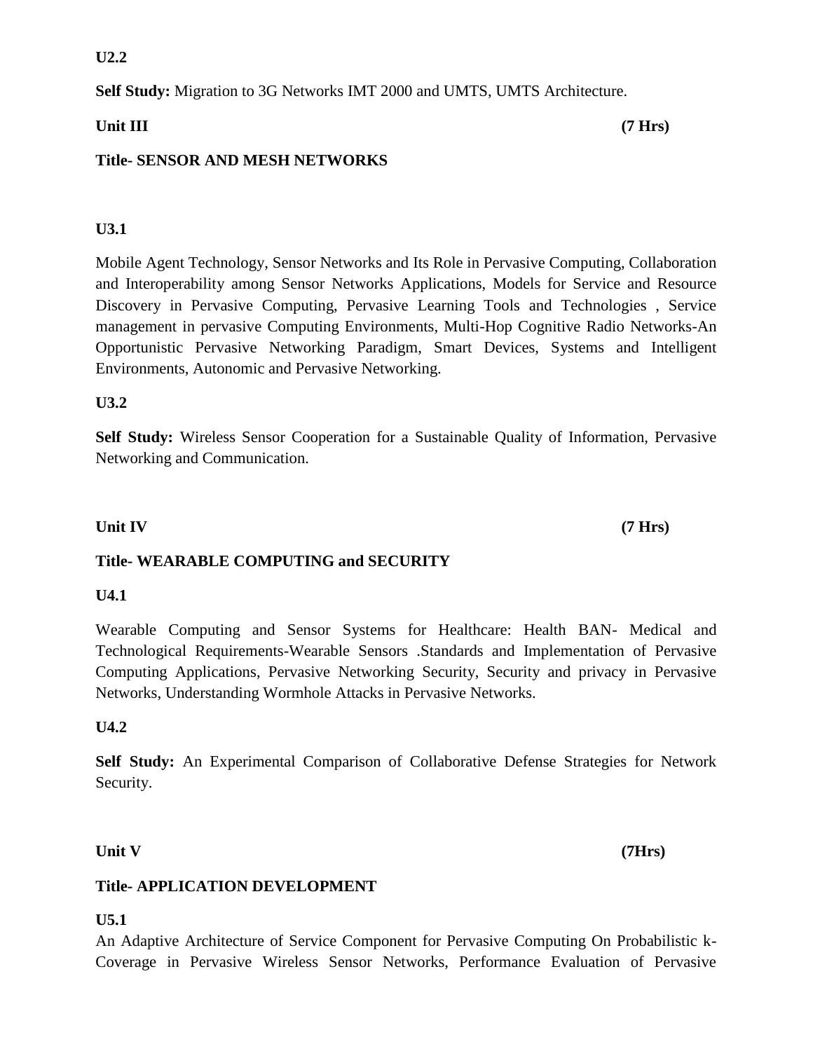**U2.2**

**Self Study:** Migration to 3G Networks IMT 2000 and UMTS, UMTS Architecture.

**Unit III** **(7 Hrs)**

**Title- SENSOR AND MESH NETWORKS**

**U3.1**

Mobile Agent Technology, Sensor Networks and Its Role in Pervasive Computing, Collaboration and Interoperability among Sensor Networks Applications, Models for Service and Resource Discovery in Pervasive Computing, Pervasive Learning Tools and Technologies , Service management in pervasive Computing Environments, Multi-Hop Cognitive Radio Networks-An Opportunistic Pervasive Networking Paradigm, Smart Devices, Systems and Intelligent Environments, Autonomic and Pervasive Networking.

**U3.2**

**Self Study:** Wireless Sensor Cooperation for a Sustainable Quality of Information, Pervasive Networking and Communication.

**Unit IV** **(7 Hrs)**

**Title- WEARABLE COMPUTING and SECURITY**

**U4.1**

Wearable Computing and Sensor Systems for Healthcare: Health BAN- Medical and Technological Requirements-Wearable Sensors .Standards and Implementation of Pervasive Computing Applications, Pervasive Networking Security, Security and privacy in Pervasive Networks, Understanding Wormhole Attacks in Pervasive Networks.

**U4.2**

**Self Study:** An Experimental Comparison of Collaborative Defense Strategies for Network Security.

**Unit V** **(7Hrs)**

**Title- APPLICATION DEVELOPMENT**

**U5.1**

An Adaptive Architecture of Service Component for Pervasive Computing On Probabilistic k-Coverage in Pervasive Wireless Sensor Networks, Performance Evaluation of Pervasive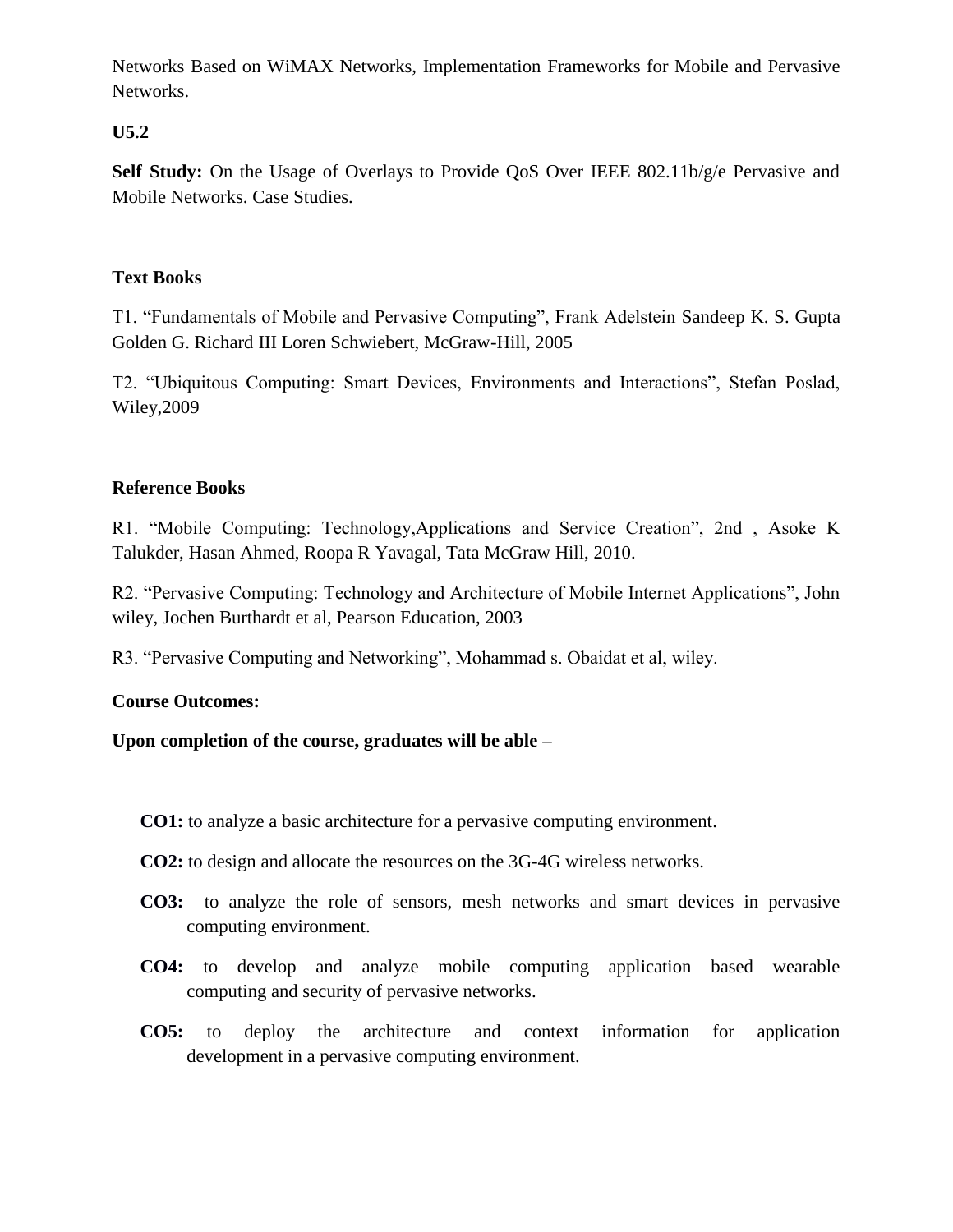Networks Based on WiMAX Networks, Implementation Frameworks for Mobile and Pervasive Networks.

**U5.2**

**Self Study:** On the Usage of Overlays to Provide QoS Over IEEE 802.11b/g/e Pervasive and Mobile Networks. Case Studies.

**Text Books**

T1. "Fundamentals of Mobile and Pervasive Computing", Frank Adelstein Sandeep K. S. Gupta Golden G. Richard III Loren Schwiebert, McGraw-Hill, 2005

T2. "Ubiquitous Computing: Smart Devices, Environments and Interactions", Stefan Poslad, Wiley,2009

**Reference Books**

R1. "Mobile Computing: Technology,Applications and Service Creation", 2nd , Asoke K Talukder, Hasan Ahmed, Roopa R Yavagal, Tata McGraw Hill, 2010.

R2. "Pervasive Computing: Technology and Architecture of Mobile Internet Applications", John wiley, Jochen Burthardt et al, Pearson Education, 2003

R3. "Pervasive Computing and Networking", Mohammad s. Obaidat et al, wiley.

**Course Outcomes:**

**Upon completion of the course, graduates will be able –**

- **CO1:** to analyze a basic architecture for a pervasive computing environment.
- **CO2:** to design and allocate the resources on the 3G-4G wireless networks.
- **CO3:** to analyze the role of sensors, mesh networks and smart devices in pervasive computing environment.
- **CO4:** to develop and analyze mobile computing application based wearable computing and security of pervasive networks.
- **CO5:** to deploy the architecture and context information for application development in a pervasive computing environment.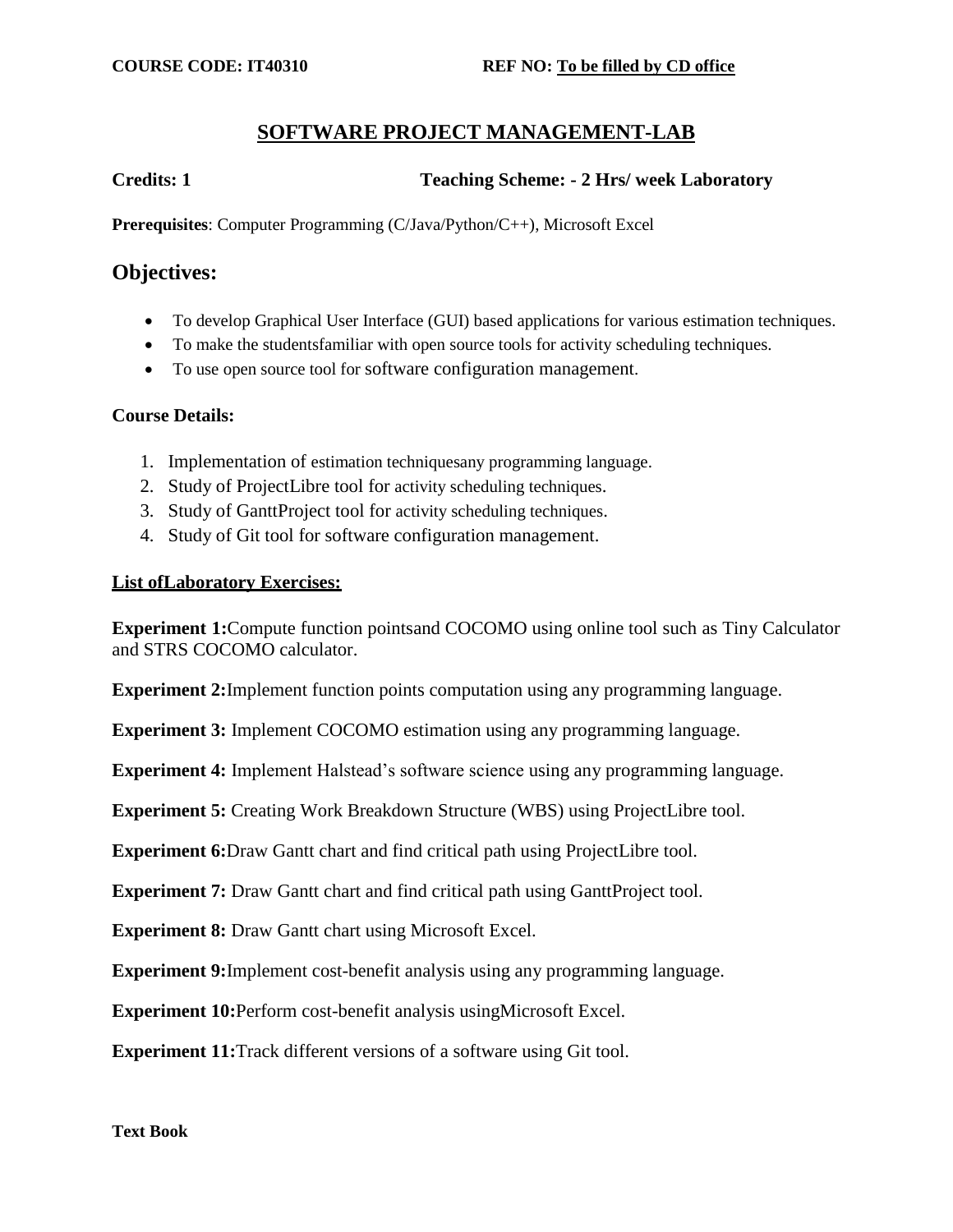**COURSE CODE: IT40310** **REF NO: To be filled by CD office**

## SOFTWARE PROJECT MANAGEMENT-LAB

**Credits: 1** **Teaching Scheme: - 2 Hrs/ week Laboratory**

**Prerequisites**: Computer Programming (C/Java/Python/C++), Microsoft Excel

## Objectives:

- To develop Graphical User Interface (GUI) based applications for various estimation techniques.
- To make the studentsfamiliar with open source tools for activity scheduling techniques.
- To use open source tool for software configuration management.

### Course Details:

1. Implementation of estimation techniquesany programming language.
2. Study of ProjectLibre tool for activity scheduling techniques.
3. Study of GanttProject tool for activity scheduling techniques.
4. Study of Git tool for software configuration management.

### List ofLaboratory Exercises:

**Experiment 1:**Compute function pointsand COCOMO using online tool such as Tiny Calculator and STRS COCOMO calculator.

**Experiment 2:**Implement function points computation using any programming language.

**Experiment 3:** Implement COCOMO estimation using any programming language.

**Experiment 4:** Implement Halstead's software science using any programming language.

**Experiment 5:** Creating Work Breakdown Structure (WBS) using ProjectLibre tool.

**Experiment 6:**Draw Gantt chart and find critical path using ProjectLibre tool.

**Experiment 7:** Draw Gantt chart and find critical path using GanttProject tool.

**Experiment 8:** Draw Gantt chart using Microsoft Excel.

**Experiment 9:**Implement cost-benefit analysis using any programming language.

**Experiment 10:**Perform cost-benefit analysis usingMicrosoft Excel.

**Experiment 11:**Track different versions of a software using Git tool.

**Text Book**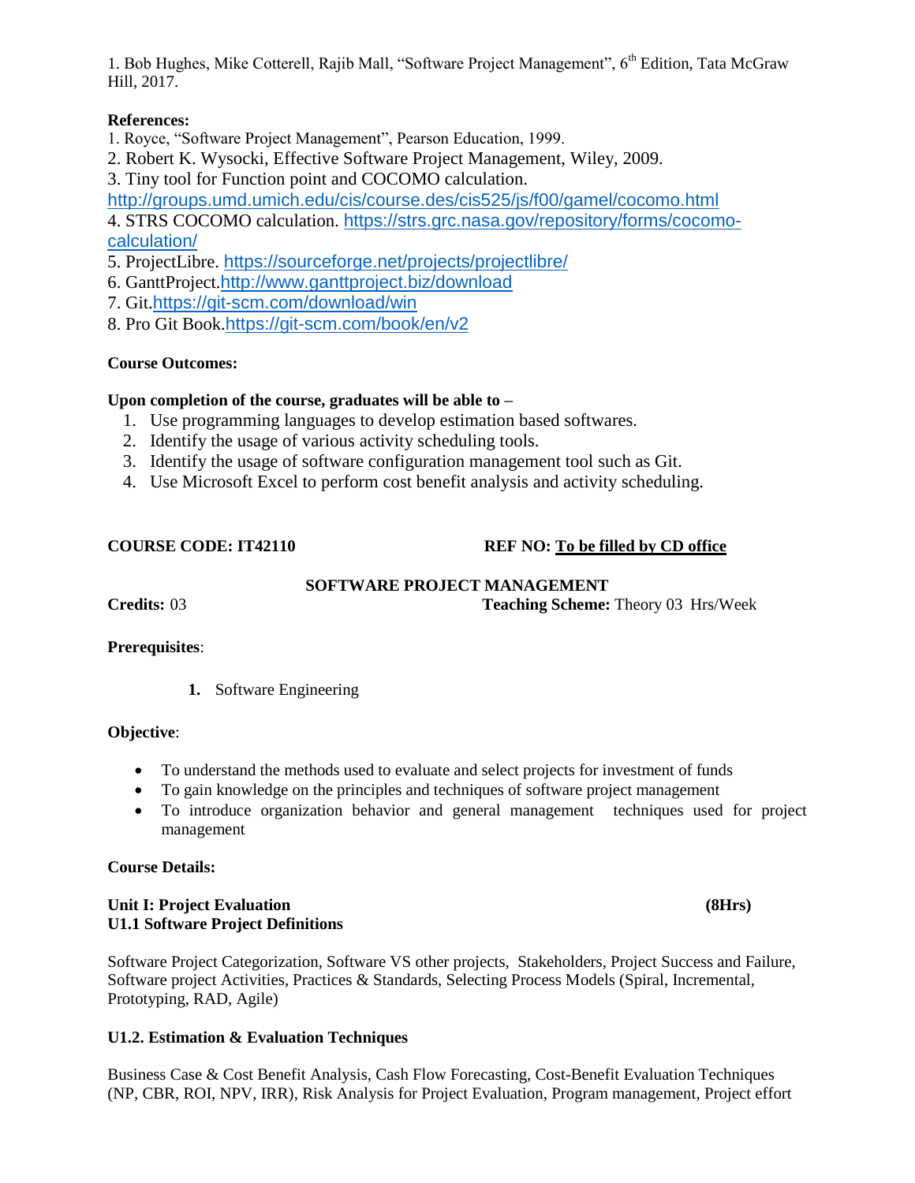1. Bob Hughes, Mike Cotterell, Rajib Mall, "Software Project Management", 6th Edition, Tata McGraw Hill, 2017.

**References:**

1. Royce, "Software Project Management", Pearson Education, 1999.
2. Robert K. Wysocki, Effective Software Project Management, Wiley, 2009.
3. Tiny tool for Function point and COCOMO calculation. http://groups.umd.umich.edu/cis/course.des/cis525/js/f00/gamel/cocomo.html
4. STRS COCOMO calculation. https://strs.grc.nasa.gov/repository/forms/cocomo-calculation/
5. ProjectLibre. https://sourceforge.net/projects/projectlibre/
6. GanttProject.http://www.ganttproject.biz/download
7. Git.https://git-scm.com/download/win
8. Pro Git Book.https://git-scm.com/book/en/v2

**Course Outcomes:**

**Upon completion of the course, graduates will be able to –**

1. Use programming languages to develop estimation based softwares.
2. Identify the usage of various activity scheduling tools.
3. Identify the usage of software configuration management tool such as Git.
4. Use Microsoft Excel to perform cost benefit analysis and activity scheduling.

**COURSE CODE: IT42110** **REF NO: To be filled by CD office**

## SOFTWARE PROJECT MANAGEMENT

**Credits:** 03 **Teaching Scheme:** Theory 03 Hrs/Week

**Prerequisites**:

1. Software Engineering

**Objective**:

- To understand the methods used to evaluate and select projects for investment of funds
- To gain knowledge on the principles and techniques of software project management
- To introduce organization behavior and general management techniques used for project management

**Course Details:**

**Unit I: Project Evaluation (8Hrs)**

**U1.1 Software Project Definitions**

Software Project Categorization, Software VS other projects, Stakeholders, Project Success and Failure, Software project Activities, Practices & Standards, Selecting Process Models (Spiral, Incremental, Prototyping, RAD, Agile)

**U1.2. Estimation & Evaluation Techniques**

Business Case & Cost Benefit Analysis, Cash Flow Forecasting, Cost-Benefit Evaluation Techniques (NP, CBR, ROI, NPV, IRR), Risk Analysis for Project Evaluation, Program management, Project effort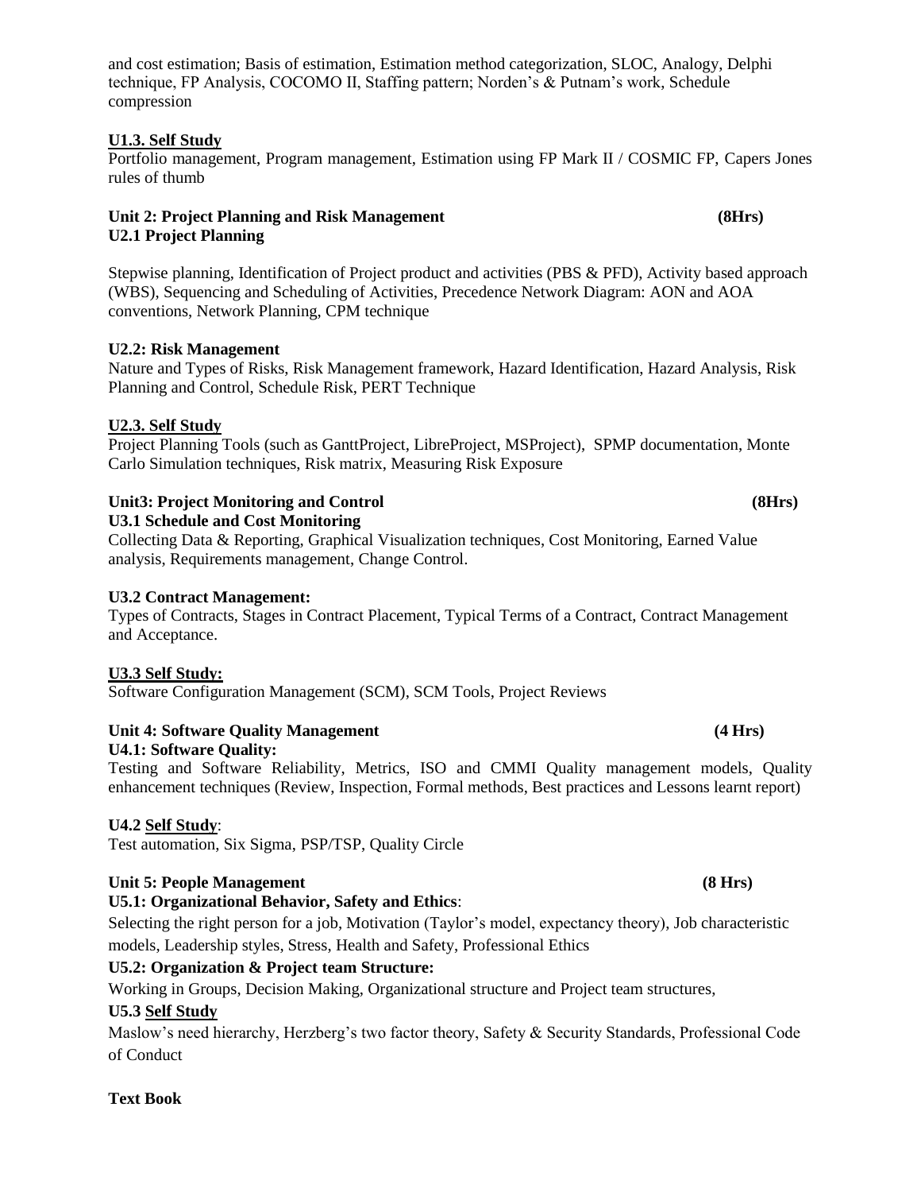and cost estimation; Basis of estimation, Estimation method categorization, SLOC, Analogy, Delphi technique, FP Analysis, COCOMO II, Staffing pattern; Norden's & Putnam's work, Schedule compression

**U1.3. Self Study**

Portfolio management, Program management, Estimation using FP Mark II / COSMIC FP, Capers Jones rules of thumb

**Unit 2: Project Planning and Risk Management (8Hrs)**

**U2.1 Project Planning**

Stepwise planning, Identification of Project product and activities (PBS & PFD), Activity based approach (WBS), Sequencing and Scheduling of Activities, Precedence Network Diagram: AON and AOA conventions, Network Planning, CPM technique

**U2.2: Risk Management**

Nature and Types of Risks, Risk Management framework, Hazard Identification, Hazard Analysis, Risk Planning and Control, Schedule Risk, PERT Technique

**U2.3. Self Study**

Project Planning Tools (such as GanttProject, LibreProject, MSProject), SPMP documentation, Monte Carlo Simulation techniques, Risk matrix, Measuring Risk Exposure

**Unit3: Project Monitoring and Control (8Hrs)**

**U3.1 Schedule and Cost Monitoring**

Collecting Data & Reporting, Graphical Visualization techniques, Cost Monitoring, Earned Value analysis, Requirements management, Change Control.

**U3.2 Contract Management:**

Types of Contracts, Stages in Contract Placement, Typical Terms of a Contract, Contract Management and Acceptance.

**U3.3 Self Study:**

Software Configuration Management (SCM), SCM Tools, Project Reviews

**Unit 4: Software Quality Management (4 Hrs)**

**U4.1: Software Quality:**

Testing and Software Reliability, Metrics, ISO and CMMI Quality management models, Quality enhancement techniques (Review, Inspection, Formal methods, Best practices and Lessons learnt report)

**U4.2 Self Study**:

Test automation, Six Sigma, PSP/TSP, Quality Circle

**Unit 5: People Management (8 Hrs)**

**U5.1: Organizational Behavior, Safety and Ethics**:

Selecting the right person for a job, Motivation (Taylor's model, expectancy theory), Job characteristic models, Leadership styles, Stress, Health and Safety, Professional Ethics

**U5.2: Organization & Project team Structure:**

Working in Groups, Decision Making, Organizational structure and Project team structures,

**U5.3 Self Study**

Maslow's need hierarchy, Herzberg's two factor theory, Safety & Security Standards, Professional Code of Conduct

**Text Book**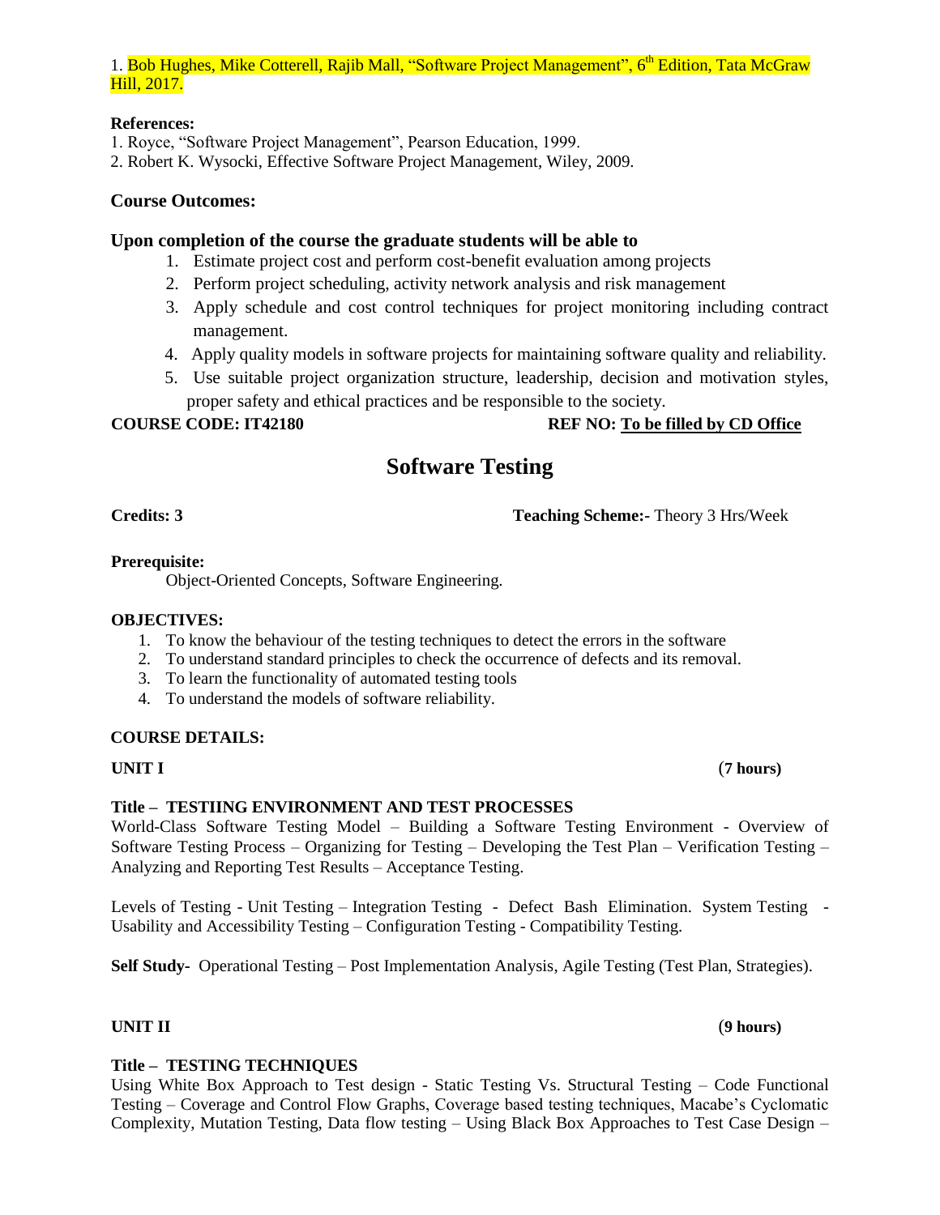1. Bob Hughes, Mike Cotterell, Rajib Mall, “Software Project Management”, 6th Edition, Tata McGraw Hill, 2017.

**References:**

1. Royce, “Software Project Management”, Pearson Education, 1999.
2. Robert K. Wysocki, Effective Software Project Management, Wiley, 2009.

### Course Outcomes:

**Upon completion of the course the graduate students will be able to**

1. Estimate project cost and perform cost-benefit evaluation among projects
2. Perform project scheduling, activity network analysis and risk management
3. Apply schedule and cost control techniques for project monitoring including contract management.
4. Apply quality models in software projects for maintaining software quality and reliability.
5. Use suitable project organization structure, leadership, decision and motivation styles, proper safety and ethical practices and be responsible to the society.

**COURSE CODE: IT42180** **REF NO: To be filled by CD Office**

## Software Testing

**Credits: 3** **Teaching Scheme:-** Theory 3 Hrs/Week

**Prerequisite:**

Object-Oriented Concepts, Software Engineering.

**OBJECTIVES:**

1. To know the behaviour of the testing techniques to detect the errors in the software
2. To understand standard principles to check the occurrence of defects and its removal.
3. To learn the functionality of automated testing tools
4. To understand the models of software reliability.

**COURSE DETAILS:**

**UNIT I** **(7 hours)**

**Title – TESTIING ENVIRONMENT AND TEST PROCESSES**

World-Class Software Testing Model – Building a Software Testing Environment - Overview of Software Testing Process – Organizing for Testing – Developing the Test Plan – Verification Testing – Analyzing and Reporting Test Results – Acceptance Testing.

Levels of Testing - Unit Testing – Integration Testing - Defect Bash Elimination. System Testing - Usability and Accessibility Testing – Configuration Testing - Compatibility Testing.

**Self Study-** Operational Testing – Post Implementation Analysis, Agile Testing (Test Plan, Strategies).

**UNIT II** **(9 hours)**

**Title – TESTING TECHNIQUES**

Using White Box Approach to Test design - Static Testing Vs. Structural Testing – Code Functional Testing – Coverage and Control Flow Graphs, Coverage based testing techniques, Macabe’s Cyclomatic Complexity, Mutation Testing, Data flow testing – Using Black Box Approaches to Test Case Design –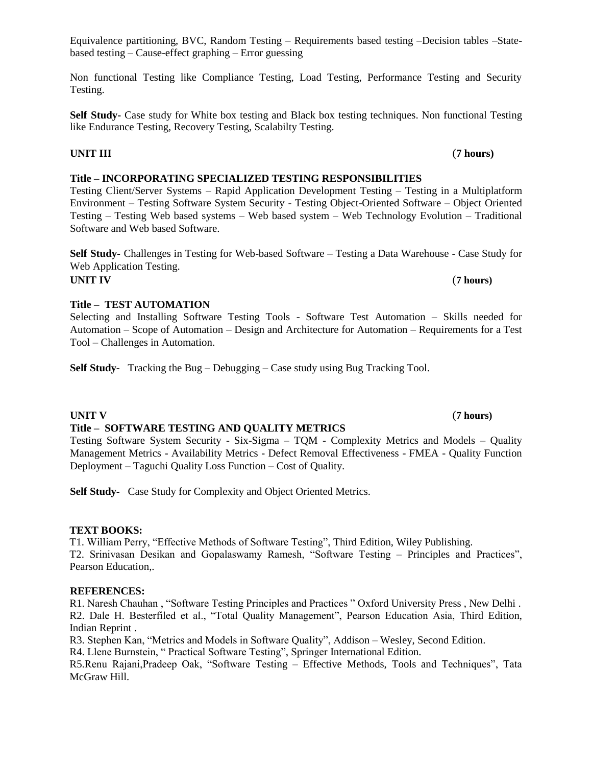Equivalence partitioning, BVC, Random Testing – Requirements based testing –Decision tables –State-based testing – Cause-effect graphing – Error guessing

Non functional Testing like Compliance Testing, Load Testing, Performance Testing and Security Testing.

**Self Study-** Case study for White box testing and Black box testing techniques. Non functional Testing like Endurance Testing, Recovery Testing, Scalabilty Testing.

**UNIT III** **(7 hours)**

**Title – INCORPORATING SPECIALIZED TESTING RESPONSIBILITIES**

Testing Client/Server Systems – Rapid Application Development Testing – Testing in a Multiplatform Environment – Testing Software System Security - Testing Object-Oriented Software – Object Oriented Testing – Testing Web based systems – Web based system – Web Technology Evolution – Traditional Software and Web based Software.

**Self Study-** Challenges in Testing for Web-based Software – Testing a Data Warehouse - Case Study for Web Application Testing.

**UNIT IV** **(7 hours)**

**Title – TEST AUTOMATION**

Selecting and Installing Software Testing Tools - Software Test Automation – Skills needed for Automation – Scope of Automation – Design and Architecture for Automation – Requirements for a Test Tool – Challenges in Automation.

**Self Study-** Tracking the Bug – Debugging – Case study using Bug Tracking Tool.

**UNIT V** **(7 hours)**

**Title – SOFTWARE TESTING AND QUALITY METRICS**

Testing Software System Security - Six-Sigma – TQM - Complexity Metrics and Models – Quality Management Metrics - Availability Metrics - Defect Removal Effectiveness - FMEA - Quality Function Deployment – Taguchi Quality Loss Function – Cost of Quality.

**Self Study-** Case Study for Complexity and Object Oriented Metrics.

**TEXT BOOKS:**

T1. William Perry, "Effective Methods of Software Testing", Third Edition, Wiley Publishing.

T2. Srinivasan Desikan and Gopalaswamy Ramesh, "Software Testing – Principles and Practices", Pearson Education,.

**REFERENCES:**

R1. Naresh Chauhan , "Software Testing Principles and Practices " Oxford University Press , New Delhi .

R2. Dale H. Besterfiled et al., "Total Quality Management", Pearson Education Asia, Third Edition, Indian Reprint .

R3. Stephen Kan, "Metrics and Models in Software Quality", Addison – Wesley, Second Edition.

R4. Llene Burnstein, " Practical Software Testing", Springer International Edition.

R5.Renu Rajani,Pradeep Oak, "Software Testing – Effective Methods, Tools and Techniques", Tata McGraw Hill.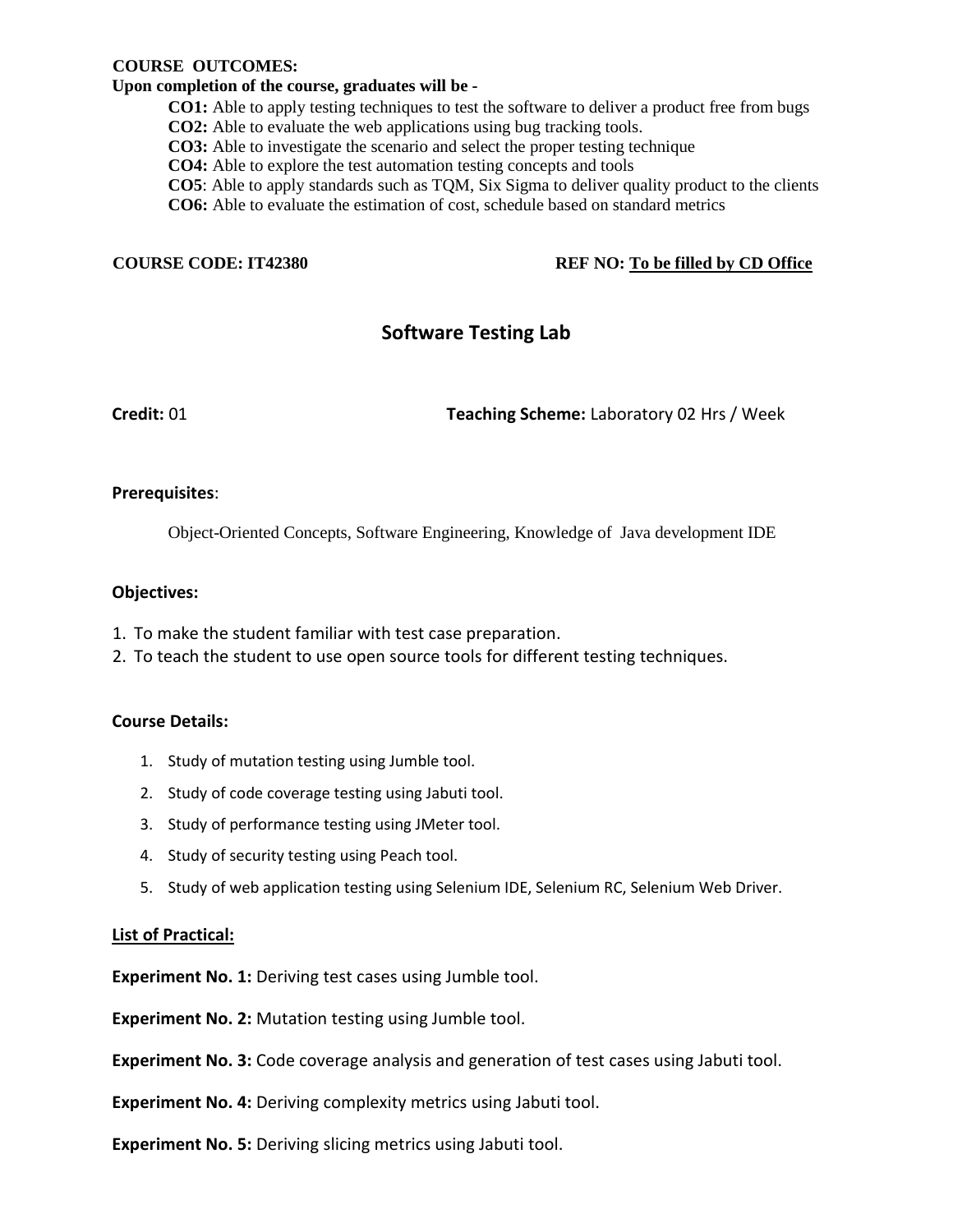**COURSE OUTCOMES:**

**Upon completion of the course, graduates will be -**

- **CO1:** Able to apply testing techniques to test the software to deliver a product free from bugs
- **CO2:** Able to evaluate the web applications using bug tracking tools.
- **CO3:** Able to investigate the scenario and select the proper testing technique
- **CO4:** Able to explore the test automation testing concepts and tools
- **CO5**: Able to apply standards such as TQM, Six Sigma to deliver quality product to the clients
- **CO6:** Able to evaluate the estimation of cost, schedule based on standard metrics

**COURSE CODE: IT42380** **REF NO: To be filled by CD Office**

# Software Testing Lab

**Credit:** 01 **Teaching Scheme:** Laboratory 02 Hrs / Week

**Prerequisites**:

Object-Oriented Concepts, Software Engineering, Knowledge of Java development IDE

**Objectives:**

1. To make the student familiar with test case preparation.
2. To teach the student to use open source tools for different testing techniques.

**Course Details:**

1. Study of mutation testing using Jumble tool.
2. Study of code coverage testing using Jabuti tool.
3. Study of performance testing using JMeter tool.
4. Study of security testing using Peach tool.
5. Study of web application testing using Selenium IDE, Selenium RC, Selenium Web Driver.

**List of Practical:**

**Experiment No. 1:** Deriving test cases using Jumble tool.

**Experiment No. 2:** Mutation testing using Jumble tool.

**Experiment No. 3:** Code coverage analysis and generation of test cases using Jabuti tool.

**Experiment No. 4:** Deriving complexity metrics using Jabuti tool.

**Experiment No. 5:** Deriving slicing metrics using Jabuti tool.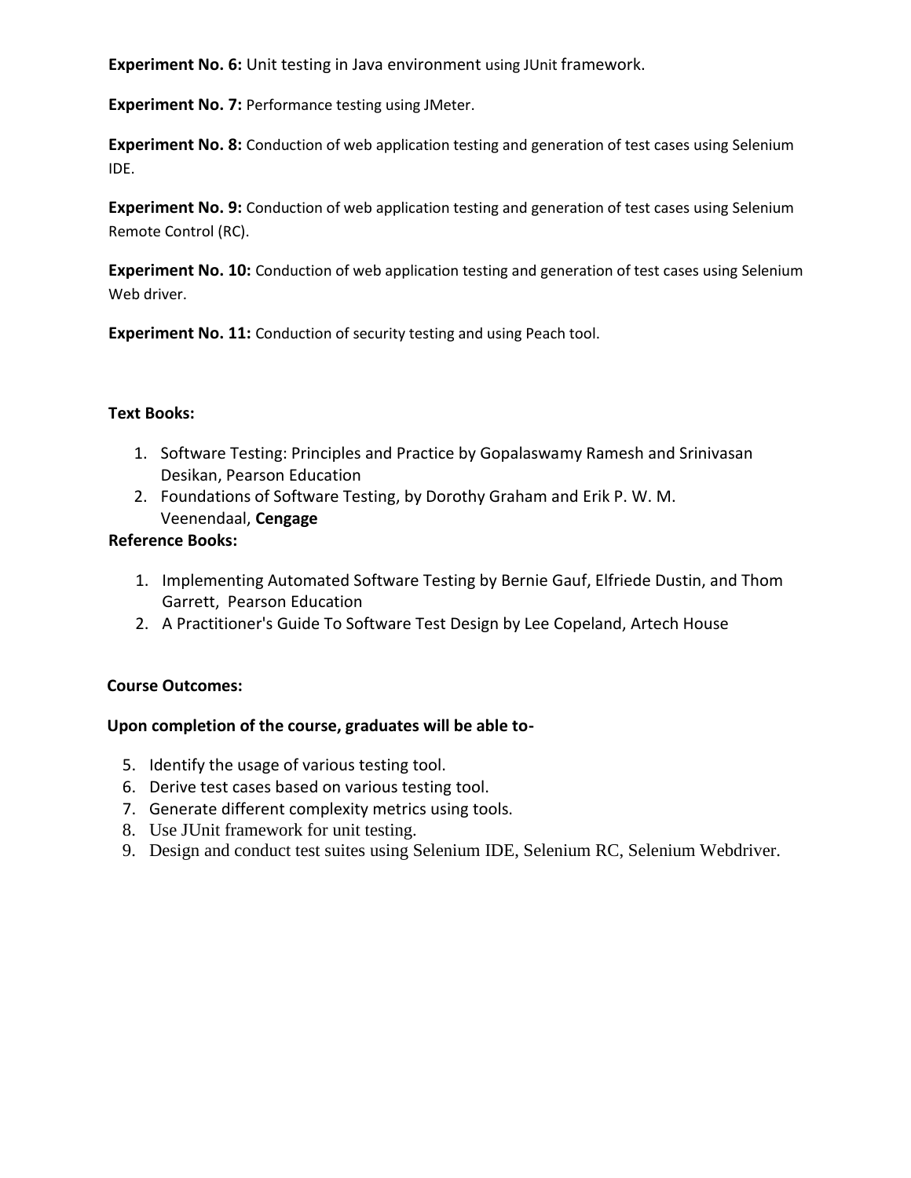**Experiment No. 6:** Unit testing in Java environment using JUnit framework.

**Experiment No. 7:** Performance testing using JMeter.

**Experiment No. 8:** Conduction of web application testing and generation of test cases using Selenium IDE.

**Experiment No. 9:** Conduction of web application testing and generation of test cases using Selenium Remote Control (RC).

**Experiment No. 10:** Conduction of web application testing and generation of test cases using Selenium Web driver.

**Experiment No. 11:** Conduction of security testing and using Peach tool.

**Text Books:**

1. Software Testing: Principles and Practice by Gopalaswamy Ramesh and Srinivasan Desikan, Pearson Education
2. Foundations of Software Testing, by Dorothy Graham and Erik P. W. M. Veenendaal, **Cengage**

**Reference Books:**

1. Implementing Automated Software Testing by Bernie Gauf, Elfriede Dustin, and Thom Garrett, Pearson Education
2. A Practitioner's Guide To Software Test Design by Lee Copeland, Artech House

**Course Outcomes:**

**Upon completion of the course, graduates will be able to-**

5. Identify the usage of various testing tool.
6. Derive test cases based on various testing tool.
7. Generate different complexity metrics using tools.
8. Use JUnit framework for unit testing.
9. Design and conduct test suites using Selenium IDE, Selenium RC, Selenium Webdriver.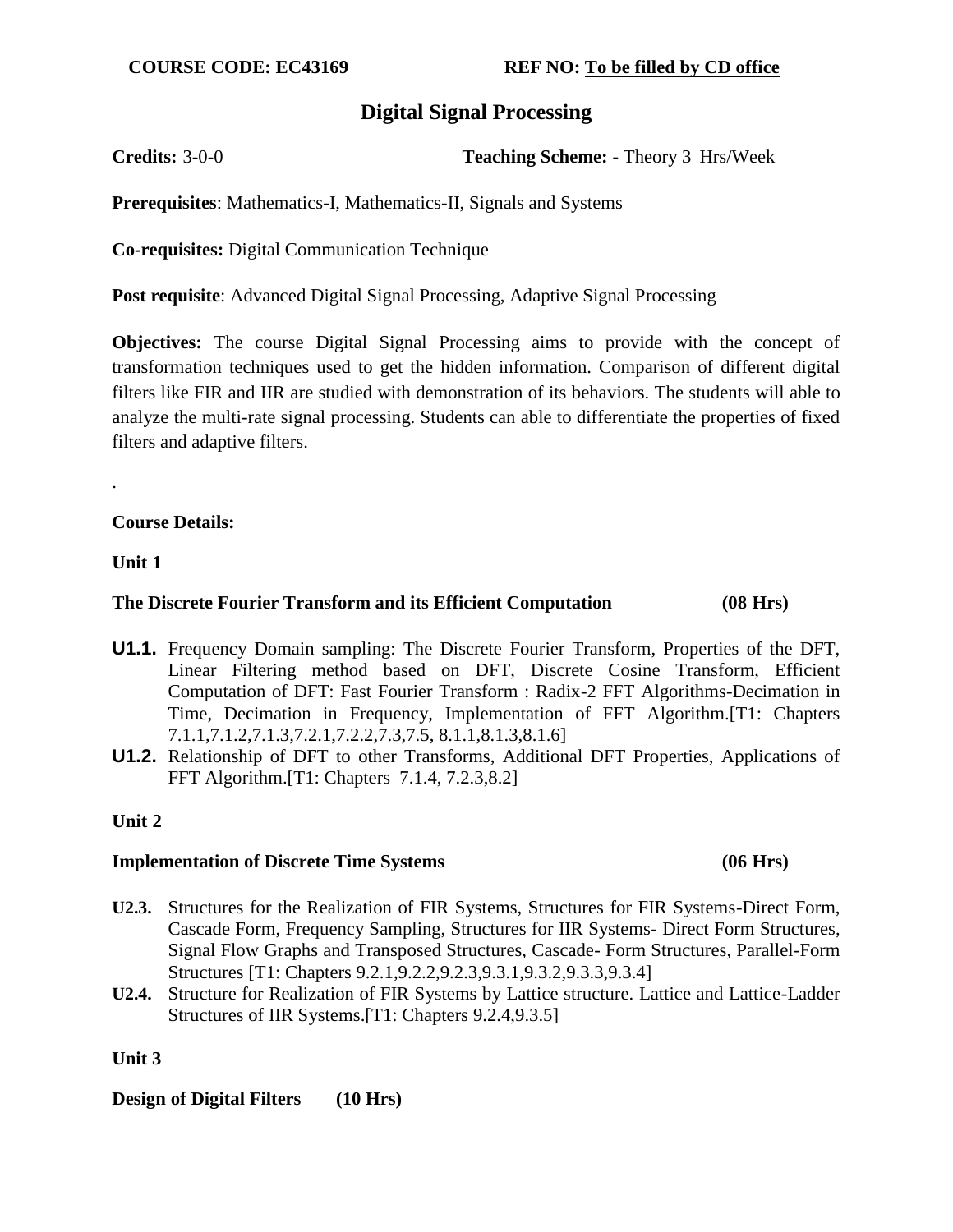**COURSE CODE: EC43169** **REF NO: To be filled by CD office**

# Digital Signal Processing

**Credits:** 3-0-0 **Teaching Scheme: -** Theory 3 Hrs/Week

**Prerequisites**: Mathematics-I, Mathematics-II, Signals and Systems

**Co-requisites:** Digital Communication Technique

**Post requisite**: Advanced Digital Signal Processing, Adaptive Signal Processing

**Objectives:** The course Digital Signal Processing aims to provide with the concept of transformation techniques used to get the hidden information. Comparison of different digital filters like FIR and IIR are studied with demonstration of its behaviors. The students will able to analyze the multi-rate signal processing. Students can able to differentiate the properties of fixed filters and adaptive filters.

.

**Course Details:**

**Unit 1**

**The Discrete Fourier Transform and its Efficient Computation (08 Hrs)**

- **U1.1.** Frequency Domain sampling: The Discrete Fourier Transform, Properties of the DFT, Linear Filtering method based on DFT, Discrete Cosine Transform, Efficient Computation of DFT: Fast Fourier Transform : Radix-2 FFT Algorithms-Decimation in Time, Decimation in Frequency, Implementation of FFT Algorithm.[T1: Chapters 7.1.1,7.1.2,7.1.3,7.2.1,7.2.2,7.3,7.5, 8.1.1,8.1.3,8.1.6]
- **U1.2.** Relationship of DFT to other Transforms, Additional DFT Properties, Applications of FFT Algorithm.[T1: Chapters 7.1.4, 7.2.3,8.2]

**Unit 2**

**Implementation of Discrete Time Systems (06 Hrs)**

- **U2.3.** Structures for the Realization of FIR Systems, Structures for FIR Systems-Direct Form, Cascade Form, Frequency Sampling, Structures for IIR Systems- Direct Form Structures, Signal Flow Graphs and Transposed Structures, Cascade- Form Structures, Parallel-Form Structures [T1: Chapters 9.2.1,9.2.2,9.2.3,9.3.1,9.3.2,9.3.3,9.3.4]
- **U2.4.** Structure for Realization of FIR Systems by Lattice structure. Lattice and Lattice-Ladder Structures of IIR Systems.[T1: Chapters 9.2.4,9.3.5]

**Unit 3**

**Design of Digital Filters (10 Hrs)**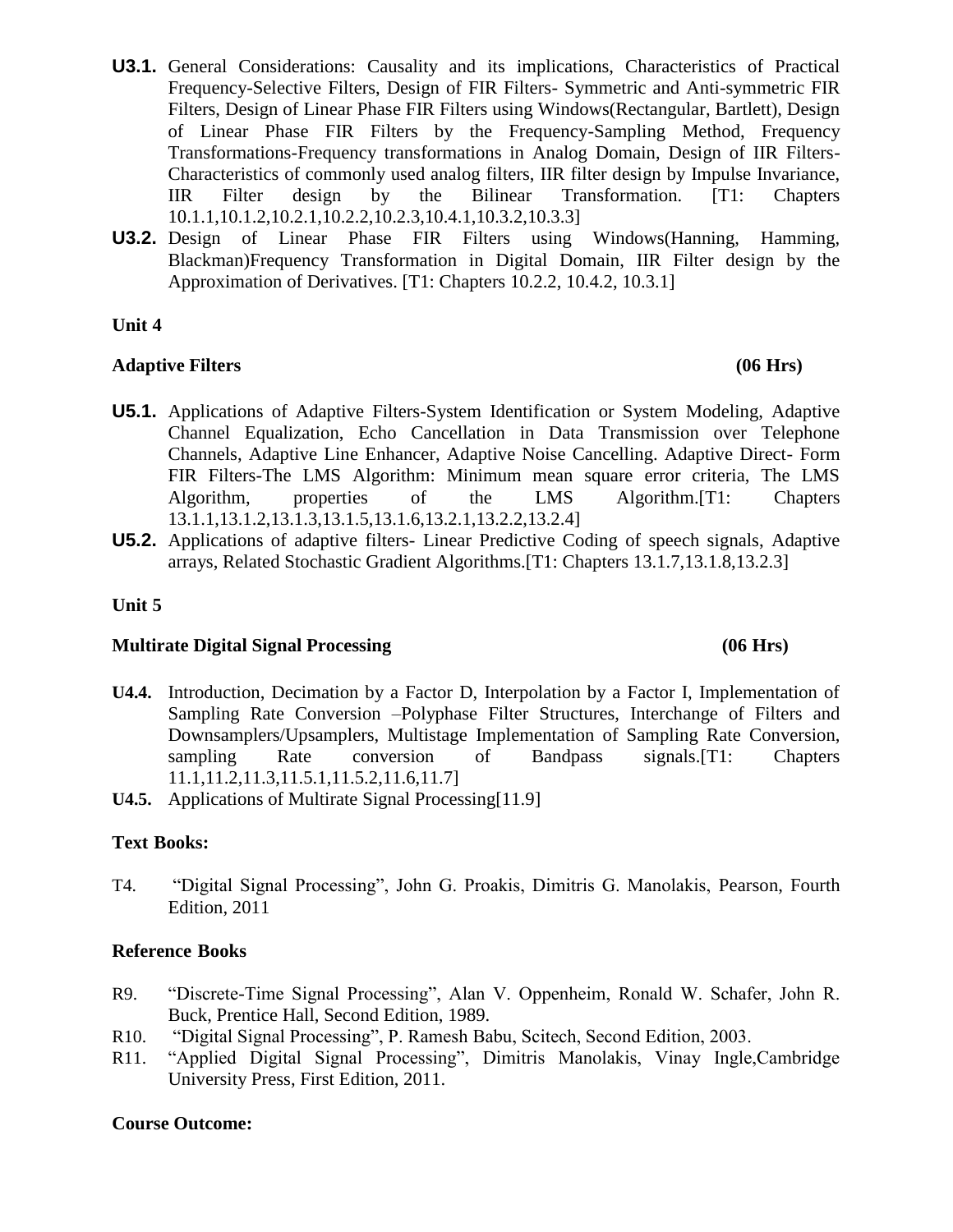**U3.1.** General Considerations: Causality and its implications, Characteristics of Practical Frequency-Selective Filters, Design of FIR Filters- Symmetric and Anti-symmetric FIR Filters, Design of Linear Phase FIR Filters using Windows(Rectangular, Bartlett), Design of Linear Phase FIR Filters by the Frequency-Sampling Method, Frequency Transformations-Frequency transformations in Analog Domain, Design of IIR Filters-Characteristics of commonly used analog filters, IIR filter design by Impulse Invariance, IIR Filter design by the Bilinear Transformation. [T1: Chapters 10.1.1,10.1.2,10.2.1,10.2.2,10.2.3,10.4.1,10.3.2,10.3.3]

**U3.2.** Design of Linear Phase FIR Filters using Windows(Hanning, Hamming, Blackman)Frequency Transformation in Digital Domain, IIR Filter design by the Approximation of Derivatives. [T1: Chapters 10.2.2, 10.4.2, 10.3.1]

**Unit 4**

**Adaptive Filters (06 Hrs)**

**U5.1.** Applications of Adaptive Filters-System Identification or System Modeling, Adaptive Channel Equalization, Echo Cancellation in Data Transmission over Telephone Channels, Adaptive Line Enhancer, Adaptive Noise Cancelling. Adaptive Direct- Form FIR Filters-The LMS Algorithm: Minimum mean square error criteria, The LMS Algorithm, properties of the LMS Algorithm.[T1: Chapters 13.1.1,13.1.2,13.1.3,13.1.5,13.1.6,13.2.1,13.2.2,13.2.4]

**U5.2.** Applications of adaptive filters- Linear Predictive Coding of speech signals, Adaptive arrays, Related Stochastic Gradient Algorithms.[T1: Chapters 13.1.7,13.1.8,13.2.3]

**Unit 5**

**Multirate Digital Signal Processing (06 Hrs)**

**U4.4.** Introduction, Decimation by a Factor D, Interpolation by a Factor I, Implementation of Sampling Rate Conversion –Polyphase Filter Structures, Interchange of Filters and Downsamplers/Upsamplers, Multistage Implementation of Sampling Rate Conversion, sampling Rate conversion of Bandpass signals.[T1: Chapters 11.1,11.2,11.3,11.5.1,11.5.2,11.6,11.7]

**U4.5.** Applications of Multirate Signal Processing[11.9]

**Text Books:**

T4. "Digital Signal Processing", John G. Proakis, Dimitris G. Manolakis, Pearson, Fourth Edition, 2011

**Reference Books**

R9. "Discrete-Time Signal Processing", Alan V. Oppenheim, Ronald W. Schafer, John R. Buck, Prentice Hall, Second Edition, 1989.

R10. "Digital Signal Processing", P. Ramesh Babu, Scitech, Second Edition, 2003.

R11. "Applied Digital Signal Processing", Dimitris Manolakis, Vinay Ingle,Cambridge University Press, First Edition, 2011.

**Course Outcome:**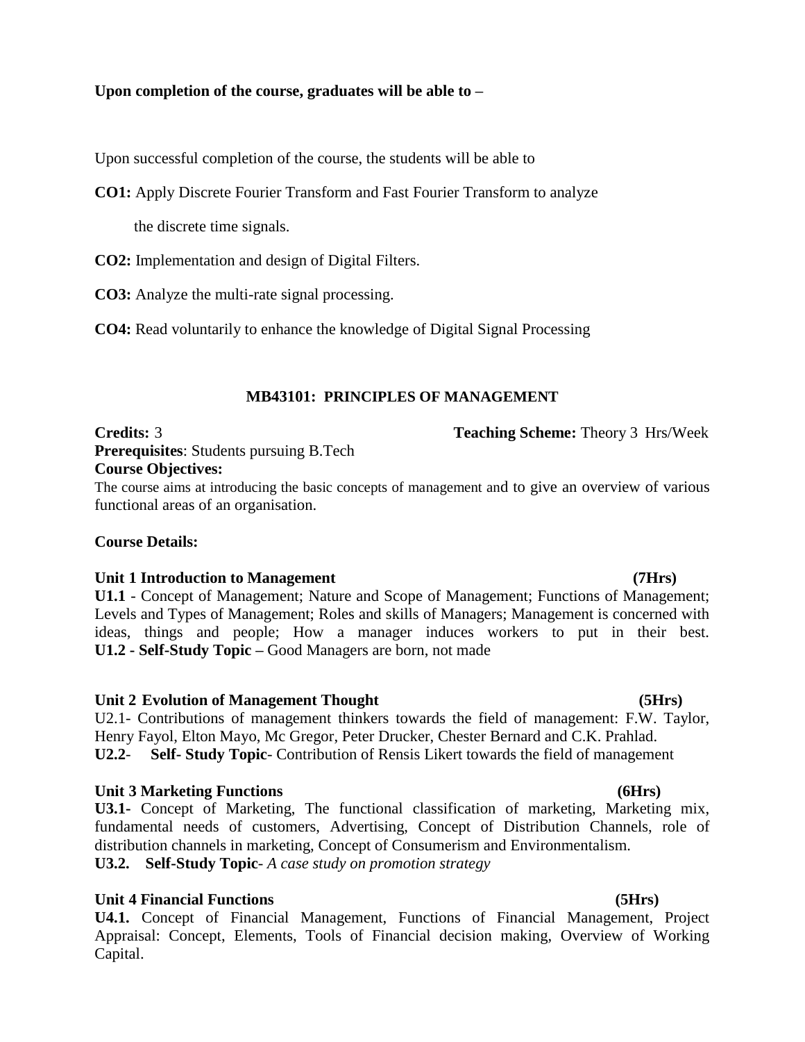**Upon completion of the course, graduates will be able to –**

Upon successful completion of the course, the students will be able to

**CO1:** Apply Discrete Fourier Transform and Fast Fourier Transform to analyze the discrete time signals.

**CO2:** Implementation and design of Digital Filters.

**CO3:** Analyze the multi-rate signal processing.

**CO4:** Read voluntarily to enhance the knowledge of Digital Signal Processing

## MB43101: PRINCIPLES OF MANAGEMENT

**Credits:** 3 **Teaching Scheme:** Theory 3 Hrs/Week

**Prerequisites**: Students pursuing B.Tech

**Course Objectives:**

The course aims at introducing the basic concepts of management and to give an overview of various functional areas of an organisation.

**Course Details:**

**Unit 1 Introduction to Management (7Hrs)**

**U1.1** - Concept of Management; Nature and Scope of Management; Functions of Management; Levels and Types of Management; Roles and skills of Managers; Management is concerned with ideas, things and people; How a manager induces workers to put in their best.
**U1.2 - Self-Study Topic –** Good Managers are born, not made

**Unit 2 Evolution of Management Thought (5Hrs)**

U2.1- Contributions of management thinkers towards the field of management: F.W. Taylor, Henry Fayol, Elton Mayo, Mc Gregor, Peter Drucker, Chester Bernard and C.K. Prahlad.
**U2.2**- **Self- Study Topic**- Contribution of Rensis Likert towards the field of management

**Unit 3 Marketing Functions (6Hrs)**

**U3.1-** Concept of Marketing, The functional classification of marketing, Marketing mix, fundamental needs of customers, Advertising, Concept of Distribution Channels, role of distribution channels in marketing, Concept of Consumerism and Environmentalism.
**U3.2. Self-Study Topic**- *A case study on promotion strategy*

**Unit 4 Financial Functions (5Hrs)**

**U4.1.** Concept of Financial Management, Functions of Financial Management, Project Appraisal: Concept, Elements, Tools of Financial decision making, Overview of Working Capital.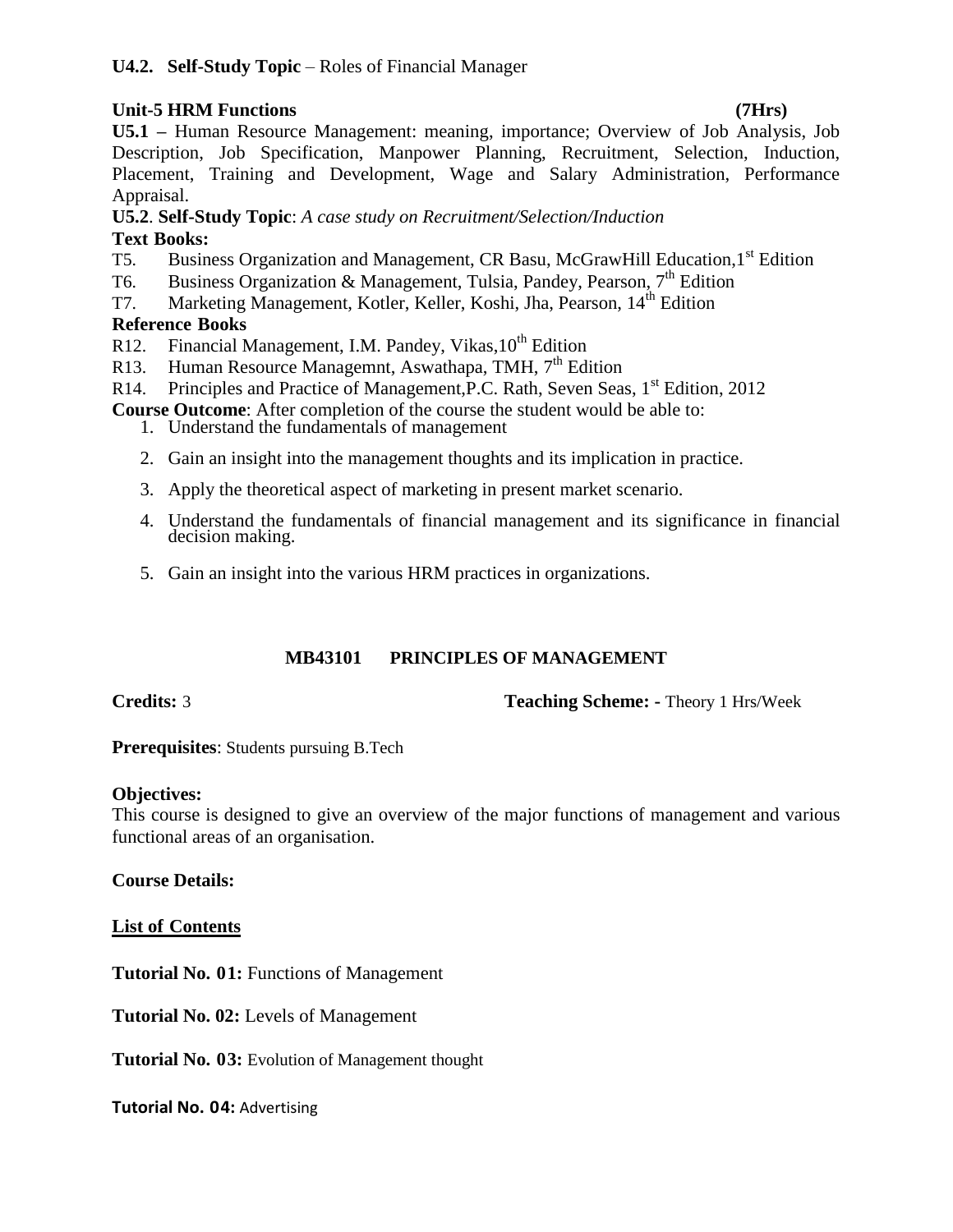**U4.2. Self-Study Topic** – Roles of Financial Manager

**Unit-5 HRM Functions (7Hrs)**

**U5.1 –** Human Resource Management: meaning, importance; Overview of Job Analysis, Job Description, Job Specification, Manpower Planning, Recruitment, Selection, Induction, Placement, Training and Development, Wage and Salary Administration, Performance Appraisal.

**U5.2**. **Self-Study Topic**: *A case study on Recruitment/Selection/Induction*

**Text Books:**

T5. Business Organization and Management, CR Basu, McGrawHill Education,1st Edition

T6. Business Organization & Management, Tulsia, Pandey, Pearson, 7th Edition

T7. Marketing Management, Kotler, Keller, Koshi, Jha, Pearson, 14th Edition

**Reference Books**

R12. Financial Management, I.M. Pandey, Vikas,10th Edition

R13. Human Resource Managemnt, Aswathapa, TMH, 7th Edition

R14. Principles and Practice of Management,P.C. Rath, Seven Seas, 1st Edition, 2012

**Course Outcome**: After completion of the course the student would be able to:

1. Understand the fundamentals of management
2. Gain an insight into the management thoughts and its implication in practice.
3. Apply the theoretical aspect of marketing in present market scenario.
4. Understand the fundamentals of financial management and its significance in financial decision making.
5. Gain an insight into the various HRM practices in organizations.

## MB43101 PRINCIPLES OF MANAGEMENT

**Credits:** 3 **Teaching Scheme: -** Theory 1 Hrs/Week

**Prerequisites**: Students pursuing B.Tech

**Objectives:**

This course is designed to give an overview of the major functions of management and various functional areas of an organisation.

**Course Details:**

**List of Contents**

**Tutorial No. 01:** Functions of Management

**Tutorial No. 02:** Levels of Management

**Tutorial No. 03:** Evolution of Management thought

**Tutorial No. 04:** Advertising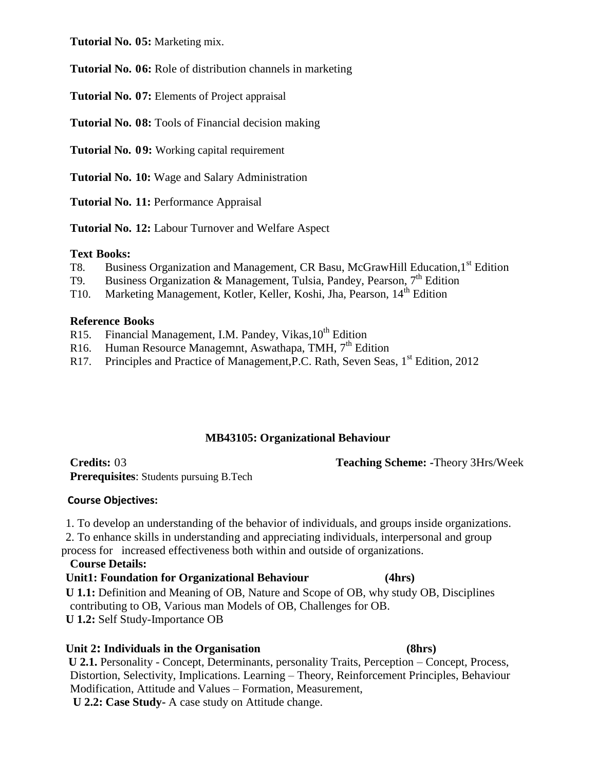**Tutorial No. 05:** Marketing mix.

**Tutorial No. 06:** Role of distribution channels in marketing

**Tutorial No. 07:** Elements of Project appraisal

**Tutorial No. 08:** Tools of Financial decision making

**Tutorial No. 09:** Working capital requirement

**Tutorial No. 10:** Wage and Salary Administration

**Tutorial No. 11:** Performance Appraisal

**Tutorial No. 12:** Labour Turnover and Welfare Aspect

**Text Books:**

T8. Business Organization and Management, CR Basu, McGrawHill Education,1st Edition

T9. Business Organization & Management, Tulsia, Pandey, Pearson, 7th Edition

T10. Marketing Management, Kotler, Keller, Koshi, Jha, Pearson, 14th Edition

**Reference Books**

R15. Financial Management, I.M. Pandey, Vikas,10th Edition

R16. Human Resource Managemnt, Aswathapa, TMH, 7th Edition

R17. Principles and Practice of Management,P.C. Rath, Seven Seas, 1st Edition, 2012

## MB43105: Organizational Behaviour

**Credits:** 03 **Teaching Scheme:** -Theory 3Hrs/Week

**Prerequisites**: Students pursuing B.Tech

**Course Objectives:**

1. To develop an understanding of the behavior of individuals, and groups inside organizations.
2. To enhance skills in understanding and appreciating individuals, interpersonal and group process for increased effectiveness both within and outside of organizations.

**Course Details:**

**Unit1: Foundation for Organizational Behaviour (4hrs)**

**U 1.1:** Definition and Meaning of OB, Nature and Scope of OB, why study OB, Disciplines contributing to OB, Various man Models of OB, Challenges for OB.

**U 1.2:** Self Study-Importance OB

**Unit 2: Individuals in the Organisation (8hrs)**

**U 2.1.** Personality - Concept, Determinants, personality Traits, Perception – Concept, Process, Distortion, Selectivity, Implications. Learning – Theory, Reinforcement Principles, Behaviour Modification, Attitude and Values – Formation, Measurement,

**U 2.2: Case Study-** A case study on Attitude change.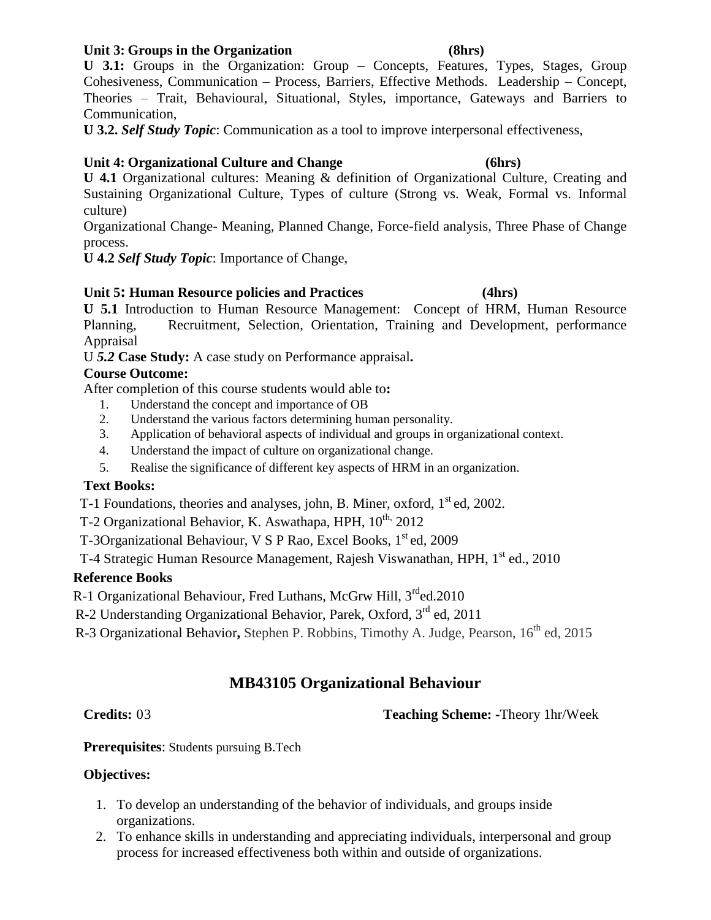**Unit 3: Groups in the Organization (8hrs)**

**U 3.1:** Groups in the Organization: Group – Concepts, Features, Types, Stages, Group Cohesiveness, Communication – Process, Barriers, Effective Methods. Leadership – Concept, Theories – Trait, Behavioural, Situational, Styles, importance, Gateways and Barriers to Communication,

**U 3.2.** ***Self Study Topic***: Communication as a tool to improve interpersonal effectiveness,

**Unit 4: Organizational Culture and Change (6hrs)**

**U 4.1** Organizational cultures: Meaning & definition of Organizational Culture, Creating and Sustaining Organizational Culture, Types of culture (Strong vs. Weak, Formal vs. Informal culture)

Organizational Change- Meaning, Planned Change, Force-field analysis, Three Phase of Change process.

**U 4.2** ***Self Study Topic***: Importance of Change,

**Unit 5: Human Resource policies and Practices (4hrs)**

**U 5.1** Introduction to Human Resource Management: Concept of HRM, Human Resource Planning, Recruitment, Selection, Orientation, Training and Development, performance Appraisal

U ***5.2*** **Case Study:** A case study on Performance appraisal**.**

**Course Outcome:**

After completion of this course students would able to**:**

1. Understand the concept and importance of OB
2. Understand the various factors determining human personality.
3. Application of behavioral aspects of individual and groups in organizational context.
4. Understand the impact of culture on organizational change.
5. Realise the significance of different key aspects of HRM in an organization.

**Text Books:**

T-1 Foundations, theories and analyses, john, B. Miner, oxford, 1st ed, 2002.

T-2 Organizational Behavior, K. Aswathapa, HPH, 10th, 2012

T-3Organizational Behaviour, V S P Rao, Excel Books, 1st ed, 2009

T-4 Strategic Human Resource Management, Rajesh Viswanathan, HPH, 1st ed., 2010

**Reference Books**

R-1 Organizational Behaviour, Fred Luthans, McGrw Hill, 3rded.2010

R-2 Understanding Organizational Behavior, Parek, Oxford, 3rd ed, 2011

R-3 Organizational Behavior**,** Stephen P. Robbins, Timothy A. Judge, Pearson, 16th ed, 2015

## MB43105 Organizational Behaviour

**Credits:** 03 **Teaching Scheme: -**Theory 1hr/Week

**Prerequisites**: Students pursuing B.Tech

**Objectives:**

1. To develop an understanding of the behavior of individuals, and groups inside organizations.
2. To enhance skills in understanding and appreciating individuals, interpersonal and group process for increased effectiveness both within and outside of organizations.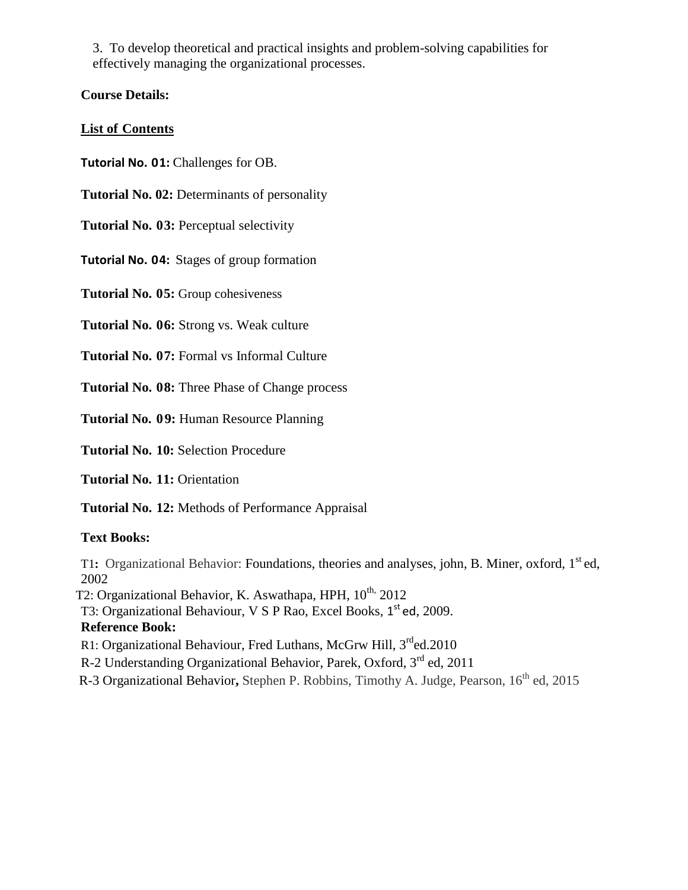3. To develop theoretical and practical insights and problem-solving capabilities for effectively managing the organizational processes.

**Course Details:**

**List of Contents**

**Tutorial No. 01:** Challenges for OB.

**Tutorial No. 02:** Determinants of personality

**Tutorial No. 03:** Perceptual selectivity

**Tutorial No. 04:** Stages of group formation

**Tutorial No. 05:** Group cohesiveness

**Tutorial No. 06:** Strong vs. Weak culture

**Tutorial No. 07:** Formal vs Informal Culture

**Tutorial No. 08:** Three Phase of Change process

**Tutorial No. 09:** Human Resource Planning

**Tutorial No. 10:** Selection Procedure

**Tutorial No. 11:** Orientation

**Tutorial No. 12:** Methods of Performance Appraisal

**Text Books:**

T1**:** Organizational Behavior: Foundations, theories and analyses, john, B. Miner, oxford, 1st ed, 2002

T2: Organizational Behavior, K. Aswathapa, HPH, 10th, 2012

T3: Organizational Behaviour, V S P Rao, Excel Books, 1st ed, 2009.

**Reference Book:**

R1: Organizational Behaviour, Fred Luthans, McGrw Hill, 3rd ed.2010

R-2 Understanding Organizational Behavior, Parek, Oxford, 3rd ed, 2011

R-3 Organizational Behavior**,** Stephen P. Robbins, Timothy A. Judge, Pearson, 16th ed, 2015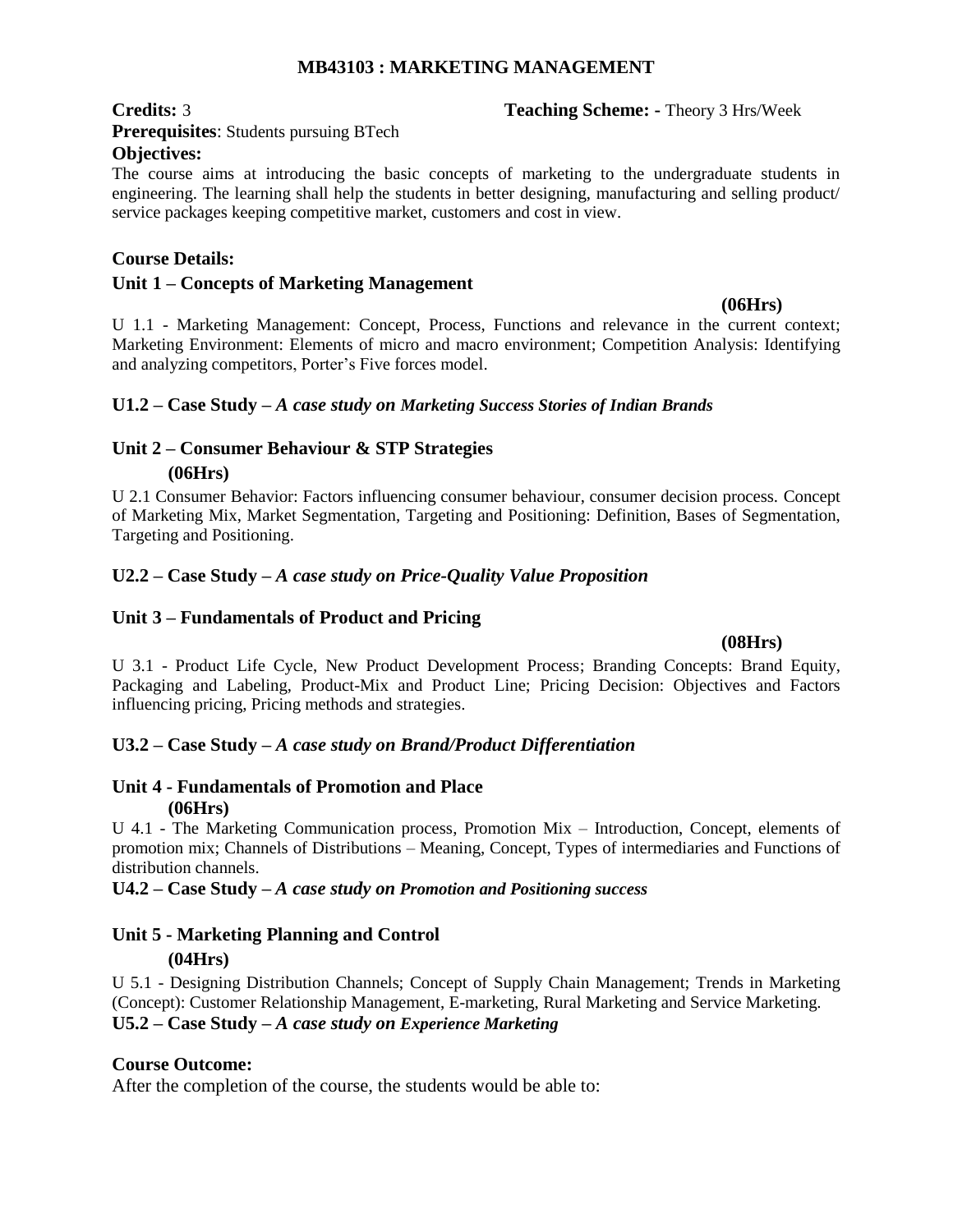# MB43103 : MARKETING MANAGEMENT

**Credits:** 3 **Teaching Scheme: -** Theory 3 Hrs/Week

**Prerequisites**: Students pursuing BTech

**Objectives:**

The course aims at introducing the basic concepts of marketing to the undergraduate students in engineering. The learning shall help the students in better designing, manufacturing and selling product/ service packages keeping competitive market, customers and cost in view.

**Course Details:**

**Unit 1 – Concepts of Marketing Management** **(06Hrs)**

U 1.1 - Marketing Management: Concept, Process, Functions and relevance in the current context; Marketing Environment: Elements of micro and macro environment; Competition Analysis: Identifying and analyzing competitors, Porter's Five forces model.

**U1.2 – Case Study –** ***A case study on Marketing Success Stories of Indian Brands***

**Unit 2 – Consumer Behaviour & STP Strategies** **(06Hrs)**

U 2.1 Consumer Behavior: Factors influencing consumer behaviour, consumer decision process. Concept of Marketing Mix, Market Segmentation, Targeting and Positioning: Definition, Bases of Segmentation, Targeting and Positioning.

**U2.2 – Case Study –** ***A case study on Price-Quality Value Proposition***

**Unit 3 – Fundamentals of Product and Pricing** **(08Hrs)**

U 3.1 - Product Life Cycle, New Product Development Process; Branding Concepts: Brand Equity, Packaging and Labeling, Product-Mix and Product Line; Pricing Decision: Objectives and Factors influencing pricing, Pricing methods and strategies.

**U3.2 – Case Study –** ***A case study on Brand/Product Differentiation***

**Unit 4 - Fundamentals of Promotion and Place** **(06Hrs)**

U 4.1 - The Marketing Communication process, Promotion Mix – Introduction, Concept, elements of promotion mix; Channels of Distributions – Meaning, Concept, Types of intermediaries and Functions of distribution channels.

**U4.2 – Case Study –** ***A case study on Promotion and Positioning success***

**Unit 5 - Marketing Planning and Control** **(04Hrs)**

U 5.1 - Designing Distribution Channels; Concept of Supply Chain Management; Trends in Marketing (Concept): Customer Relationship Management, E-marketing, Rural Marketing and Service Marketing.

**U5.2 – Case Study –** ***A case study on Experience Marketing***

**Course Outcome:**

After the completion of the course, the students would be able to: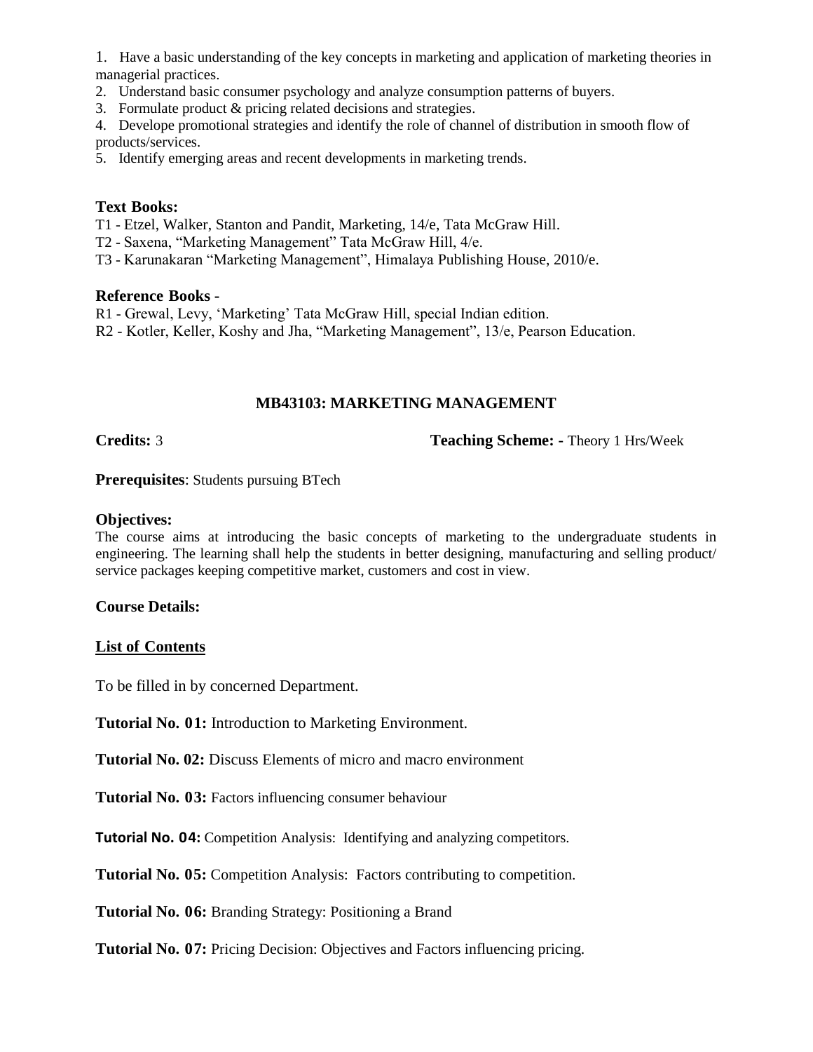1. Have a basic understanding of the key concepts in marketing and application of marketing theories in managerial practices.
2. Understand basic consumer psychology and analyze consumption patterns of buyers.
3. Formulate product & pricing related decisions and strategies.
4. Develope promotional strategies and identify the role of channel of distribution in smooth flow of products/services.
5. Identify emerging areas and recent developments in marketing trends.

### Text Books:

T1 - Etzel, Walker, Stanton and Pandit, Marketing, 14/e, Tata McGraw Hill.
T2 - Saxena, "Marketing Management" Tata McGraw Hill, 4/e.
T3 - Karunakaran "Marketing Management", Himalaya Publishing House, 2010/e.

### Reference Books -

R1 - Grewal, Levy, 'Marketing' Tata McGraw Hill, special Indian edition.
R2 - Kotler, Keller, Koshy and Jha, "Marketing Management", 13/e, Pearson Education.

## MB43103: MARKETING MANAGEMENT

**Credits:** 3 **Teaching Scheme: -** Theory 1 Hrs/Week

**Prerequisites**: Students pursuing BTech

### Objectives:

The course aims at introducing the basic concepts of marketing to the undergraduate students in engineering. The learning shall help the students in better designing, manufacturing and selling product/ service packages keeping competitive market, customers and cost in view.

### Course Details:

**List of Contents**

To be filled in by concerned Department.

**Tutorial No. 01:** Introduction to Marketing Environment.

**Tutorial No. 02:** Discuss Elements of micro and macro environment

**Tutorial No. 03:** Factors influencing consumer behaviour

**Tutorial No. 04:** Competition Analysis: Identifying and analyzing competitors.

**Tutorial No. 05:** Competition Analysis: Factors contributing to competition.

**Tutorial No. 06:** Branding Strategy: Positioning a Brand

**Tutorial No. 07:** Pricing Decision: Objectives and Factors influencing pricing.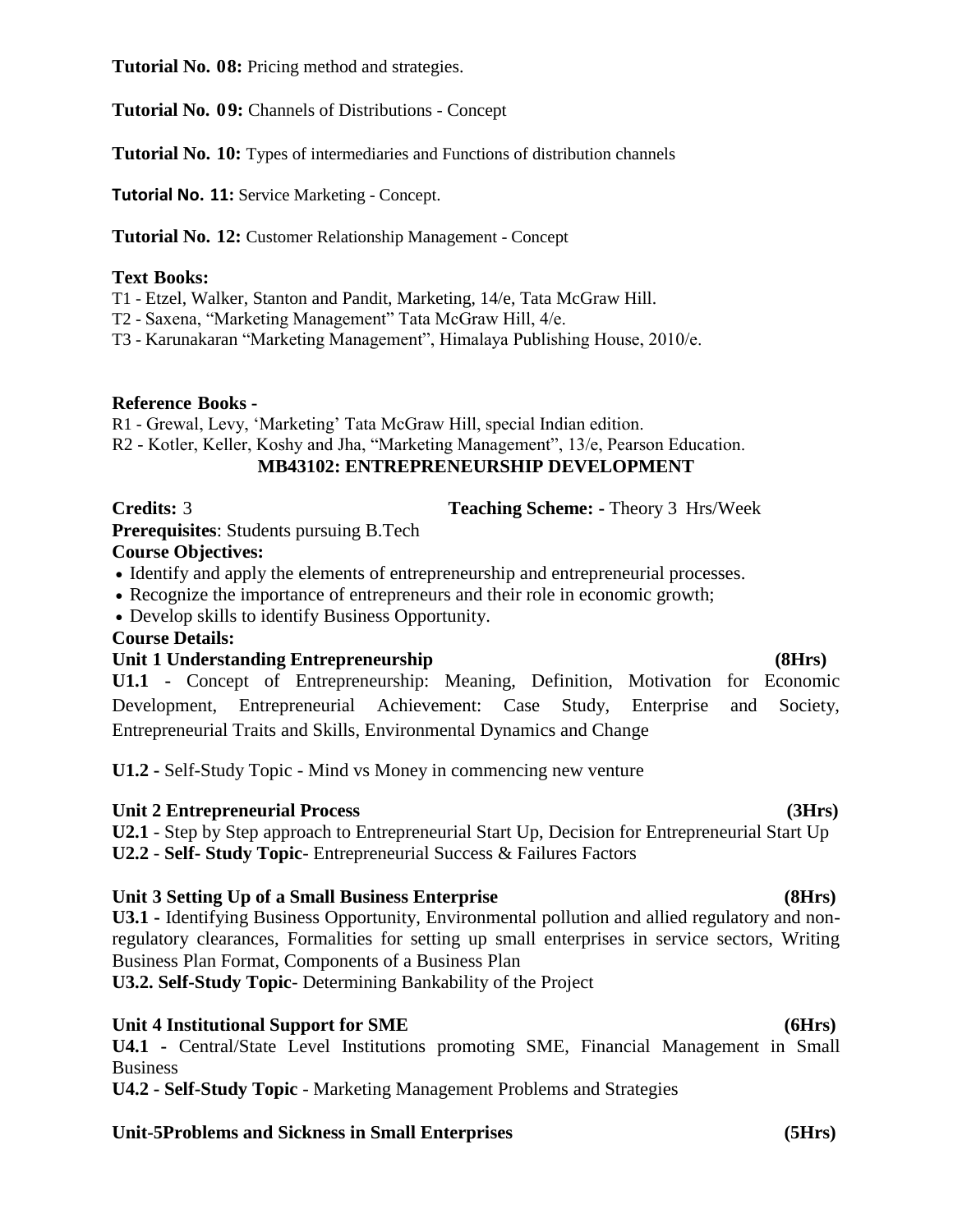**Tutorial No. 08:** Pricing method and strategies.

**Tutorial No. 09:** Channels of Distributions - Concept

**Tutorial No. 10:** Types of intermediaries and Functions of distribution channels

**Tutorial No. 11:** Service Marketing - Concept.

**Tutorial No. 12:** Customer Relationship Management - Concept

**Text Books:**

T1 - Etzel, Walker, Stanton and Pandit, Marketing, 14/e, Tata McGraw Hill.
T2 - Saxena, "Marketing Management" Tata McGraw Hill, 4/e.
T3 - Karunakaran "Marketing Management", Himalaya Publishing House, 2010/e.

**Reference Books -**

R1 - Grewal, Levy, 'Marketing' Tata McGraw Hill, special Indian edition.
R2 - Kotler, Keller, Koshy and Jha, "Marketing Management", 13/e, Pearson Education.

## MB43102: ENTREPRENEURSHIP DEVELOPMENT

**Credits:** 3 **Teaching Scheme: -** Theory 3 Hrs/Week

**Prerequisites**: Students pursuing B.Tech

**Course Objectives:**

- Identify and apply the elements of entrepreneurship and entrepreneurial processes.
- Recognize the importance of entrepreneurs and their role in economic growth;
- Develop skills to identify Business Opportunity.

**Course Details:**

**Unit 1 Understanding Entrepreneurship (8Hrs)**

**U1.1 -** Concept of Entrepreneurship: Meaning, Definition, Motivation for Economic Development, Entrepreneurial Achievement: Case Study, Enterprise and Society, Entrepreneurial Traits and Skills, Environmental Dynamics and Change

**U1.2 -** Self-Study Topic - Mind vs Money in commencing new venture

**Unit 2 Entrepreneurial Process (3Hrs)**

**U2.1** - Step by Step approach to Entrepreneurial Start Up, Decision for Entrepreneurial Start Up
**U2.2** - **Self- Study Topic**- Entrepreneurial Success & Failures Factors

**Unit 3 Setting Up of a Small Business Enterprise (8Hrs)**

**U3.1 -** Identifying Business Opportunity, Environmental pollution and allied regulatory and non-regulatory clearances, Formalities for setting up small enterprises in service sectors, Writing Business Plan Format, Components of a Business Plan
**U3.2. Self-Study Topic**- Determining Bankability of the Project

**Unit 4 Institutional Support for SME (6Hrs)**

**U4.1** - Central/State Level Institutions promoting SME, Financial Management in Small Business
**U4.2 - Self-Study Topic** - Marketing Management Problems and Strategies

**Unit-5Problems and Sickness in Small Enterprises (5Hrs)**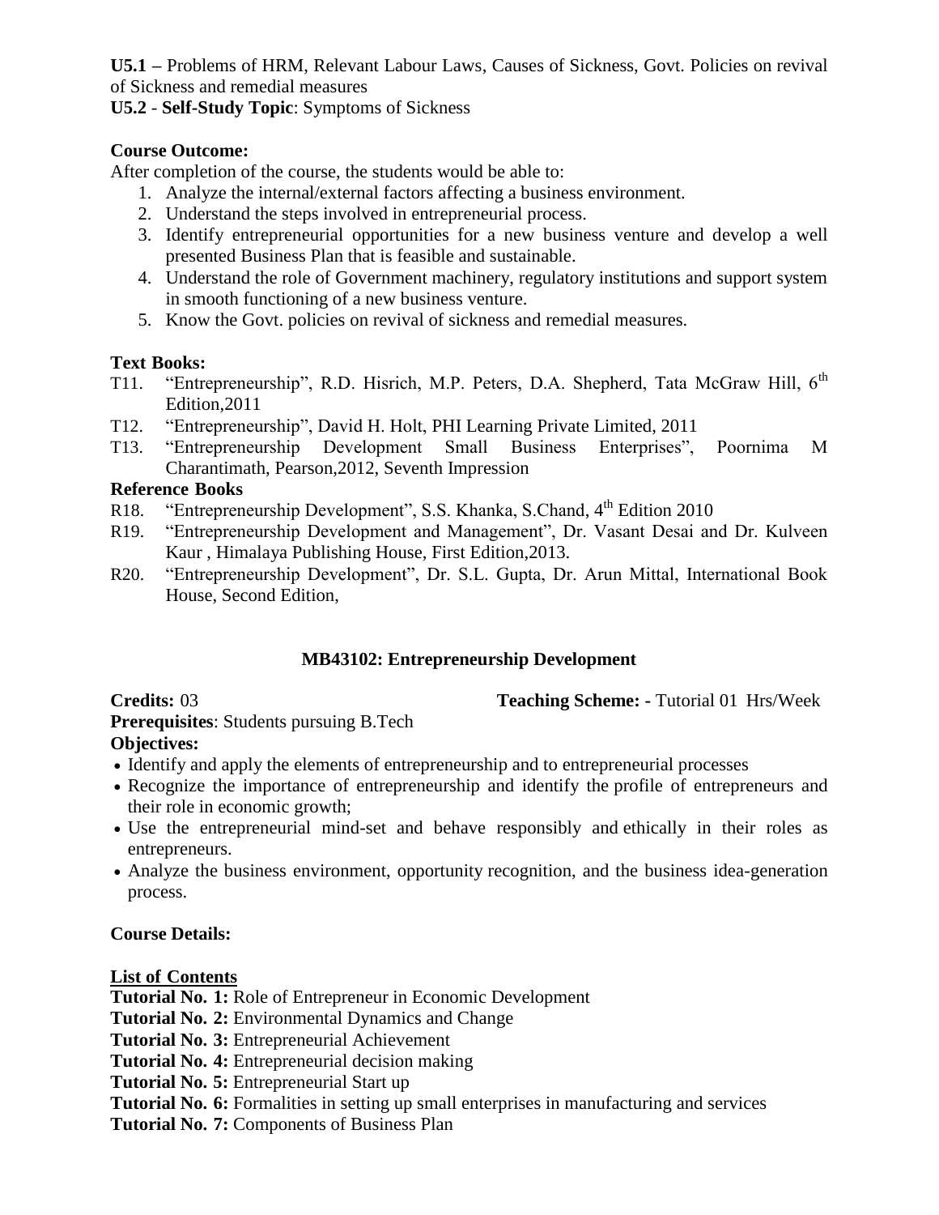**U5.1 –** Problems of HRM, Relevant Labour Laws, Causes of Sickness, Govt. Policies on revival of Sickness and remedial measures

**U5.2** - **Self-Study Topic**: Symptoms of Sickness

**Course Outcome:**

After completion of the course, the students would be able to:

1. Analyze the internal/external factors affecting a business environment.
2. Understand the steps involved in entrepreneurial process.
3. Identify entrepreneurial opportunities for a new business venture and develop a well presented Business Plan that is feasible and sustainable.
4. Understand the role of Government machinery, regulatory institutions and support system in smooth functioning of a new business venture.
5. Know the Govt. policies on revival of sickness and remedial measures.

**Text Books:**

T11. "Entrepreneurship", R.D. Hisrich, M.P. Peters, D.A. Shepherd, Tata McGraw Hill, 6th Edition,2011

T12. "Entrepreneurship", David H. Holt, PHI Learning Private Limited, 2011

T13. "Entrepreneurship Development Small Business Enterprises", Poornima M Charantimath, Pearson,2012, Seventh Impression

**Reference Books**

R18. "Entrepreneurship Development", S.S. Khanka, S.Chand, 4th Edition 2010

R19. "Entrepreneurship Development and Management", Dr. Vasant Desai and Dr. Kulveen Kaur , Himalaya Publishing House, First Edition,2013.

R20. "Entrepreneurship Development", Dr. S.L. Gupta, Dr. Arun Mittal, International Book House, Second Edition,

## MB43102: Entrepreneurship Development

**Credits:** 03 **Teaching Scheme: -** Tutorial 01 Hrs/Week

**Prerequisites**: Students pursuing B.Tech

**Objectives:**

- Identify and apply the elements of entrepreneurship and to entrepreneurial processes
- Recognize the importance of entrepreneurship and identify the profile of entrepreneurs and their role in economic growth;
- Use the entrepreneurial mind-set and behave responsibly and ethically in their roles as entrepreneurs.
- Analyze the business environment, opportunity recognition, and the business idea-generation process.

**Course Details:**

**List of Contents**

**Tutorial No. 1:** Role of Entrepreneur in Economic Development

**Tutorial No. 2:** Environmental Dynamics and Change

**Tutorial No. 3:** Entrepreneurial Achievement

**Tutorial No. 4:** Entrepreneurial decision making

**Tutorial No. 5:** Entrepreneurial Start up

**Tutorial No. 6:** Formalities in setting up small enterprises in manufacturing and services

**Tutorial No. 7:** Components of Business Plan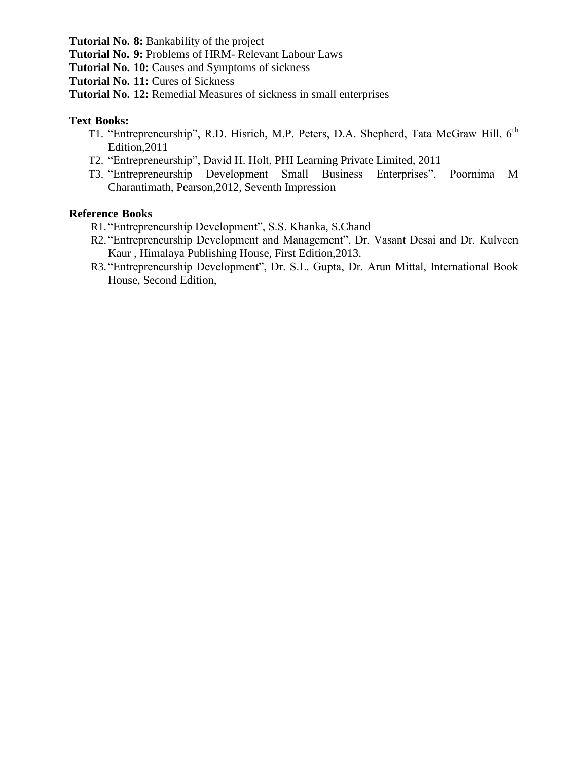**Tutorial No. 8:** Bankability of the project

**Tutorial No. 9:** Problems of HRM- Relevant Labour Laws

**Tutorial No. 10:** Causes and Symptoms of sickness

**Tutorial No. 11:** Cures of Sickness

**Tutorial No. 12:** Remedial Measures of sickness in small enterprises

**Text Books:**

T1. "Entrepreneurship", R.D. Hisrich, M.P. Peters, D.A. Shepherd, Tata McGraw Hill, 6th Edition,2011

T2. "Entrepreneurship", David H. Holt, PHI Learning Private Limited, 2011

T3. "Entrepreneurship Development Small Business Enterprises", Poornima M Charantimath, Pearson,2012, Seventh Impression

**Reference Books**

R1. "Entrepreneurship Development", S.S. Khanka, S.Chand

R2. "Entrepreneurship Development and Management", Dr. Vasant Desai and Dr. Kulveen Kaur , Himalaya Publishing House, First Edition,2013.

R3. "Entrepreneurship Development", Dr. S.L. Gupta, Dr. Arun Mittal, International Book House, Second Edition,